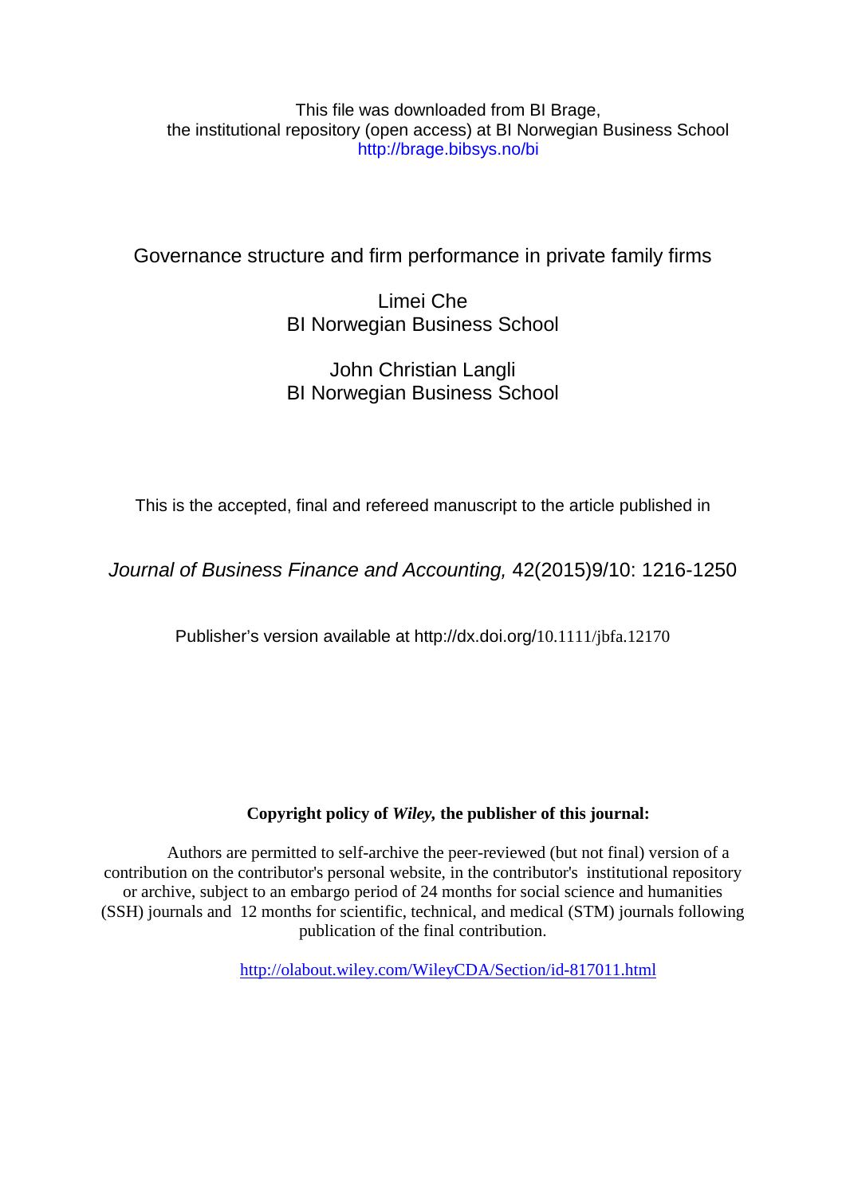This file was downloaded from BI Brage,
the institutional repository (open access) at BI Norwegian Business School
http://brage.bibsys.no/bi

# Governance structure and firm performance in private family firms

Limei Che
BI Norwegian Business School

John Christian Langli
BI Norwegian Business School

This is the accepted, final and refereed manuscript to the article published in

*Journal of Business Finance and Accounting,* 42(2015)9/10: 1216-1250

Publisher's version available at http://dx.doi.org/10.1111/jbfa.12170

**Copyright policy of *Wiley,* the publisher of this journal:**

Authors are permitted to self-archive the peer-reviewed (but not final) version of a contribution on the contributor's personal website, in the contributor's institutional repository or archive, subject to an embargo period of 24 months for social science and humanities (SSH) journals and 12 months for scientific, technical, and medical (STM) journals following publication of the final contribution.

http://olabout.wiley.com/WileyCDA/Section/id-817011.html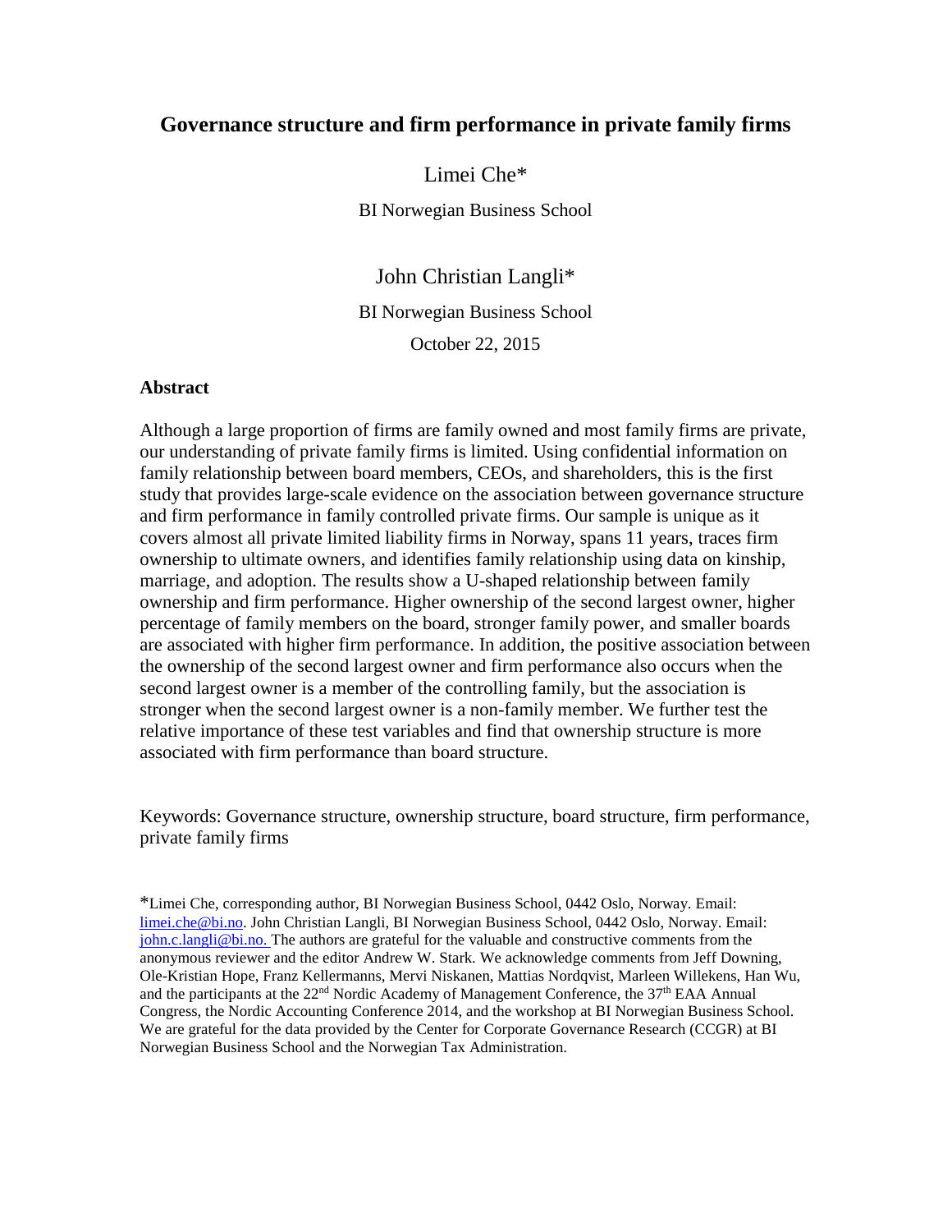# Governance structure and firm performance in private family firms

Limei Che*

BI Norwegian Business School

John Christian Langli*

BI Norwegian Business School

October 22, 2015

## Abstract

Although a large proportion of firms are family owned and most family firms are private, our understanding of private family firms is limited. Using confidential information on family relationship between board members, CEOs, and shareholders, this is the first study that provides large-scale evidence on the association between governance structure and firm performance in family controlled private firms. Our sample is unique as it covers almost all private limited liability firms in Norway, spans 11 years, traces firm ownership to ultimate owners, and identifies family relationship using data on kinship, marriage, and adoption. The results show a U-shaped relationship between family ownership and firm performance. Higher ownership of the second largest owner, higher percentage of family members on the board, stronger family power, and smaller boards are associated with higher firm performance. In addition, the positive association between the ownership of the second largest owner and firm performance also occurs when the second largest owner is a member of the controlling family, but the association is stronger when the second largest owner is a non-family member. We further test the relative importance of these test variables and find that ownership structure is more associated with firm performance than board structure.

Keywords: Governance structure, ownership structure, board structure, firm performance, private family firms

*Limei Che, corresponding author, BI Norwegian Business School, 0442 Oslo, Norway. Email: limei.che@bi.no. John Christian Langli, BI Norwegian Business School, 0442 Oslo, Norway. Email: john.c.langli@bi.no. The authors are grateful for the valuable and constructive comments from the anonymous reviewer and the editor Andrew W. Stark. We acknowledge comments from Jeff Downing, Ole-Kristian Hope, Franz Kellermanns, Mervi Niskanen, Mattias Nordqvist, Marleen Willekens, Han Wu, and the participants at the 22nd Nordic Academy of Management Conference, the 37th EAA Annual Congress, the Nordic Accounting Conference 2014, and the workshop at BI Norwegian Business School. We are grateful for the data provided by the Center for Corporate Governance Research (CCGR) at BI Norwegian Business School and the Norwegian Tax Administration.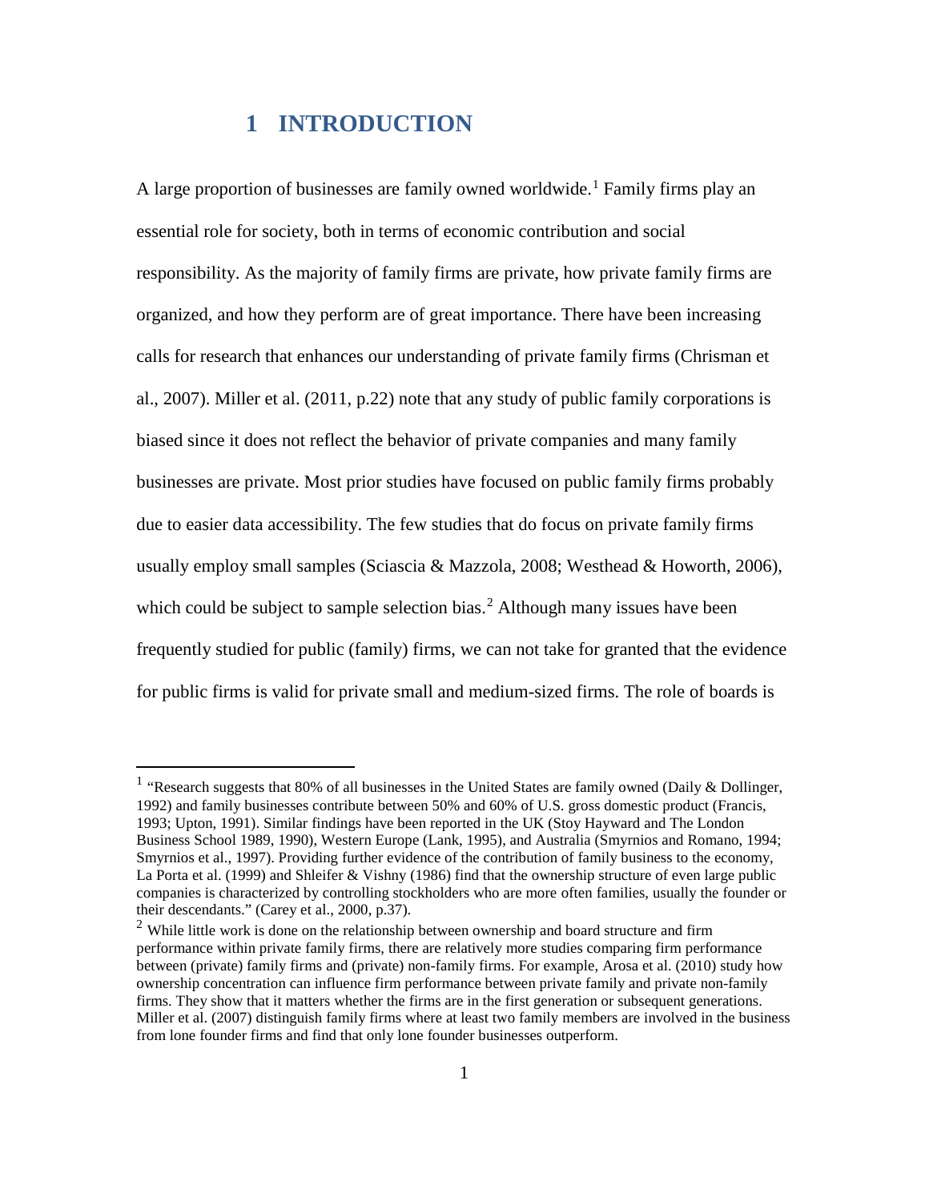# 1 INTRODUCTION

A large proportion of businesses are family owned worldwide.[1] Family firms play an essential role for society, both in terms of economic contribution and social responsibility. As the majority of family firms are private, how private family firms are organized, and how they perform are of great importance. There have been increasing calls for research that enhances our understanding of private family firms (Chrisman et al., 2007). Miller et al. (2011, p.22) note that any study of public family corporations is biased since it does not reflect the behavior of private companies and many family businesses are private. Most prior studies have focused on public family firms probably due to easier data accessibility. The few studies that do focus on private family firms usually employ small samples (Sciascia & Mazzola, 2008; Westhead & Howorth, 2006), which could be subject to sample selection bias.[2] Although many issues have been frequently studied for public (family) firms, we can not take for granted that the evidence for public firms is valid for private small and medium-sized firms. The role of boards is

---

[1] "Research suggests that 80% of all businesses in the United States are family owned (Daily & Dollinger, 1992) and family businesses contribute between 50% and 60% of U.S. gross domestic product (Francis, 1993; Upton, 1991). Similar findings have been reported in the UK (Stoy Hayward and The London Business School 1989, 1990), Western Europe (Lank, 1995), and Australia (Smyrnios and Romano, 1994; Smyrnios et al., 1997). Providing further evidence of the contribution of family business to the economy, La Porta et al. (1999) and Shleifer & Vishny (1986) find that the ownership structure of even large public companies is characterized by controlling stockholders who are more often families, usually the founder or their descendants." (Carey et al., 2000, p.37).

[2] While little work is done on the relationship between ownership and board structure and firm performance within private family firms, there are relatively more studies comparing firm performance between (private) family firms and (private) non-family firms. For example, Arosa et al. (2010) study how ownership concentration can influence firm performance between private family and private non-family firms. They show that it matters whether the firms are in the first generation or subsequent generations. Miller et al. (2007) distinguish family firms where at least two family members are involved in the business from lone founder firms and find that only lone founder businesses outperform.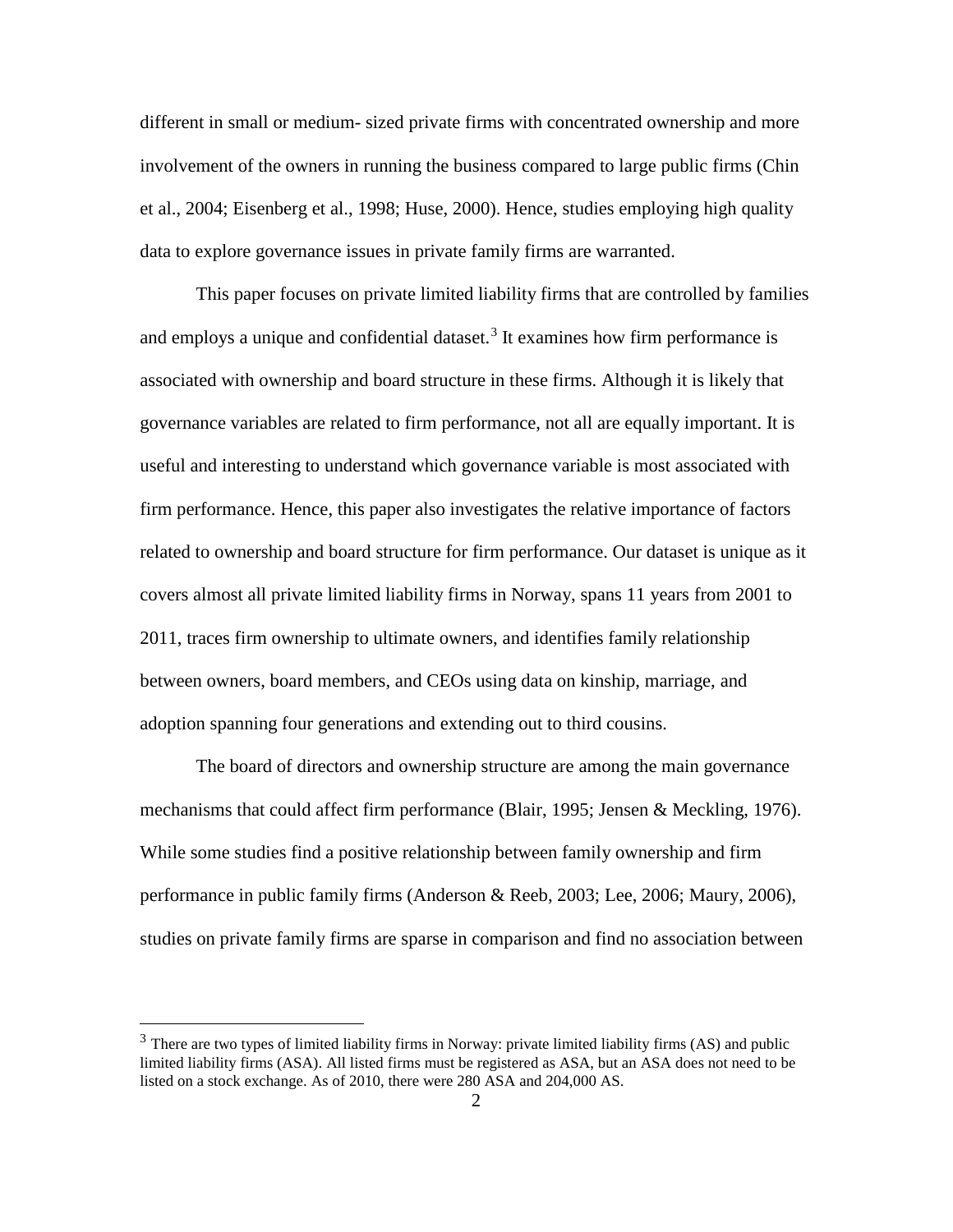different in small or medium- sized private firms with concentrated ownership and more involvement of the owners in running the business compared to large public firms (Chin et al., 2004; Eisenberg et al., 1998; Huse, 2000). Hence, studies employing high quality data to explore governance issues in private family firms are warranted.

This paper focuses on private limited liability firms that are controlled by families and employs a unique and confidential dataset.[3] It examines how firm performance is associated with ownership and board structure in these firms. Although it is likely that governance variables are related to firm performance, not all are equally important. It is useful and interesting to understand which governance variable is most associated with firm performance. Hence, this paper also investigates the relative importance of factors related to ownership and board structure for firm performance. Our dataset is unique as it covers almost all private limited liability firms in Norway, spans 11 years from 2001 to 2011, traces firm ownership to ultimate owners, and identifies family relationship between owners, board members, and CEOs using data on kinship, marriage, and adoption spanning four generations and extending out to third cousins.

The board of directors and ownership structure are among the main governance mechanisms that could affect firm performance (Blair, 1995; Jensen & Meckling, 1976). While some studies find a positive relationship between family ownership and firm performance in public family firms (Anderson & Reeb, 2003; Lee, 2006; Maury, 2006), studies on private family firms are sparse in comparison and find no association between

[3] There are two types of limited liability firms in Norway: private limited liability firms (AS) and public limited liability firms (ASA). All listed firms must be registered as ASA, but an ASA does not need to be listed on a stock exchange. As of 2010, there were 280 ASA and 204,000 AS.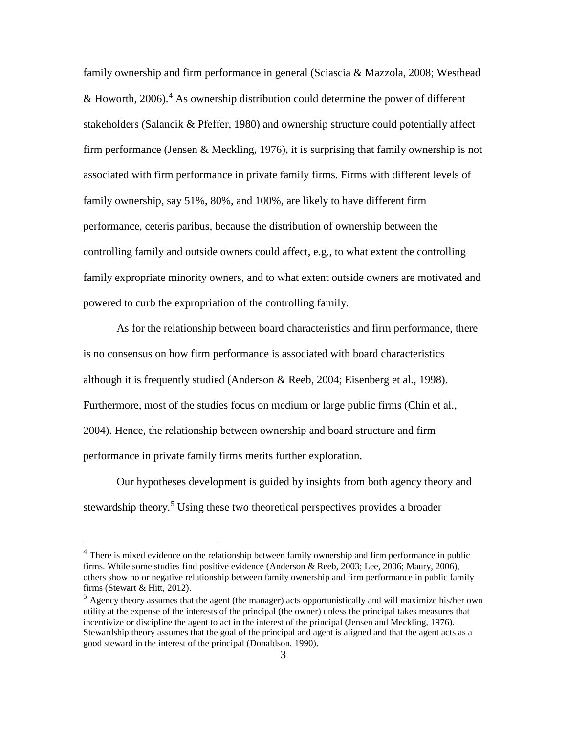family ownership and firm performance in general (Sciascia & Mazzola, 2008; Westhead & Howorth, 2006).[4] As ownership distribution could determine the power of different stakeholders (Salancik & Pfeffer, 1980) and ownership structure could potentially affect firm performance (Jensen & Meckling, 1976), it is surprising that family ownership is not associated with firm performance in private family firms. Firms with different levels of family ownership, say 51%, 80%, and 100%, are likely to have different firm performance, ceteris paribus, because the distribution of ownership between the controlling family and outside owners could affect, e.g., to what extent the controlling family expropriate minority owners, and to what extent outside owners are motivated and powered to curb the expropriation of the controlling family.

As for the relationship between board characteristics and firm performance, there is no consensus on how firm performance is associated with board characteristics although it is frequently studied (Anderson & Reeb, 2004; Eisenberg et al., 1998). Furthermore, most of the studies focus on medium or large public firms (Chin et al., 2004). Hence, the relationship between ownership and board structure and firm performance in private family firms merits further exploration.

Our hypotheses development is guided by insights from both agency theory and stewardship theory.[5] Using these two theoretical perspectives provides a broader

---

[4] There is mixed evidence on the relationship between family ownership and firm performance in public firms. While some studies find positive evidence (Anderson & Reeb, 2003; Lee, 2006; Maury, 2006), others show no or negative relationship between family ownership and firm performance in public family firms (Stewart & Hitt, 2012).

[5] Agency theory assumes that the agent (the manager) acts opportunistically and will maximize his/her own utility at the expense of the interests of the principal (the owner) unless the principal takes measures that incentivize or discipline the agent to act in the interest of the principal (Jensen and Meckling, 1976). Stewardship theory assumes that the goal of the principal and agent is aligned and that the agent acts as a good steward in the interest of the principal (Donaldson, 1990).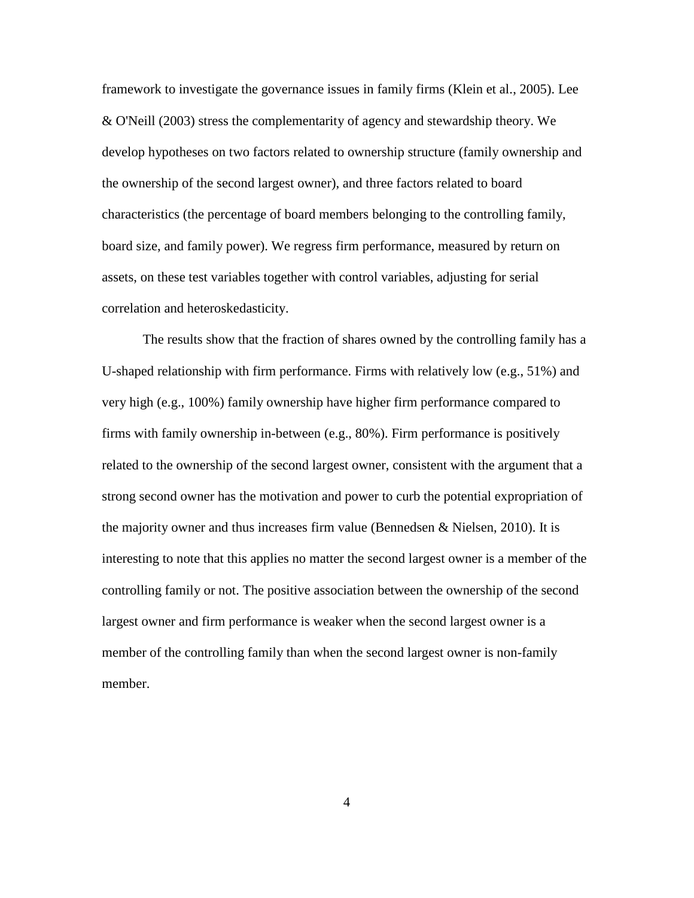framework to investigate the governance issues in family firms (Klein et al., 2005). Lee & O'Neill (2003) stress the complementarity of agency and stewardship theory. We develop hypotheses on two factors related to ownership structure (family ownership and the ownership of the second largest owner), and three factors related to board characteristics (the percentage of board members belonging to the controlling family, board size, and family power). We regress firm performance, measured by return on assets, on these test variables together with control variables, adjusting for serial correlation and heteroskedasticity.

The results show that the fraction of shares owned by the controlling family has a U-shaped relationship with firm performance. Firms with relatively low (e.g., 51%) and very high (e.g., 100%) family ownership have higher firm performance compared to firms with family ownership in-between (e.g., 80%). Firm performance is positively related to the ownership of the second largest owner, consistent with the argument that a strong second owner has the motivation and power to curb the potential expropriation of the majority owner and thus increases firm value (Bennedsen & Nielsen, 2010). It is interesting to note that this applies no matter the second largest owner is a member of the controlling family or not. The positive association between the ownership of the second largest owner and firm performance is weaker when the second largest owner is a member of the controlling family than when the second largest owner is non-family member.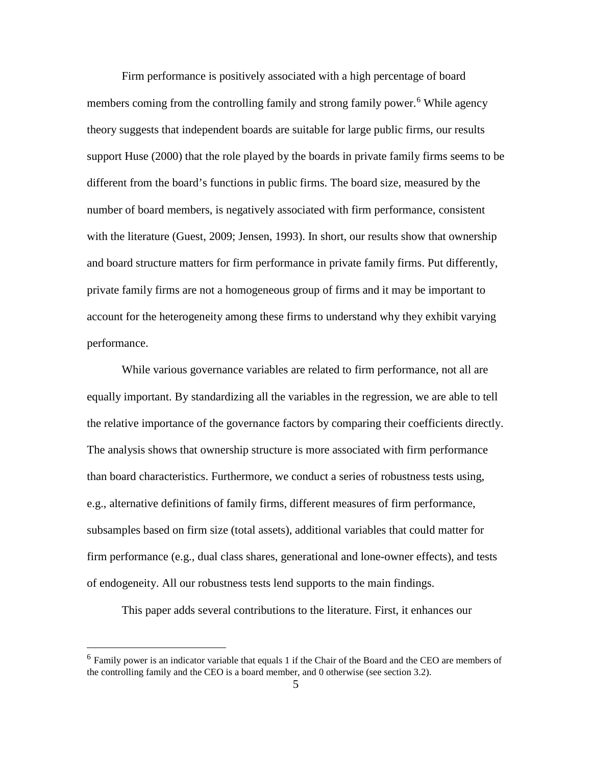Firm performance is positively associated with a high percentage of board members coming from the controlling family and strong family power.[6] While agency theory suggests that independent boards are suitable for large public firms, our results support Huse (2000) that the role played by the boards in private family firms seems to be different from the board's functions in public firms. The board size, measured by the number of board members, is negatively associated with firm performance, consistent with the literature (Guest, 2009; Jensen, 1993). In short, our results show that ownership and board structure matters for firm performance in private family firms. Put differently, private family firms are not a homogeneous group of firms and it may be important to account for the heterogeneity among these firms to understand why they exhibit varying performance.

While various governance variables are related to firm performance, not all are equally important. By standardizing all the variables in the regression, we are able to tell the relative importance of the governance factors by comparing their coefficients directly. The analysis shows that ownership structure is more associated with firm performance than board characteristics. Furthermore, we conduct a series of robustness tests using, e.g., alternative definitions of family firms, different measures of firm performance, subsamples based on firm size (total assets), additional variables that could matter for firm performance (e.g., dual class shares, generational and lone-owner effects), and tests of endogeneity. All our robustness tests lend supports to the main findings.

This paper adds several contributions to the literature. First, it enhances our

---

[6] Family power is an indicator variable that equals 1 if the Chair of the Board and the CEO are members of the controlling family and the CEO is a board member, and 0 otherwise (see section 3.2).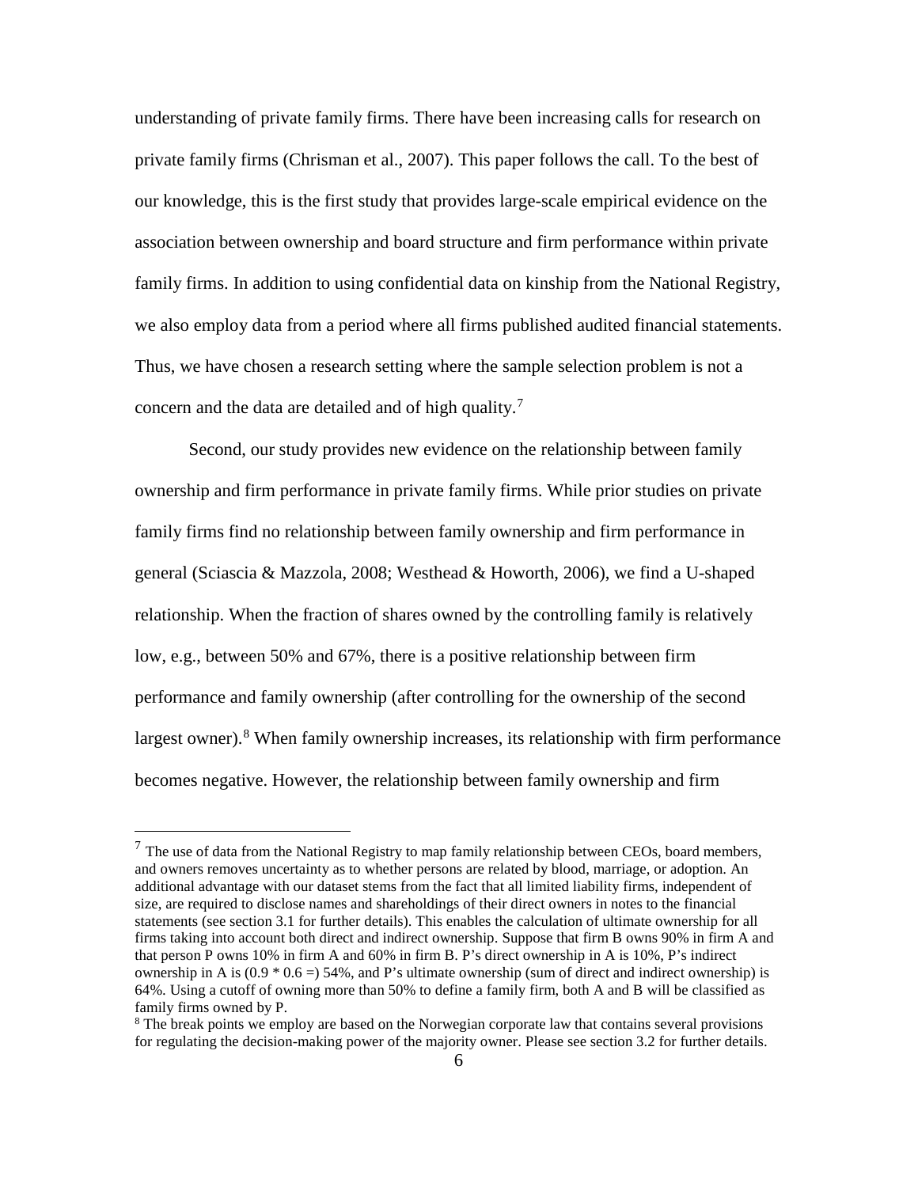understanding of private family firms. There have been increasing calls for research on private family firms (Chrisman et al., 2007). This paper follows the call. To the best of our knowledge, this is the first study that provides large-scale empirical evidence on the association between ownership and board structure and firm performance within private family firms. In addition to using confidential data on kinship from the National Registry, we also employ data from a period where all firms published audited financial statements. Thus, we have chosen a research setting where the sample selection problem is not a concern and the data are detailed and of high quality.[7]

Second, our study provides new evidence on the relationship between family ownership and firm performance in private family firms. While prior studies on private family firms find no relationship between family ownership and firm performance in general (Sciascia & Mazzola, 2008; Westhead & Howorth, 2006), we find a U-shaped relationship. When the fraction of shares owned by the controlling family is relatively low, e.g., between 50% and 67%, there is a positive relationship between firm performance and family ownership (after controlling for the ownership of the second largest owner).[8] When family ownership increases, its relationship with firm performance becomes negative. However, the relationship between family ownership and firm

---

[7] The use of data from the National Registry to map family relationship between CEOs, board members, and owners removes uncertainty as to whether persons are related by blood, marriage, or adoption. An additional advantage with our dataset stems from the fact that all limited liability firms, independent of size, are required to disclose names and shareholdings of their direct owners in notes to the financial statements (see section 3.1 for further details). This enables the calculation of ultimate ownership for all firms taking into account both direct and indirect ownership. Suppose that firm B owns 90% in firm A and that person P owns 10% in firm A and 60% in firm B. P's direct ownership in A is 10%, P's indirect ownership in A is (0.9 * 0.6 =) 54%, and P's ultimate ownership (sum of direct and indirect ownership) is 64%. Using a cutoff of owning more than 50% to define a family firm, both A and B will be classified as family firms owned by P.

[8] The break points we employ are based on the Norwegian corporate law that contains several provisions for regulating the decision-making power of the majority owner. Please see section 3.2 for further details.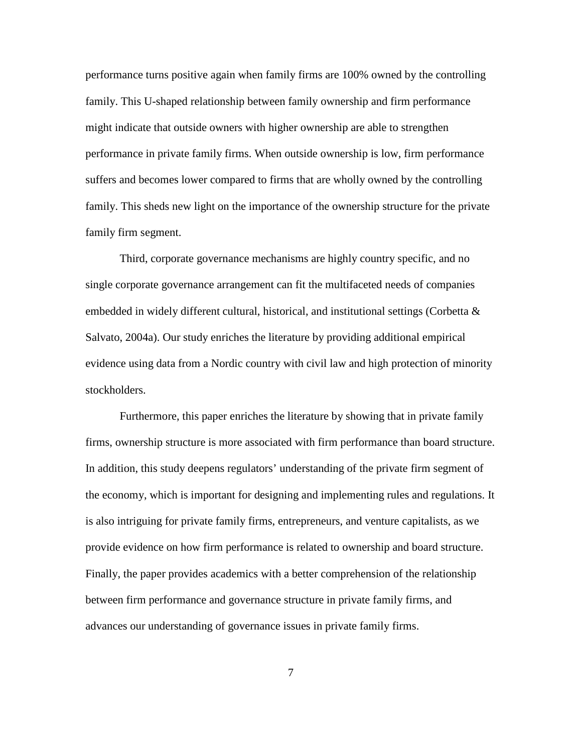performance turns positive again when family firms are 100% owned by the controlling family. This U-shaped relationship between family ownership and firm performance might indicate that outside owners with higher ownership are able to strengthen performance in private family firms. When outside ownership is low, firm performance suffers and becomes lower compared to firms that are wholly owned by the controlling family. This sheds new light on the importance of the ownership structure for the private family firm segment.

Third, corporate governance mechanisms are highly country specific, and no single corporate governance arrangement can fit the multifaceted needs of companies embedded in widely different cultural, historical, and institutional settings (Corbetta & Salvato, 2004a). Our study enriches the literature by providing additional empirical evidence using data from a Nordic country with civil law and high protection of minority stockholders.

Furthermore, this paper enriches the literature by showing that in private family firms, ownership structure is more associated with firm performance than board structure. In addition, this study deepens regulators' understanding of the private firm segment of the economy, which is important for designing and implementing rules and regulations. It is also intriguing for private family firms, entrepreneurs, and venture capitalists, as we provide evidence on how firm performance is related to ownership and board structure. Finally, the paper provides academics with a better comprehension of the relationship between firm performance and governance structure in private family firms, and advances our understanding of governance issues in private family firms.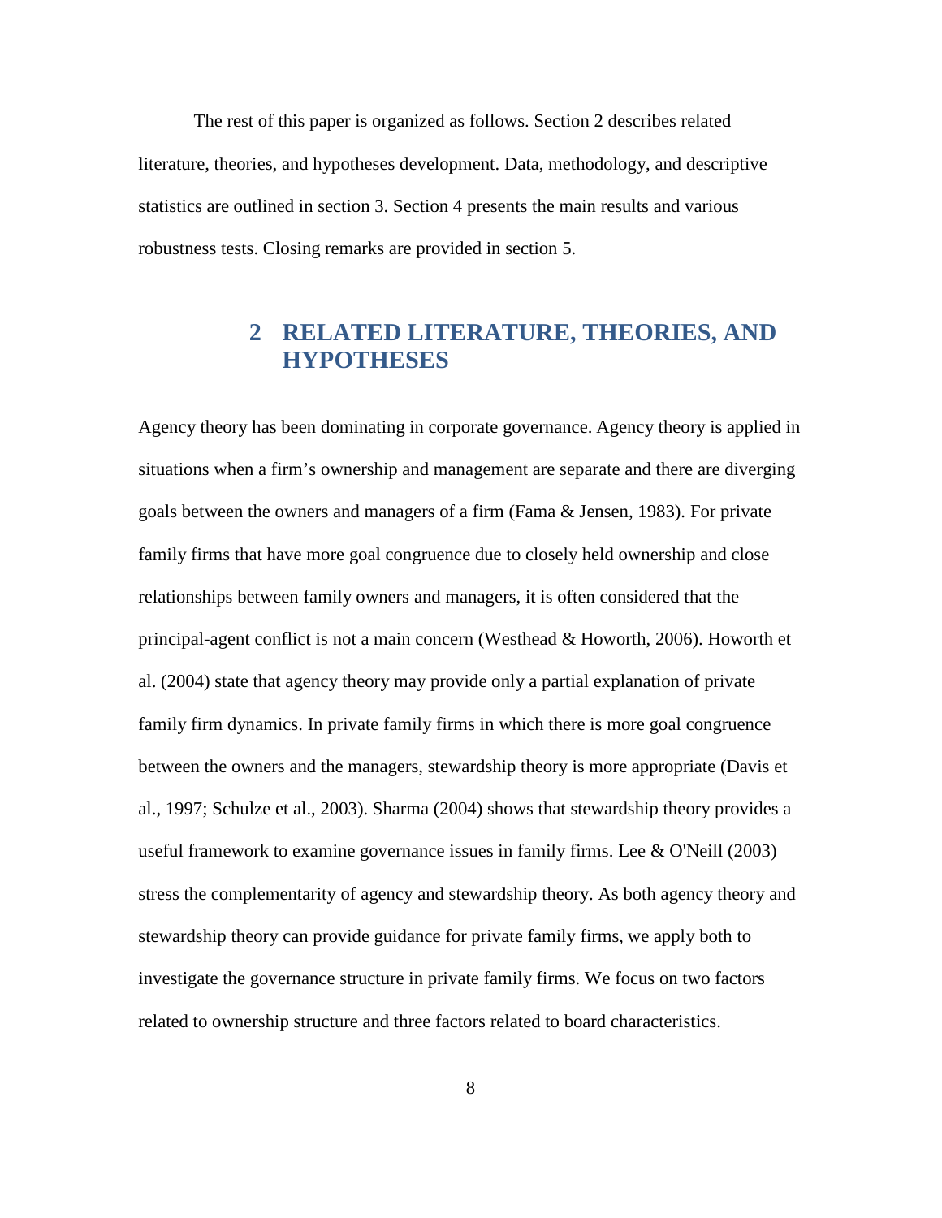The rest of this paper is organized as follows. Section 2 describes related literature, theories, and hypotheses development. Data, methodology, and descriptive statistics are outlined in section 3. Section 4 presents the main results and various robustness tests. Closing remarks are provided in section 5.

# 2 RELATED LITERATURE, THEORIES, AND HYPOTHESES

Agency theory has been dominating in corporate governance. Agency theory is applied in situations when a firm's ownership and management are separate and there are diverging goals between the owners and managers of a firm (Fama & Jensen, 1983). For private family firms that have more goal congruence due to closely held ownership and close relationships between family owners and managers, it is often considered that the principal-agent conflict is not a main concern (Westhead & Howorth, 2006). Howorth et al. (2004) state that agency theory may provide only a partial explanation of private family firm dynamics. In private family firms in which there is more goal congruence between the owners and the managers, stewardship theory is more appropriate (Davis et al., 1997; Schulze et al., 2003). Sharma (2004) shows that stewardship theory provides a useful framework to examine governance issues in family firms. Lee & O'Neill (2003) stress the complementarity of agency and stewardship theory. As both agency theory and stewardship theory can provide guidance for private family firms, we apply both to investigate the governance structure in private family firms. We focus on two factors related to ownership structure and three factors related to board characteristics.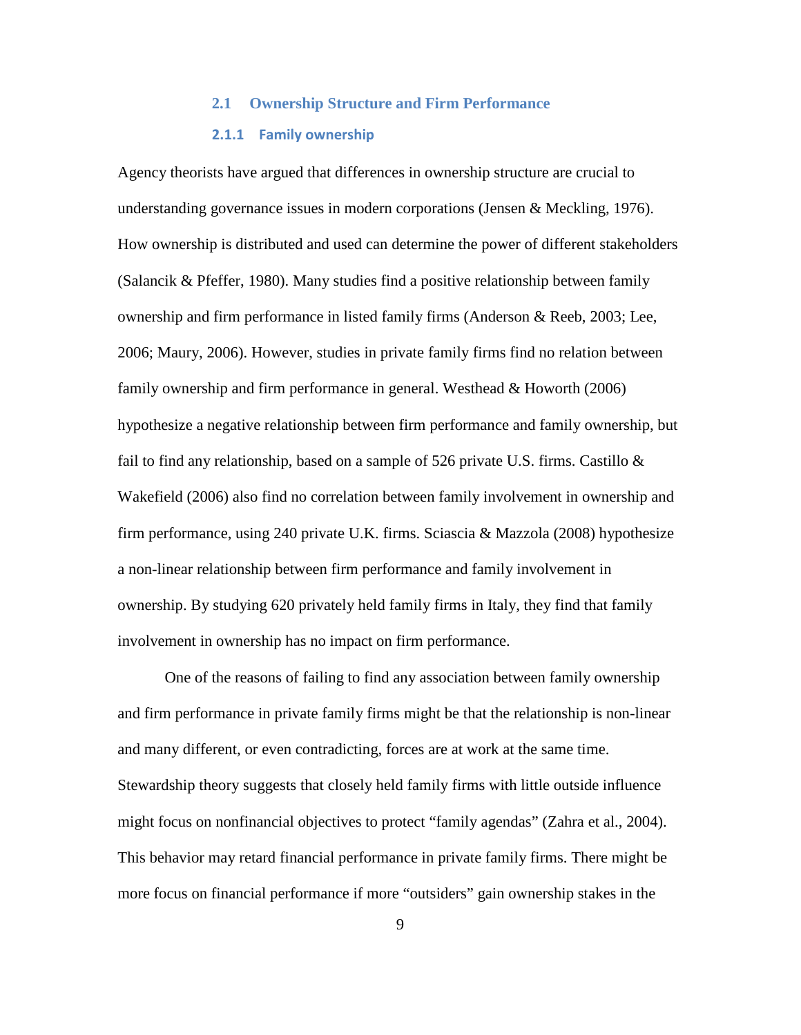## 2.1 Ownership Structure and Firm Performance

### 2.1.1 Family ownership

Agency theorists have argued that differences in ownership structure are crucial to understanding governance issues in modern corporations (Jensen & Meckling, 1976). How ownership is distributed and used can determine the power of different stakeholders (Salancik & Pfeffer, 1980). Many studies find a positive relationship between family ownership and firm performance in listed family firms (Anderson & Reeb, 2003; Lee, 2006; Maury, 2006). However, studies in private family firms find no relation between family ownership and firm performance in general. Westhead & Howorth (2006) hypothesize a negative relationship between firm performance and family ownership, but fail to find any relationship, based on a sample of 526 private U.S. firms. Castillo & Wakefield (2006) also find no correlation between family involvement in ownership and firm performance, using 240 private U.K. firms. Sciascia & Mazzola (2008) hypothesize a non-linear relationship between firm performance and family involvement in ownership. By studying 620 privately held family firms in Italy, they find that family involvement in ownership has no impact on firm performance.

One of the reasons of failing to find any association between family ownership and firm performance in private family firms might be that the relationship is non-linear and many different, or even contradicting, forces are at work at the same time. Stewardship theory suggests that closely held family firms with little outside influence might focus on nonfinancial objectives to protect "family agendas" (Zahra et al., 2004). This behavior may retard financial performance in private family firms. There might be more focus on financial performance if more "outsiders" gain ownership stakes in the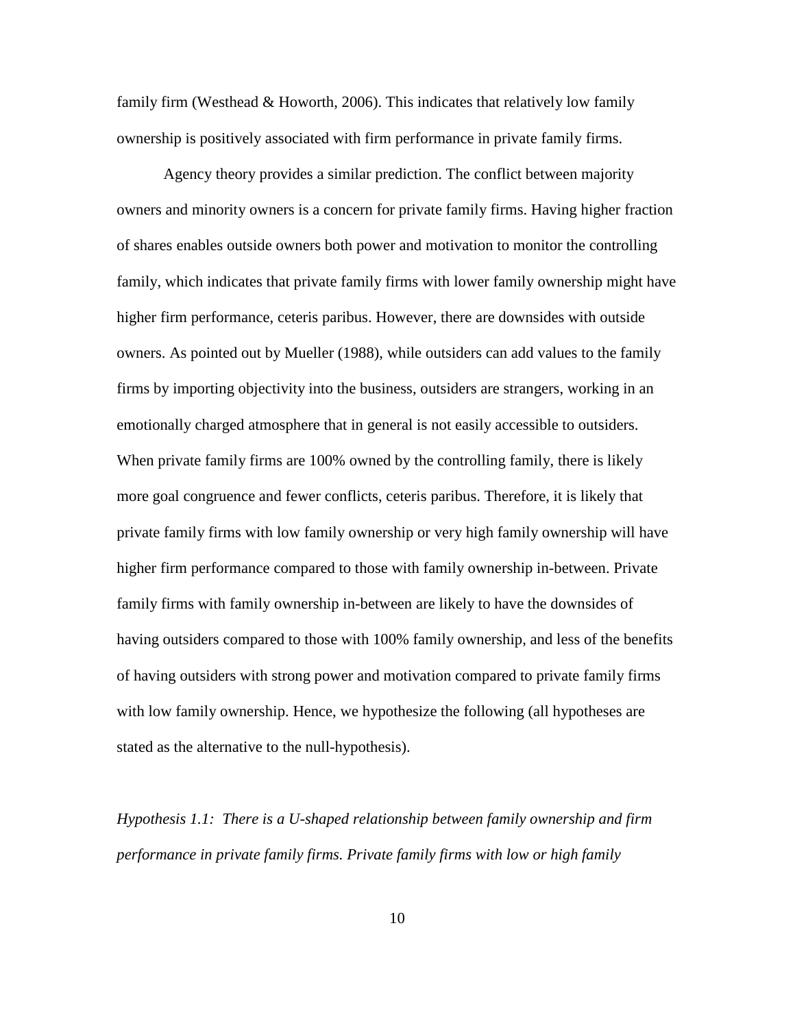family firm (Westhead & Howorth, 2006). This indicates that relatively low family ownership is positively associated with firm performance in private family firms.

Agency theory provides a similar prediction. The conflict between majority owners and minority owners is a concern for private family firms. Having higher fraction of shares enables outside owners both power and motivation to monitor the controlling family, which indicates that private family firms with lower family ownership might have higher firm performance, ceteris paribus. However, there are downsides with outside owners. As pointed out by Mueller (1988), while outsiders can add values to the family firms by importing objectivity into the business, outsiders are strangers, working in an emotionally charged atmosphere that in general is not easily accessible to outsiders. When private family firms are 100% owned by the controlling family, there is likely more goal congruence and fewer conflicts, ceteris paribus. Therefore, it is likely that private family firms with low family ownership or very high family ownership will have higher firm performance compared to those with family ownership in-between. Private family firms with family ownership in-between are likely to have the downsides of having outsiders compared to those with 100% family ownership, and less of the benefits of having outsiders with strong power and motivation compared to private family firms with low family ownership. Hence, we hypothesize the following (all hypotheses are stated as the alternative to the null-hypothesis).

*Hypothesis 1.1: There is a U-shaped relationship between family ownership and firm performance in private family firms. Private family firms with low or high family*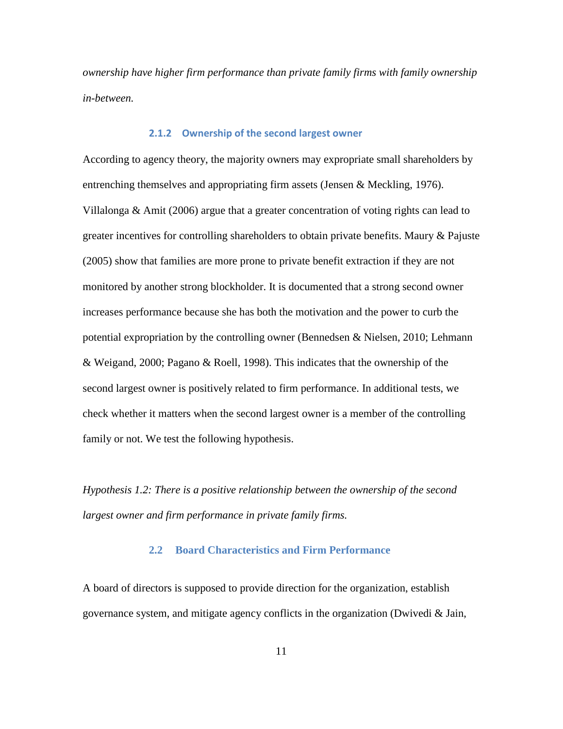*ownership have higher firm performance than private family firms with family ownership in-between.*

### 2.1.2 Ownership of the second largest owner

According to agency theory, the majority owners may expropriate small shareholders by entrenching themselves and appropriating firm assets (Jensen & Meckling, 1976). Villalonga & Amit (2006) argue that a greater concentration of voting rights can lead to greater incentives for controlling shareholders to obtain private benefits. Maury & Pajuste (2005) show that families are more prone to private benefit extraction if they are not monitored by another strong blockholder. It is documented that a strong second owner increases performance because she has both the motivation and the power to curb the potential expropriation by the controlling owner (Bennedsen & Nielsen, 2010; Lehmann & Weigand, 2000; Pagano & Roell, 1998). This indicates that the ownership of the second largest owner is positively related to firm performance. In additional tests, we check whether it matters when the second largest owner is a member of the controlling family or not. We test the following hypothesis.

*Hypothesis 1.2: There is a positive relationship between the ownership of the second largest owner and firm performance in private family firms.*

## 2.2 Board Characteristics and Firm Performance

A board of directors is supposed to provide direction for the organization, establish governance system, and mitigate agency conflicts in the organization (Dwivedi & Jain,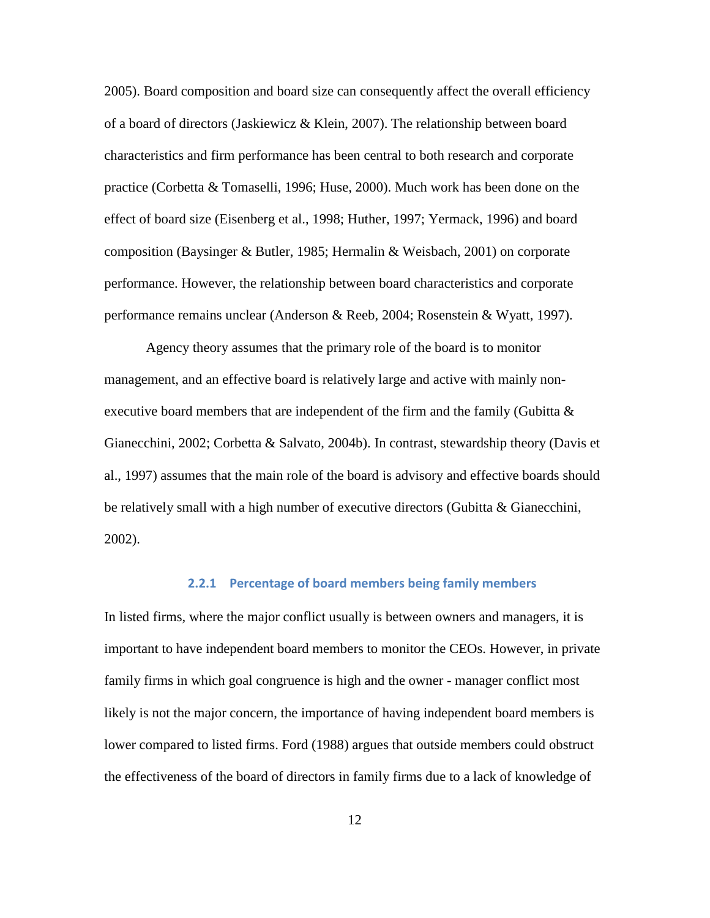2005). Board composition and board size can consequently affect the overall efficiency of a board of directors (Jaskiewicz & Klein, 2007). The relationship between board characteristics and firm performance has been central to both research and corporate practice (Corbetta & Tomaselli, 1996; Huse, 2000). Much work has been done on the effect of board size (Eisenberg et al., 1998; Huther, 1997; Yermack, 1996) and board composition (Baysinger & Butler, 1985; Hermalin & Weisbach, 2001) on corporate performance. However, the relationship between board characteristics and corporate performance remains unclear (Anderson & Reeb, 2004; Rosenstein & Wyatt, 1997).

Agency theory assumes that the primary role of the board is to monitor management, and an effective board is relatively large and active with mainly non-executive board members that are independent of the firm and the family (Gubitta & Gianecchini, 2002; Corbetta & Salvato, 2004b). In contrast, stewardship theory (Davis et al., 1997) assumes that the main role of the board is advisory and effective boards should be relatively small with a high number of executive directors (Gubitta & Gianecchini, 2002).

### 2.2.1 Percentage of board members being family members

In listed firms, where the major conflict usually is between owners and managers, it is important to have independent board members to monitor the CEOs. However, in private family firms in which goal congruence is high and the owner - manager conflict most likely is not the major concern, the importance of having independent board members is lower compared to listed firms. Ford (1988) argues that outside members could obstruct the effectiveness of the board of directors in family firms due to a lack of knowledge of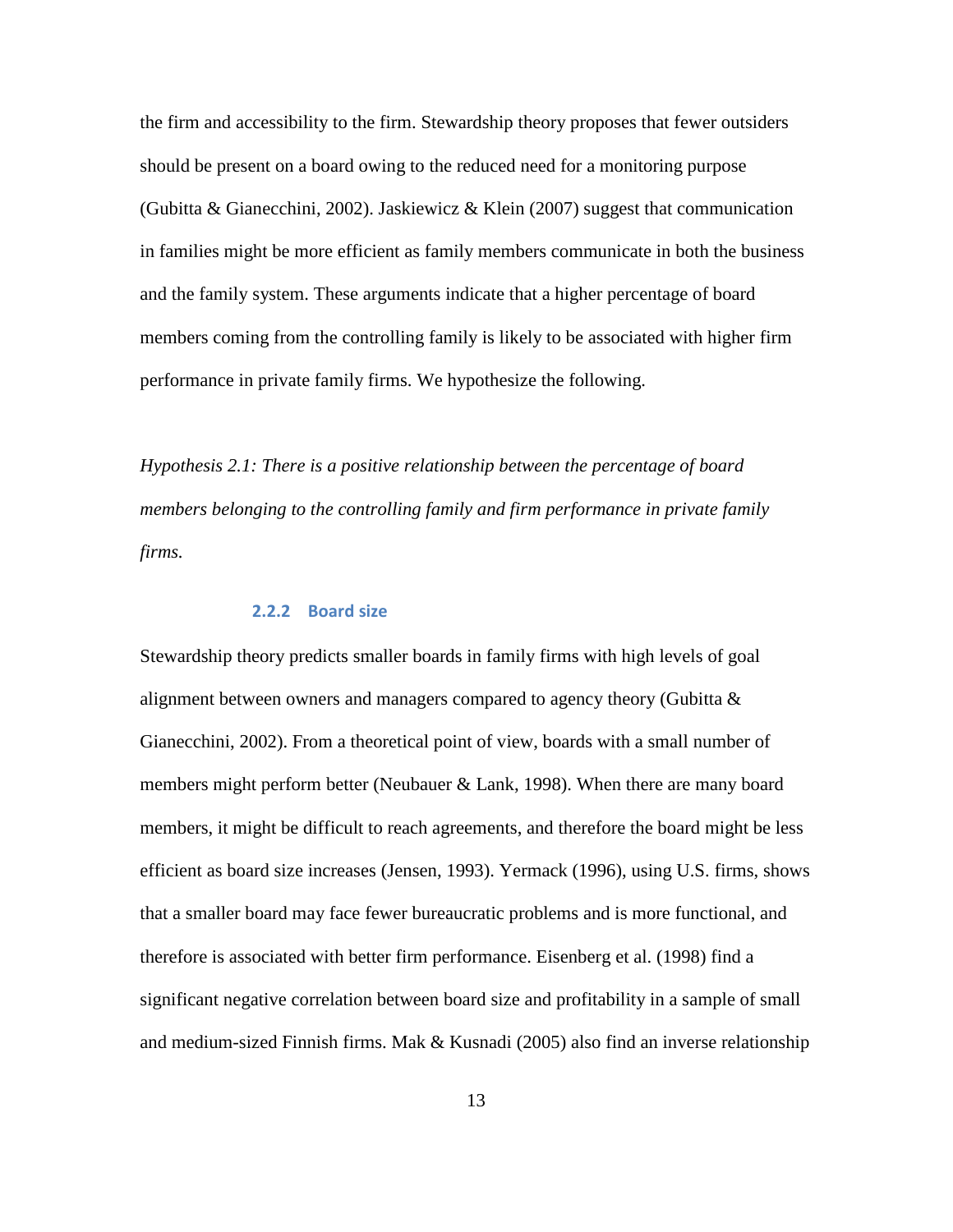the firm and accessibility to the firm. Stewardship theory proposes that fewer outsiders should be present on a board owing to the reduced need for a monitoring purpose (Gubitta & Gianecchini, 2002). Jaskiewicz & Klein (2007) suggest that communication in families might be more efficient as family members communicate in both the business and the family system. These arguments indicate that a higher percentage of board members coming from the controlling family is likely to be associated with higher firm performance in private family firms. We hypothesize the following.

*Hypothesis 2.1: There is a positive relationship between the percentage of board members belonging to the controlling family and firm performance in private family firms.*

### 2.2.2 Board size

Stewardship theory predicts smaller boards in family firms with high levels of goal alignment between owners and managers compared to agency theory (Gubitta & Gianecchini, 2002). From a theoretical point of view, boards with a small number of members might perform better (Neubauer & Lank, 1998). When there are many board members, it might be difficult to reach agreements, and therefore the board might be less efficient as board size increases (Jensen, 1993). Yermack (1996), using U.S. firms, shows that a smaller board may face fewer bureaucratic problems and is more functional, and therefore is associated with better firm performance. Eisenberg et al. (1998) find a significant negative correlation between board size and profitability in a sample of small and medium-sized Finnish firms. Mak & Kusnadi (2005) also find an inverse relationship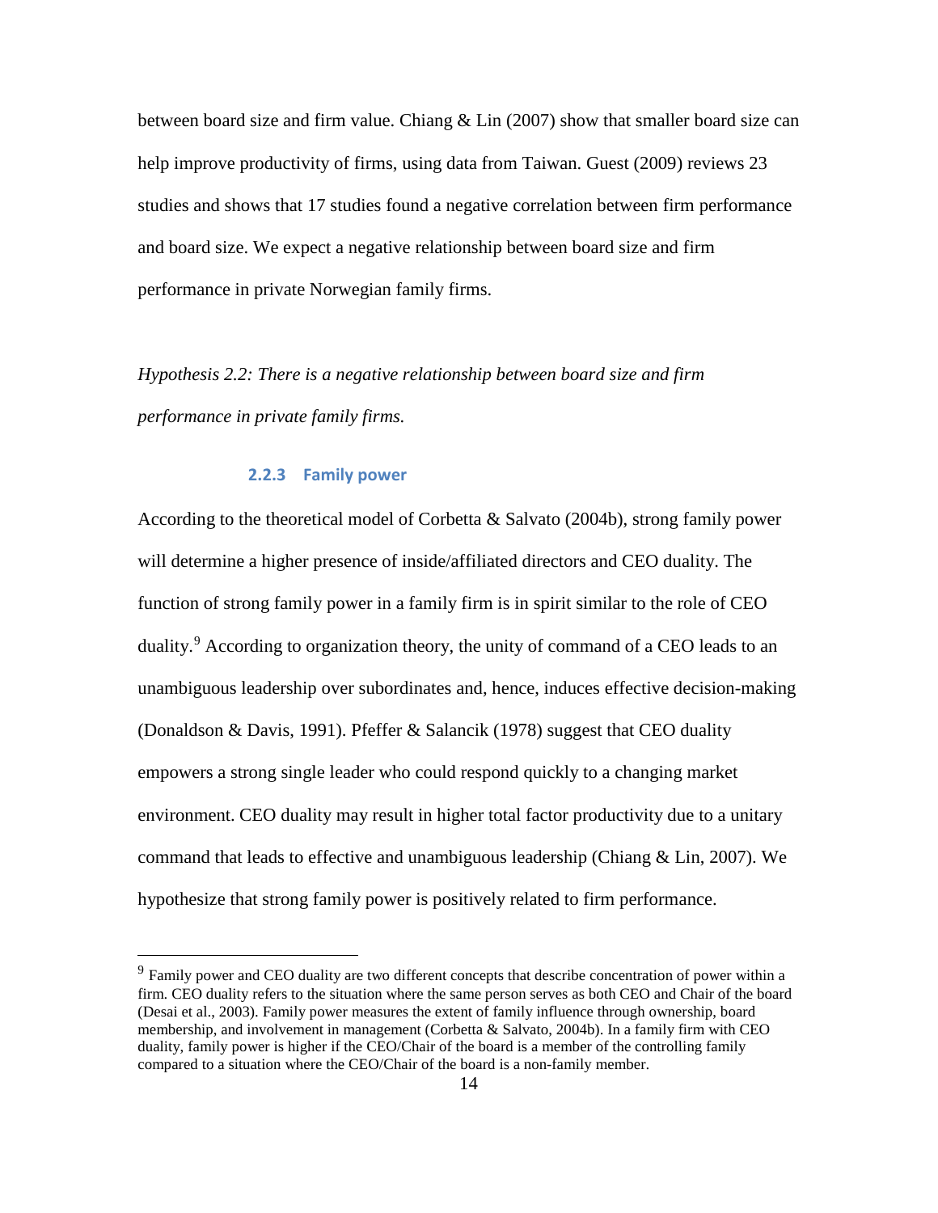between board size and firm value. Chiang & Lin (2007) show that smaller board size can help improve productivity of firms, using data from Taiwan. Guest (2009) reviews 23 studies and shows that 17 studies found a negative correlation between firm performance and board size. We expect a negative relationship between board size and firm performance in private Norwegian family firms.

*Hypothesis 2.2: There is a negative relationship between board size and firm performance in private family firms.*

### 2.2.3 Family power

According to the theoretical model of Corbetta & Salvato (2004b), strong family power will determine a higher presence of inside/affiliated directors and CEO duality. The function of strong family power in a family firm is in spirit similar to the role of CEO duality.[9] According to organization theory, the unity of command of a CEO leads to an unambiguous leadership over subordinates and, hence, induces effective decision-making (Donaldson & Davis, 1991). Pfeffer & Salancik (1978) suggest that CEO duality empowers a strong single leader who could respond quickly to a changing market environment. CEO duality may result in higher total factor productivity due to a unitary command that leads to effective and unambiguous leadership (Chiang & Lin, 2007). We hypothesize that strong family power is positively related to firm performance.

[9] Family power and CEO duality are two different concepts that describe concentration of power within a firm. CEO duality refers to the situation where the same person serves as both CEO and Chair of the board (Desai et al., 2003). Family power measures the extent of family influence through ownership, board membership, and involvement in management (Corbetta & Salvato, 2004b). In a family firm with CEO duality, family power is higher if the CEO/Chair of the board is a member of the controlling family compared to a situation where the CEO/Chair of the board is a non-family member.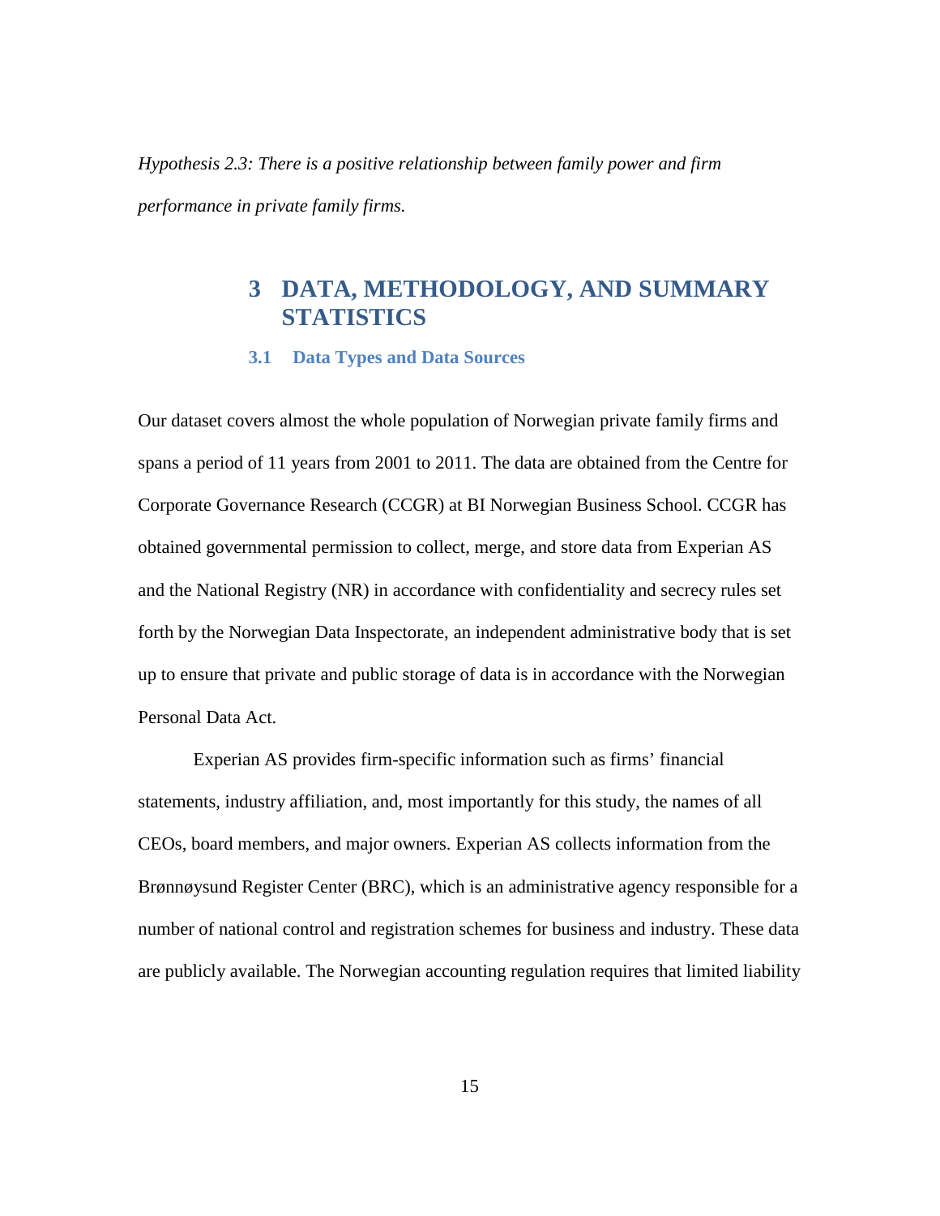*Hypothesis 2.3: There is a positive relationship between family power and firm performance in private family firms.*

# 3 DATA, METHODOLOGY, AND SUMMARY STATISTICS

## 3.1 Data Types and Data Sources

Our dataset covers almost the whole population of Norwegian private family firms and spans a period of 11 years from 2001 to 2011. The data are obtained from the Centre for Corporate Governance Research (CCGR) at BI Norwegian Business School. CCGR has obtained governmental permission to collect, merge, and store data from Experian AS and the National Registry (NR) in accordance with confidentiality and secrecy rules set forth by the Norwegian Data Inspectorate, an independent administrative body that is set up to ensure that private and public storage of data is in accordance with the Norwegian Personal Data Act.

Experian AS provides firm-specific information such as firms' financial statements, industry affiliation, and, most importantly for this study, the names of all CEOs, board members, and major owners. Experian AS collects information from the Brønnøysund Register Center (BRC), which is an administrative agency responsible for a number of national control and registration schemes for business and industry. These data are publicly available. The Norwegian accounting regulation requires that limited liability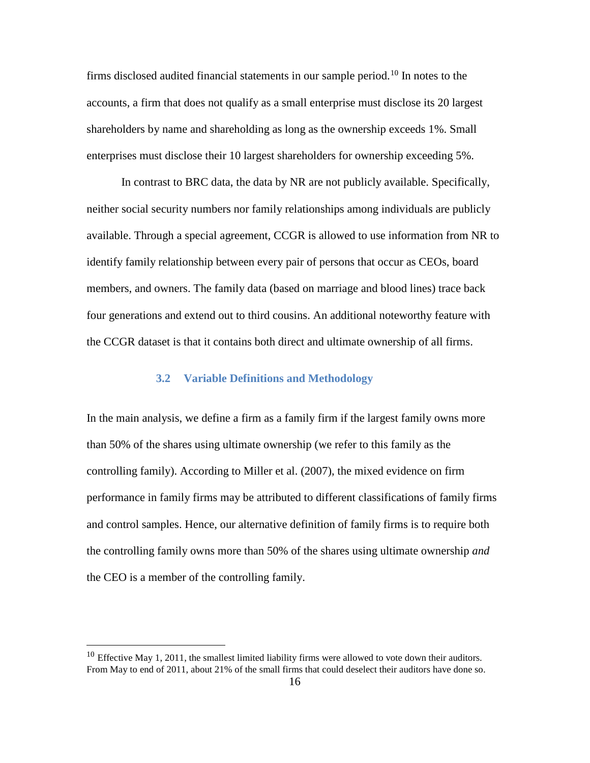firms disclosed audited financial statements in our sample period.[10] In notes to the accounts, a firm that does not qualify as a small enterprise must disclose its 20 largest shareholders by name and shareholding as long as the ownership exceeds 1%. Small enterprises must disclose their 10 largest shareholders for ownership exceeding 5%.

In contrast to BRC data, the data by NR are not publicly available. Specifically, neither social security numbers nor family relationships among individuals are publicly available. Through a special agreement, CCGR is allowed to use information from NR to identify family relationship between every pair of persons that occur as CEOs, board members, and owners. The family data (based on marriage and blood lines) trace back four generations and extend out to third cousins. An additional noteworthy feature with the CCGR dataset is that it contains both direct and ultimate ownership of all firms.

### 3.2 Variable Definitions and Methodology

In the main analysis, we define a firm as a family firm if the largest family owns more than 50% of the shares using ultimate ownership (we refer to this family as the controlling family). According to Miller et al. (2007), the mixed evidence on firm performance in family firms may be attributed to different classifications of family firms and control samples. Hence, our alternative definition of family firms is to require both the controlling family owns more than 50% of the shares using ultimate ownership *and* the CEO is a member of the controlling family.

---

[10] Effective May 1, 2011, the smallest limited liability firms were allowed to vote down their auditors. From May to end of 2011, about 21% of the small firms that could deselect their auditors have done so.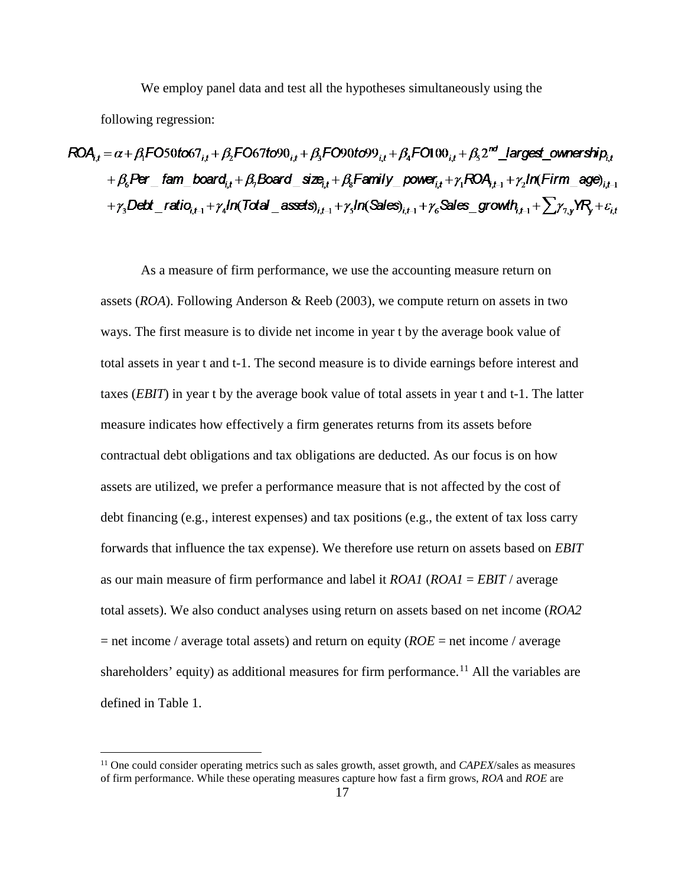We employ panel data and test all the hypotheses simultaneously using the following regression:

$$
\begin{aligned}
ROA_{i,t} = {} & \alpha + \beta_1 FO50to67_{i,t} + \beta_2 FO67to90_{i,t} + \beta_3 FO90to99_{i,t} + \beta_4 FO100_{i,t} + \beta_5 2^{nd}\_largest\_ownership_{i,t} \\
& + \beta_6 Per\_fam\_board_{i,t} + \beta_7 Board\_size_{i,t} + \beta_8 Family\_power_{i,t} + \gamma_1 ROA_{i,t-1} + \gamma_2 \ln(Firm\_age)_{i,t-1} \\
& + \gamma_3 Debt\_ratio_{i,t-1} + \gamma_4 \ln(Total\_assets)_{i,t-1} + \gamma_5 \ln(Sales)_{i,t-1} + \gamma_6 Sales\_growth_{i,t-1} + \sum \gamma_{7,y} YR_y + \varepsilon_{i,t}
\end{aligned}
$$

As a measure of firm performance, we use the accounting measure return on assets (*ROA*). Following Anderson & Reeb (2003), we compute return on assets in two ways. The first measure is to divide net income in year t by the average book value of total assets in year t and t-1. The second measure is to divide earnings before interest and taxes (*EBIT*) in year t by the average book value of total assets in year t and t-1. The latter measure indicates how effectively a firm generates returns from its assets before contractual debt obligations and tax obligations are deducted. As our focus is on how assets are utilized, we prefer a performance measure that is not affected by the cost of debt financing (e.g., interest expenses) and tax positions (e.g., the extent of tax loss carry forwards that influence the tax expense). We therefore use return on assets based on *EBIT* as our main measure of firm performance and label it *ROA1* (*ROA1 = EBIT* / average total assets). We also conduct analyses using return on assets based on net income (*ROA2* = net income / average total assets) and return on equity (*ROE* = net income / average shareholders' equity) as additional measures for firm performance.[11] All the variables are defined in Table 1.

[11] One could consider operating metrics such as sales growth, asset growth, and *CAPEX*/sales as measures of firm performance. While these operating measures capture how fast a firm grows, *ROA* and *ROE* are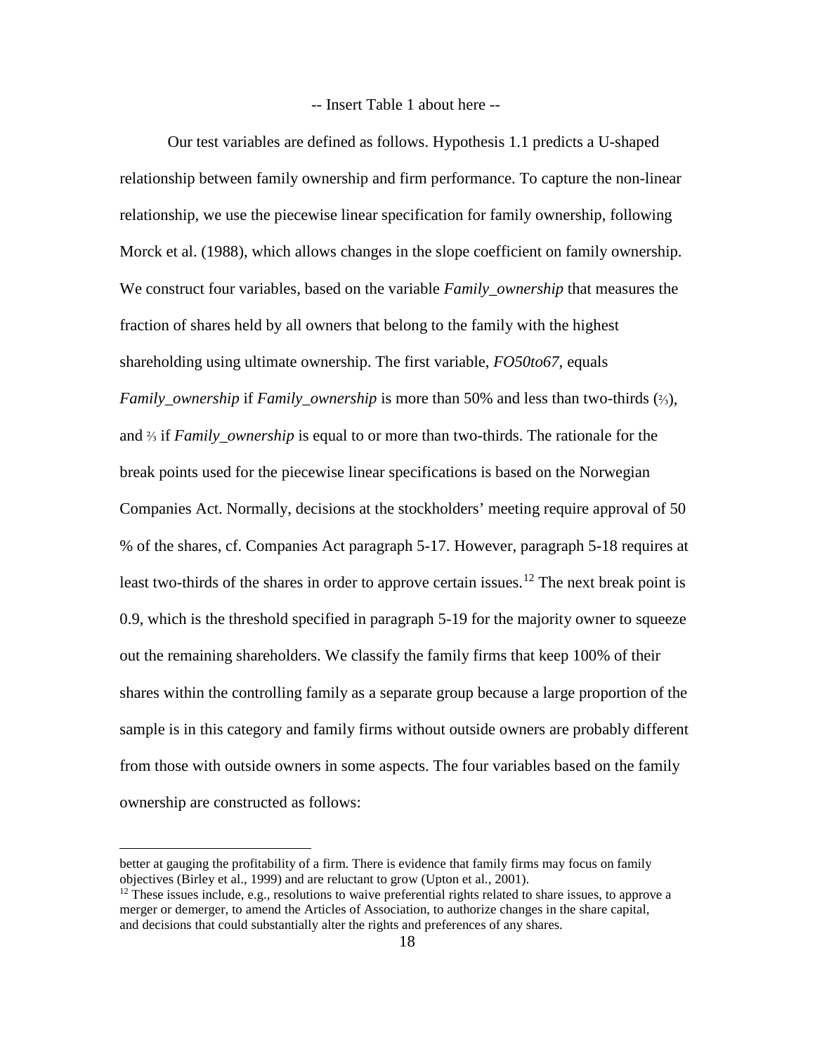-- Insert Table 1 about here --

Our test variables are defined as follows. Hypothesis 1.1 predicts a U-shaped relationship between family ownership and firm performance. To capture the non-linear relationship, we use the piecewise linear specification for family ownership, following Morck et al. (1988), which allows changes in the slope coefficient on family ownership. We construct four variables, based on the variable *Family_ownership* that measures the fraction of shares held by all owners that belong to the family with the highest shareholding using ultimate ownership. The first variable, *FO50to67*, equals *Family_ownership* if *Family_ownership* is more than 50% and less than two-thirds (⅔), and ⅔ if *Family_ownership* is equal to or more than two-thirds. The rationale for the break points used for the piecewise linear specifications is based on the Norwegian Companies Act. Normally, decisions at the stockholders' meeting require approval of 50 % of the shares, cf. Companies Act paragraph 5-17. However, paragraph 5-18 requires at least two-thirds of the shares in order to approve certain issues.[12] The next break point is 0.9, which is the threshold specified in paragraph 5-19 for the majority owner to squeeze out the remaining shareholders. We classify the family firms that keep 100% of their shares within the controlling family as a separate group because a large proportion of the sample is in this category and family firms without outside owners are probably different from those with outside owners in some aspects. The four variables based on the family ownership are constructed as follows:

---

better at gauging the profitability of a firm. There is evidence that family firms may focus on family objectives (Birley et al., 1999) and are reluctant to grow (Upton et al., 2001).

[12] These issues include, e.g., resolutions to waive preferential rights related to share issues, to approve a merger or demerger, to amend the Articles of Association, to authorize changes in the share capital, and decisions that could substantially alter the rights and preferences of any shares.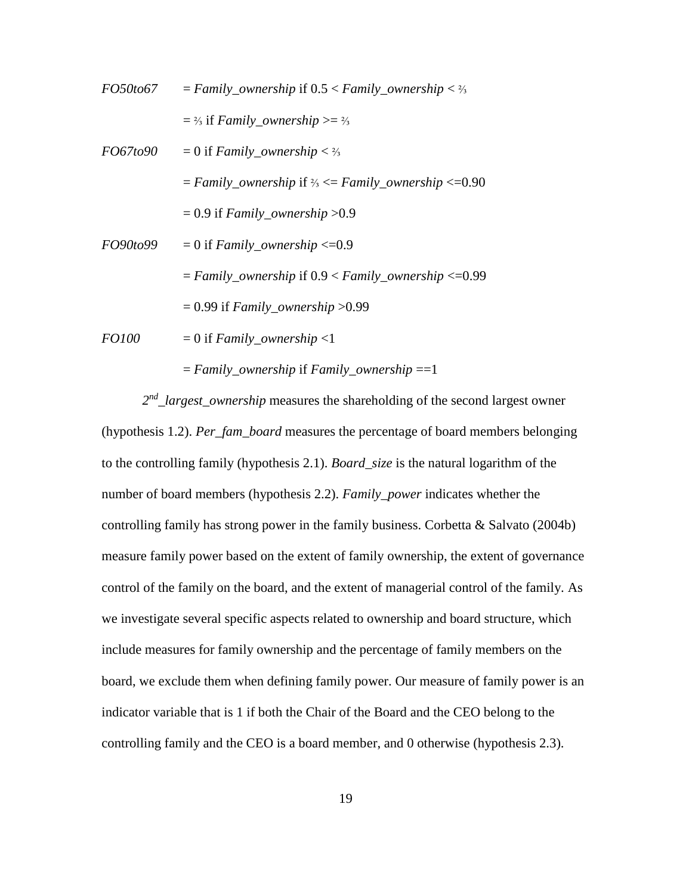*FO50to67* = *Family_ownership* if 0.5 < *Family_ownership* < ⅔

= ⅔ if *Family_ownership* >= ⅔

*FO67to90* = 0 if *Family_ownership* < ⅔

= *Family_ownership* if ⅔ <= *Family_ownership* <=0.90

= 0.9 if *Family_ownership* >0.9

*FO90to99* = 0 if *Family_ownership* <=0.9

= *Family_ownership* if 0.9 < *Family_ownership* <=0.99

= 0.99 if *Family_ownership* >0.99

*FO100* = 0 if *Family_ownership* <1

= *Family_ownership* if *Family_ownership* ==1

*2nd_largest_ownership* measures the shareholding of the second largest owner (hypothesis 1.2). *Per_fam_board* measures the percentage of board members belonging to the controlling family (hypothesis 2.1). *Board_size* is the natural logarithm of the number of board members (hypothesis 2.2). *Family_power* indicates whether the controlling family has strong power in the family business. Corbetta & Salvato (2004b) measure family power based on the extent of family ownership, the extent of governance control of the family on the board, and the extent of managerial control of the family. As we investigate several specific aspects related to ownership and board structure, which include measures for family ownership and the percentage of family members on the board, we exclude them when defining family power. Our measure of family power is an indicator variable that is 1 if both the Chair of the Board and the CEO belong to the controlling family and the CEO is a board member, and 0 otherwise (hypothesis 2.3).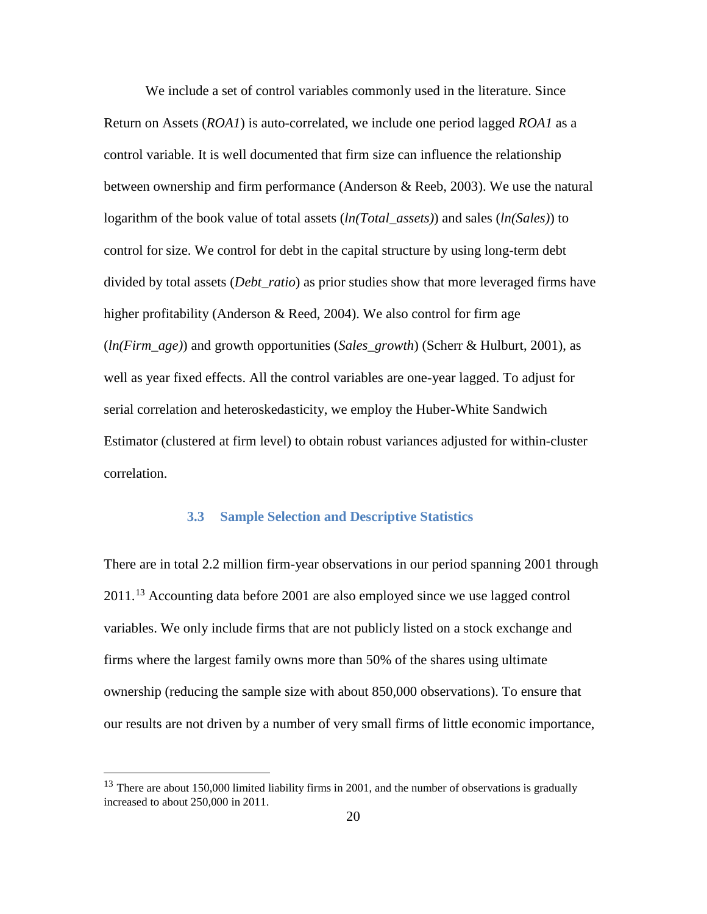We include a set of control variables commonly used in the literature. Since Return on Assets (*ROA1*) is auto-correlated, we include one period lagged *ROA1* as a control variable. It is well documented that firm size can influence the relationship between ownership and firm performance (Anderson & Reeb, 2003). We use the natural logarithm of the book value of total assets (*ln(Total_assets)*) and sales (*ln(Sales)*) to control for size. We control for debt in the capital structure by using long-term debt divided by total assets (*Debt_ratio*) as prior studies show that more leveraged firms have higher profitability (Anderson & Reed, 2004). We also control for firm age (*ln(Firm_age)*) and growth opportunities (*Sales_growth*) (Scherr & Hulburt, 2001), as well as year fixed effects. All the control variables are one-year lagged. To adjust for serial correlation and heteroskedasticity, we employ the Huber-White Sandwich Estimator (clustered at firm level) to obtain robust variances adjusted for within-cluster correlation.

### 3.3 Sample Selection and Descriptive Statistics

There are in total 2.2 million firm-year observations in our period spanning 2001 through 2011.[13] Accounting data before 2001 are also employed since we use lagged control variables. We only include firms that are not publicly listed on a stock exchange and firms where the largest family owns more than 50% of the shares using ultimate ownership (reducing the sample size with about 850,000 observations). To ensure that our results are not driven by a number of very small firms of little economic importance,

---

[13] There are about 150,000 limited liability firms in 2001, and the number of observations is gradually increased to about 250,000 in 2011.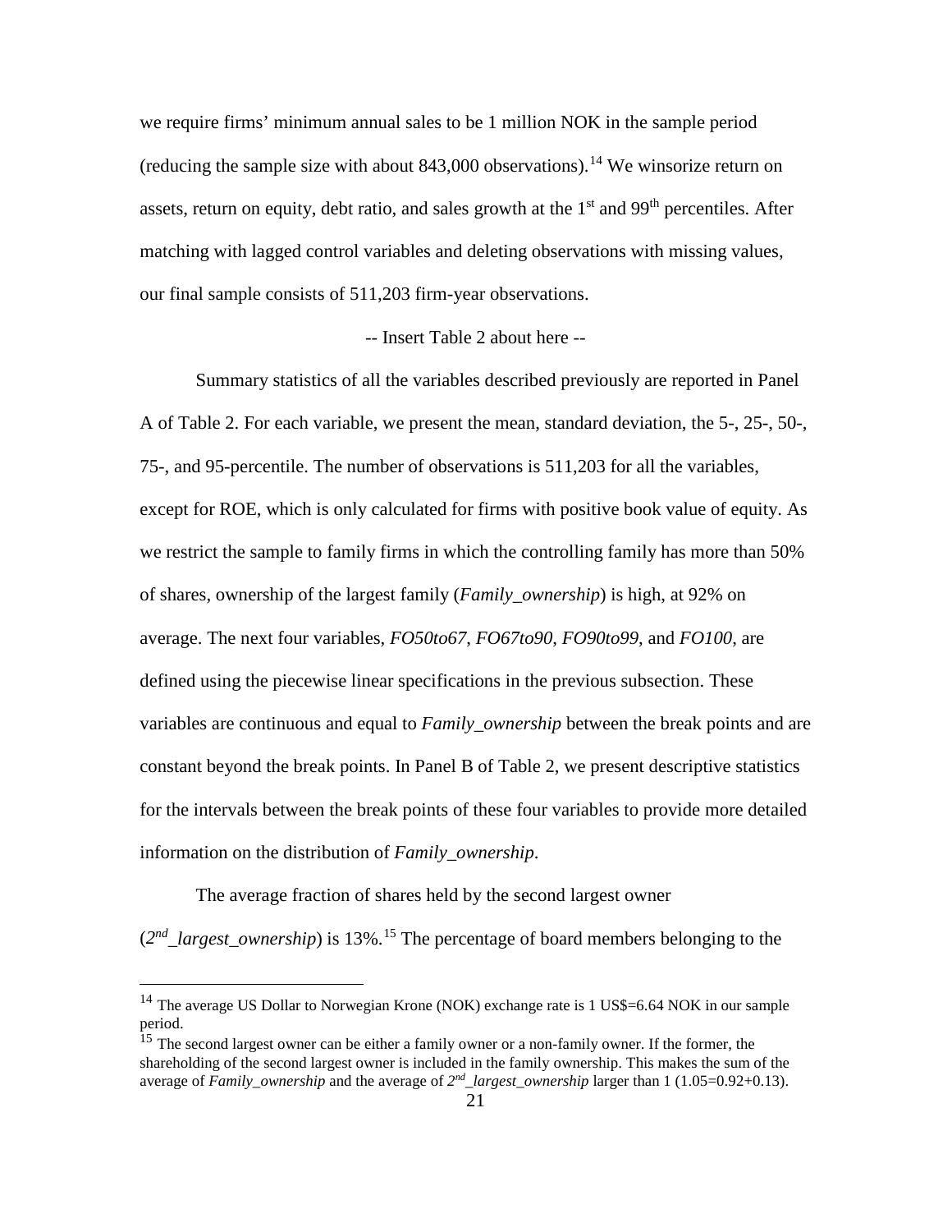we require firms' minimum annual sales to be 1 million NOK in the sample period (reducing the sample size with about 843,000 observations).[14] We winsorize return on assets, return on equity, debt ratio, and sales growth at the 1st and 99th percentiles. After matching with lagged control variables and deleting observations with missing values, our final sample consists of 511,203 firm-year observations.

-- Insert Table 2 about here --

Summary statistics of all the variables described previously are reported in Panel A of Table 2. For each variable, we present the mean, standard deviation, the 5-, 25-, 50-, 75-, and 95-percentile. The number of observations is 511,203 for all the variables, except for ROE, which is only calculated for firms with positive book value of equity. As we restrict the sample to family firms in which the controlling family has more than 50% of shares, ownership of the largest family (*Family_ownership*) is high, at 92% on average. The next four variables, *FO50to67*, *FO67to90*, *FO90to99*, and *FO100*, are defined using the piecewise linear specifications in the previous subsection. These variables are continuous and equal to *Family_ownership* between the break points and are constant beyond the break points. In Panel B of Table 2, we present descriptive statistics for the intervals between the break points of these four variables to provide more detailed information on the distribution of *Family_ownership*.

The average fraction of shares held by the second largest owner (*2nd_largest_ownership*) is 13%.[15] The percentage of board members belonging to the

[14] The average US Dollar to Norwegian Krone (NOK) exchange rate is 1 US$=6.64 NOK in our sample period.

[15] The second largest owner can be either a family owner or a non-family owner. If the former, the shareholding of the second largest owner is included in the family ownership. This makes the sum of the average of *Family_ownership* and the average of *2nd_largest_ownership* larger than 1 (1.05=0.92+0.13).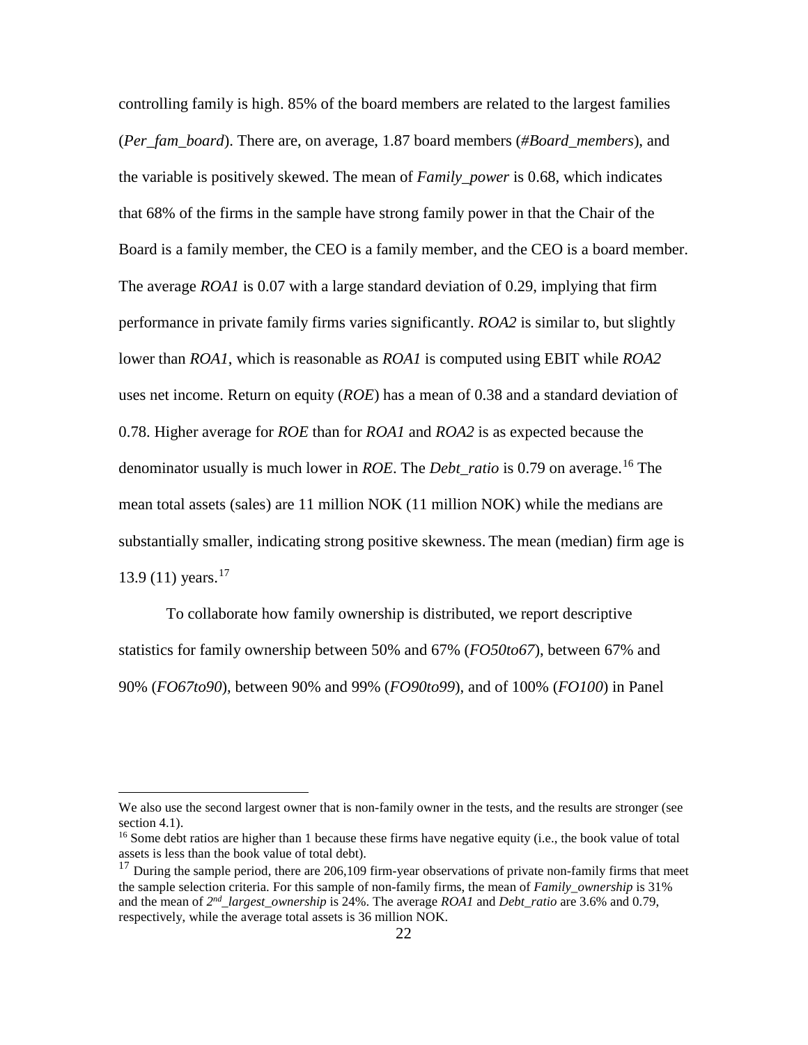controlling family is high. 85% of the board members are related to the largest families (*Per_fam_board*). There are, on average, 1.87 board members (*#Board_members*), and the variable is positively skewed. The mean of *Family_power* is 0.68, which indicates that 68% of the firms in the sample have strong family power in that the Chair of the Board is a family member, the CEO is a family member, and the CEO is a board member. The average *ROA1* is 0.07 with a large standard deviation of 0.29, implying that firm performance in private family firms varies significantly. *ROA2* is similar to, but slightly lower than *ROA1*, which is reasonable as *ROA1* is computed using EBIT while *ROA2* uses net income. Return on equity (*ROE*) has a mean of 0.38 and a standard deviation of 0.78. Higher average for *ROE* than for *ROA1* and *ROA2* is as expected because the denominator usually is much lower in *ROE*. The *Debt_ratio* is 0.79 on average.[16] The mean total assets (sales) are 11 million NOK (11 million NOK) while the medians are substantially smaller, indicating strong positive skewness. The mean (median) firm age is 13.9 (11) years.[17]

To collaborate how family ownership is distributed, we report descriptive statistics for family ownership between 50% and 67% (*FO50to67*), between 67% and 90% (*FO67to90*), between 90% and 99% (*FO90to99*), and of 100% (*FO100*) in Panel

---

We also use the second largest owner that is non-family owner in the tests, and the results are stronger (see section 4.1).

[16] Some debt ratios are higher than 1 because these firms have negative equity (i.e., the book value of total assets is less than the book value of total debt).

[17] During the sample period, there are 206,109 firm-year observations of private non-family firms that meet the sample selection criteria. For this sample of non-family firms, the mean of *Family_ownership* is 31% and the mean of *2nd_largest_ownership* is 24%. The average *ROA1* and *Debt_ratio* are 3.6% and 0.79, respectively, while the average total assets is 36 million NOK.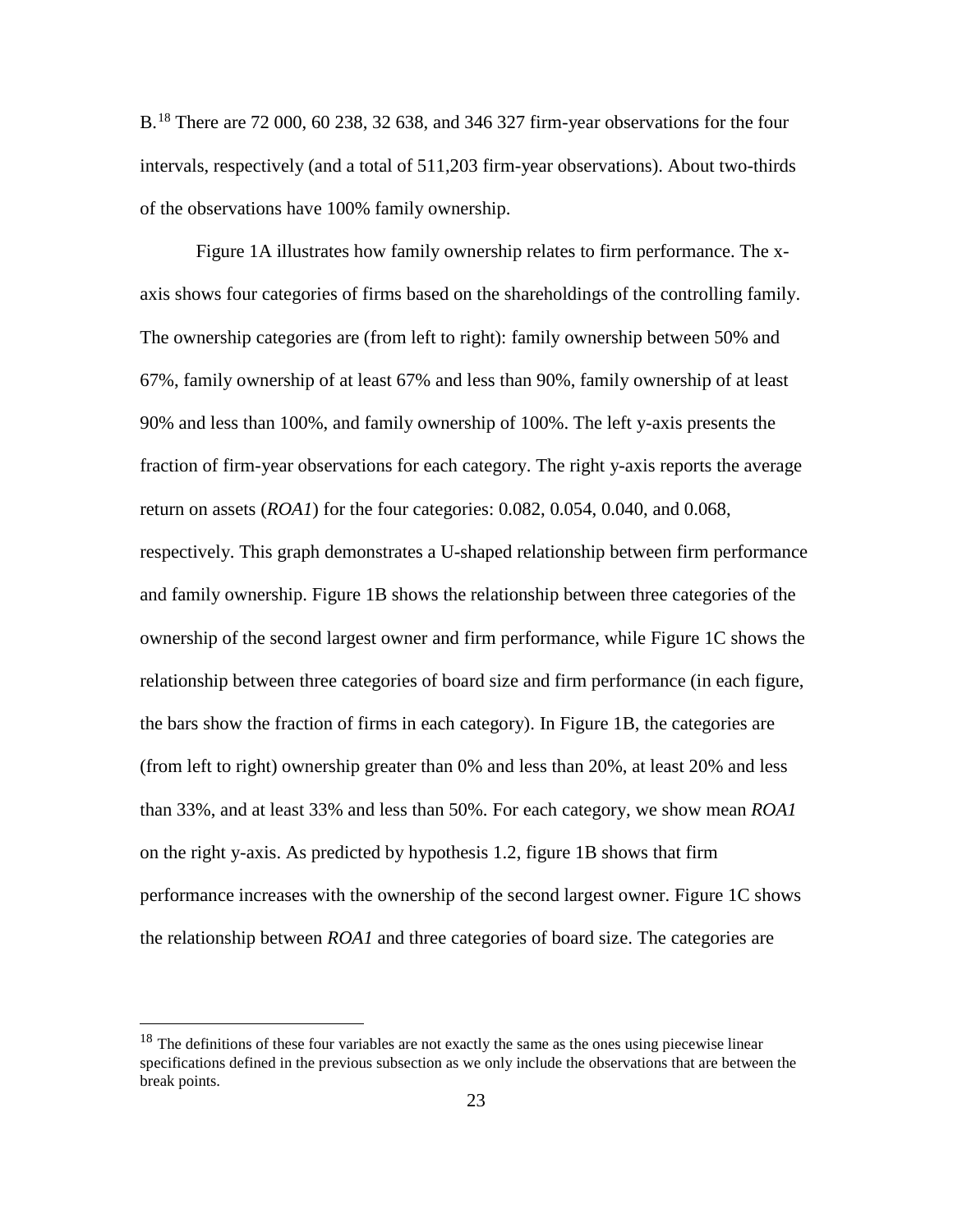B.[18] There are 72 000, 60 238, 32 638, and 346 327 firm-year observations for the four intervals, respectively (and a total of 511,203 firm-year observations). About two-thirds of the observations have 100% family ownership.

Figure 1A illustrates how family ownership relates to firm performance. The x-axis shows four categories of firms based on the shareholdings of the controlling family. The ownership categories are (from left to right): family ownership between 50% and 67%, family ownership of at least 67% and less than 90%, family ownership of at least 90% and less than 100%, and family ownership of 100%. The left y-axis presents the fraction of firm-year observations for each category. The right y-axis reports the average return on assets (*ROA1*) for the four categories: 0.082, 0.054, 0.040, and 0.068, respectively. This graph demonstrates a U-shaped relationship between firm performance and family ownership. Figure 1B shows the relationship between three categories of the ownership of the second largest owner and firm performance, while Figure 1C shows the relationship between three categories of board size and firm performance (in each figure, the bars show the fraction of firms in each category). In Figure 1B, the categories are (from left to right) ownership greater than 0% and less than 20%, at least 20% and less than 33%, and at least 33% and less than 50%. For each category, we show mean *ROA1* on the right y-axis. As predicted by hypothesis 1.2, figure 1B shows that firm performance increases with the ownership of the second largest owner. Figure 1C shows the relationship between *ROA1* and three categories of board size. The categories are

[18] The definitions of these four variables are not exactly the same as the ones using piecewise linear specifications defined in the previous subsection as we only include the observations that are between the break points.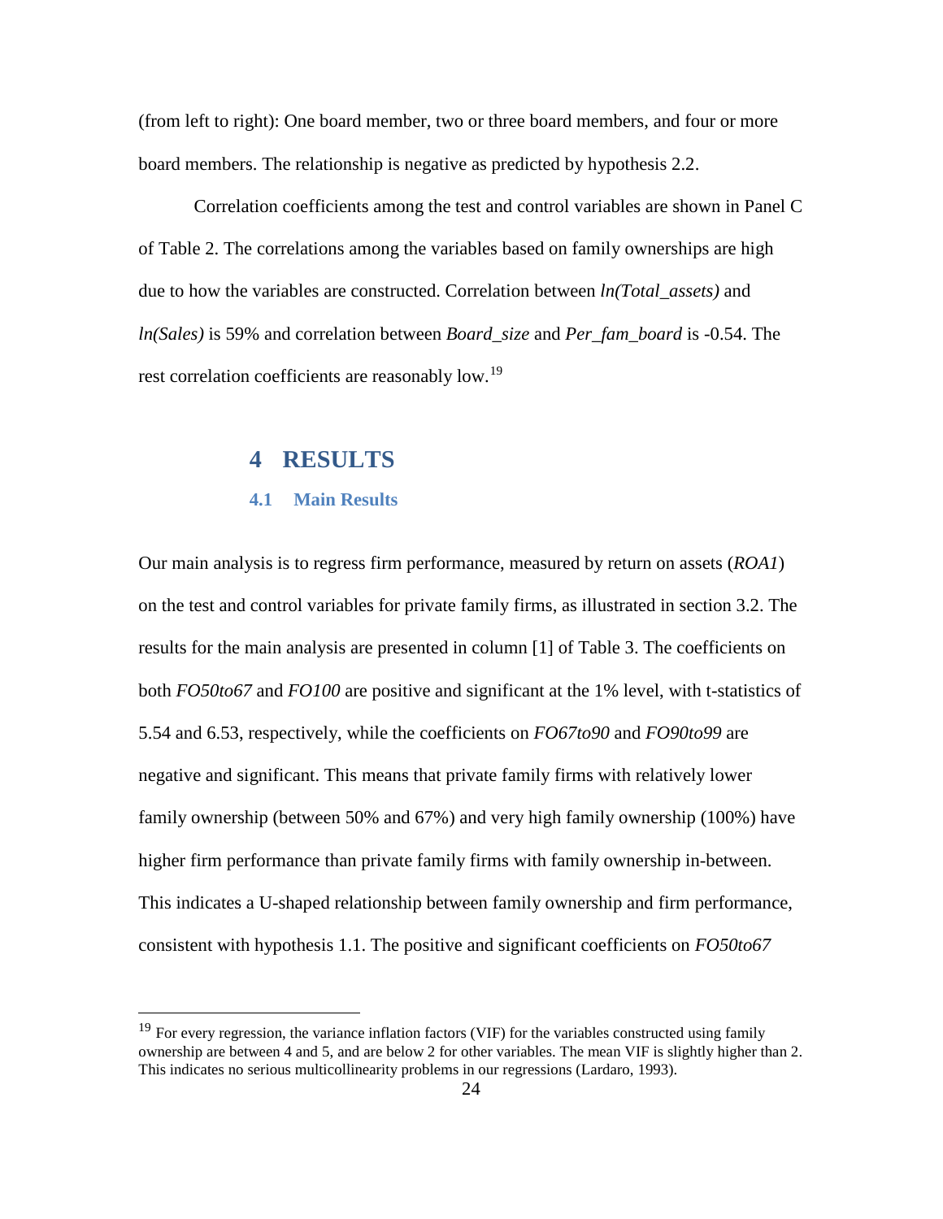(from left to right): One board member, two or three board members, and four or more board members. The relationship is negative as predicted by hypothesis 2.2.

Correlation coefficients among the test and control variables are shown in Panel C of Table 2. The correlations among the variables based on family ownerships are high due to how the variables are constructed. Correlation between *ln(Total_assets)* and *ln(Sales)* is 59% and correlation between *Board_size* and *Per_fam_board* is -0.54. The rest correlation coefficients are reasonably low.[19]

# 4 RESULTS

## 4.1 Main Results

Our main analysis is to regress firm performance, measured by return on assets (*ROA1*) on the test and control variables for private family firms, as illustrated in section 3.2. The results for the main analysis are presented in column [1] of Table 3. The coefficients on both *FO50to67* and *FO100* are positive and significant at the 1% level, with t-statistics of 5.54 and 6.53, respectively, while the coefficients on *FO67to90* and *FO90to99* are negative and significant. This means that private family firms with relatively lower family ownership (between 50% and 67%) and very high family ownership (100%) have higher firm performance than private family firms with family ownership in-between. This indicates a U-shaped relationship between family ownership and firm performance, consistent with hypothesis 1.1. The positive and significant coefficients on *FO50to67*

[19] For every regression, the variance inflation factors (VIF) for the variables constructed using family ownership are between 4 and 5, and are below 2 for other variables. The mean VIF is slightly higher than 2. This indicates no serious multicollinearity problems in our regressions (Lardaro, 1993).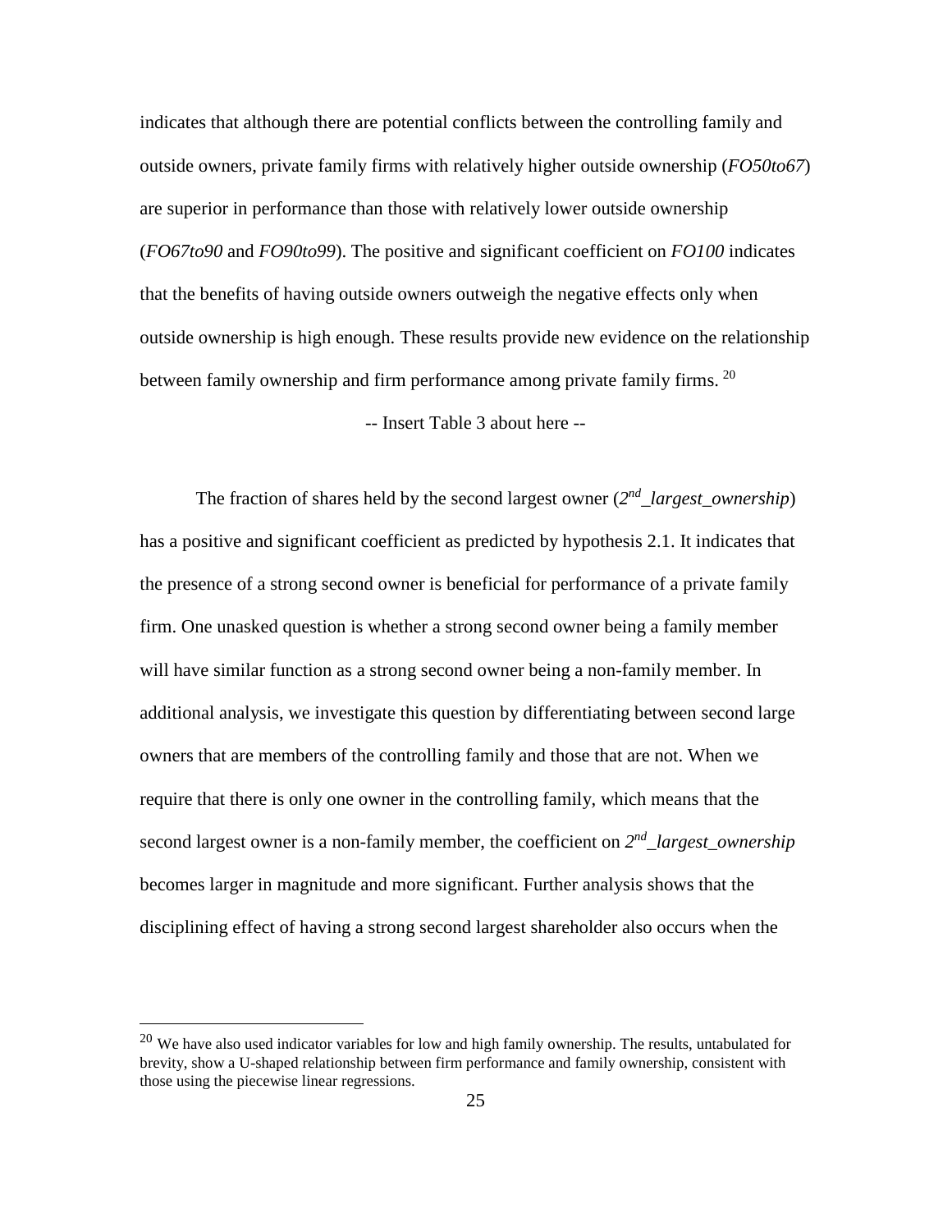indicates that although there are potential conflicts between the controlling family and outside owners, private family firms with relatively higher outside ownership (*FO50to67*) are superior in performance than those with relatively lower outside ownership (*FO67to90* and *FO90to99*). The positive and significant coefficient on *FO100* indicates that the benefits of having outside owners outweigh the negative effects only when outside ownership is high enough. These results provide new evidence on the relationship between family ownership and firm performance among private family firms. [20]

-- Insert Table 3 about here --

The fraction of shares held by the second largest owner ($2^{nd}$*_largest_ownership*) has a positive and significant coefficient as predicted by hypothesis 2.1. It indicates that the presence of a strong second owner is beneficial for performance of a private family firm. One unasked question is whether a strong second owner being a family member will have similar function as a strong second owner being a non-family member. In additional analysis, we investigate this question by differentiating between second large owners that are members of the controlling family and those that are not. When we require that there is only one owner in the controlling family, which means that the second largest owner is a non-family member, the coefficient on $2^{nd}$*_largest_ownership* becomes larger in magnitude and more significant. Further analysis shows that the disciplining effect of having a strong second largest shareholder also occurs when the

[20] We have also used indicator variables for low and high family ownership. The results, untabulated for brevity, show a U-shaped relationship between firm performance and family ownership, consistent with those using the piecewise linear regressions.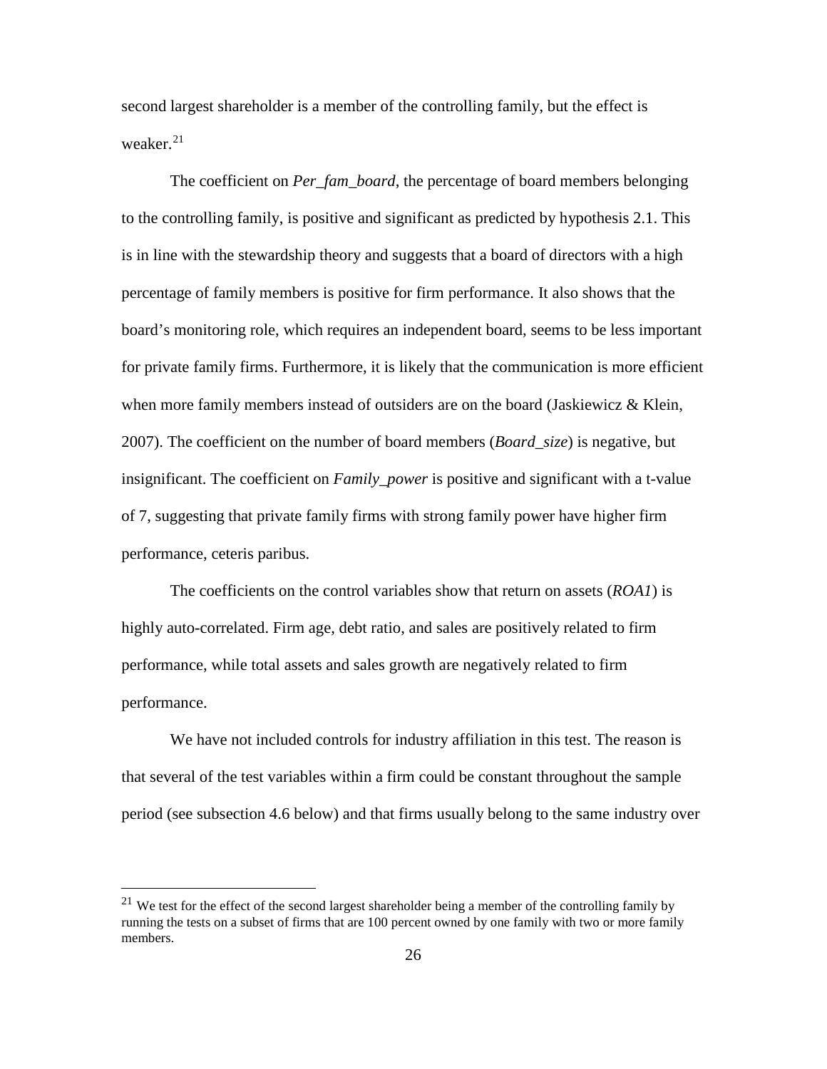second largest shareholder is a member of the controlling family, but the effect is weaker.[21]

The coefficient on *Per_fam_board*, the percentage of board members belonging to the controlling family, is positive and significant as predicted by hypothesis 2.1. This is in line with the stewardship theory and suggests that a board of directors with a high percentage of family members is positive for firm performance. It also shows that the board's monitoring role, which requires an independent board, seems to be less important for private family firms. Furthermore, it is likely that the communication is more efficient when more family members instead of outsiders are on the board (Jaskiewicz & Klein, 2007). The coefficient on the number of board members (*Board_size*) is negative, but insignificant. The coefficient on *Family_power* is positive and significant with a t-value of 7, suggesting that private family firms with strong family power have higher firm performance, ceteris paribus.

The coefficients on the control variables show that return on assets (*ROA1*) is highly auto-correlated. Firm age, debt ratio, and sales are positively related to firm performance, while total assets and sales growth are negatively related to firm performance.

We have not included controls for industry affiliation in this test. The reason is that several of the test variables within a firm could be constant throughout the sample period (see subsection 4.6 below) and that firms usually belong to the same industry over

[21] We test for the effect of the second largest shareholder being a member of the controlling family by running the tests on a subset of firms that are 100 percent owned by one family with two or more family members.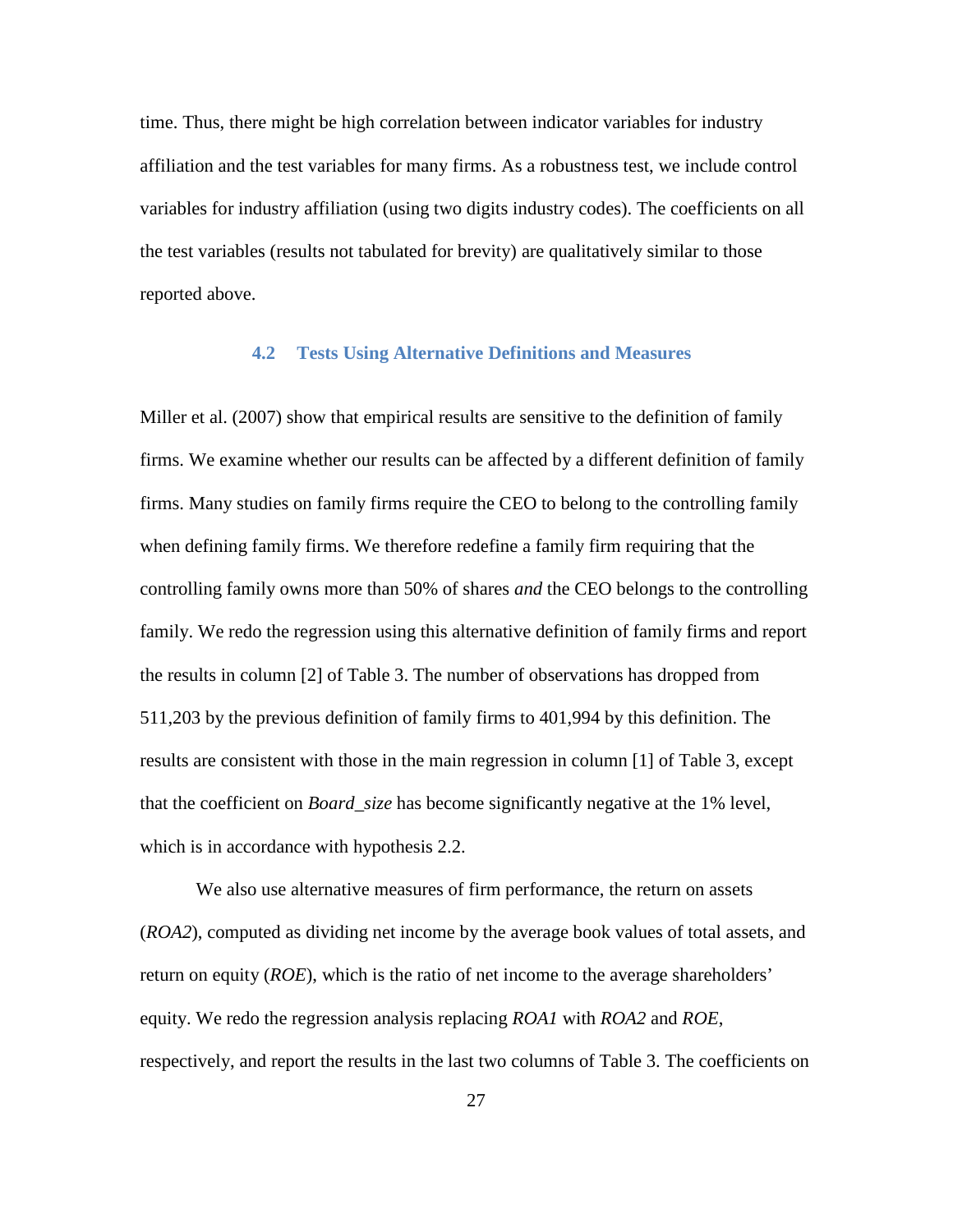time. Thus, there might be high correlation between indicator variables for industry affiliation and the test variables for many firms. As a robustness test, we include control variables for industry affiliation (using two digits industry codes). The coefficients on all the test variables (results not tabulated for brevity) are qualitatively similar to those reported above.

### 4.2 Tests Using Alternative Definitions and Measures

Miller et al. (2007) show that empirical results are sensitive to the definition of family firms. We examine whether our results can be affected by a different definition of family firms. Many studies on family firms require the CEO to belong to the controlling family when defining family firms. We therefore redefine a family firm requiring that the controlling family owns more than 50% of shares *and* the CEO belongs to the controlling family. We redo the regression using this alternative definition of family firms and report the results in column [2] of Table 3. The number of observations has dropped from 511,203 by the previous definition of family firms to 401,994 by this definition. The results are consistent with those in the main regression in column [1] of Table 3, except that the coefficient on *Board_size* has become significantly negative at the 1% level, which is in accordance with hypothesis 2.2.

We also use alternative measures of firm performance, the return on assets (*ROA2*), computed as dividing net income by the average book values of total assets, and return on equity (*ROE*), which is the ratio of net income to the average shareholders' equity. We redo the regression analysis replacing *ROA1* with *ROA2* and *ROE*, respectively, and report the results in the last two columns of Table 3. The coefficients on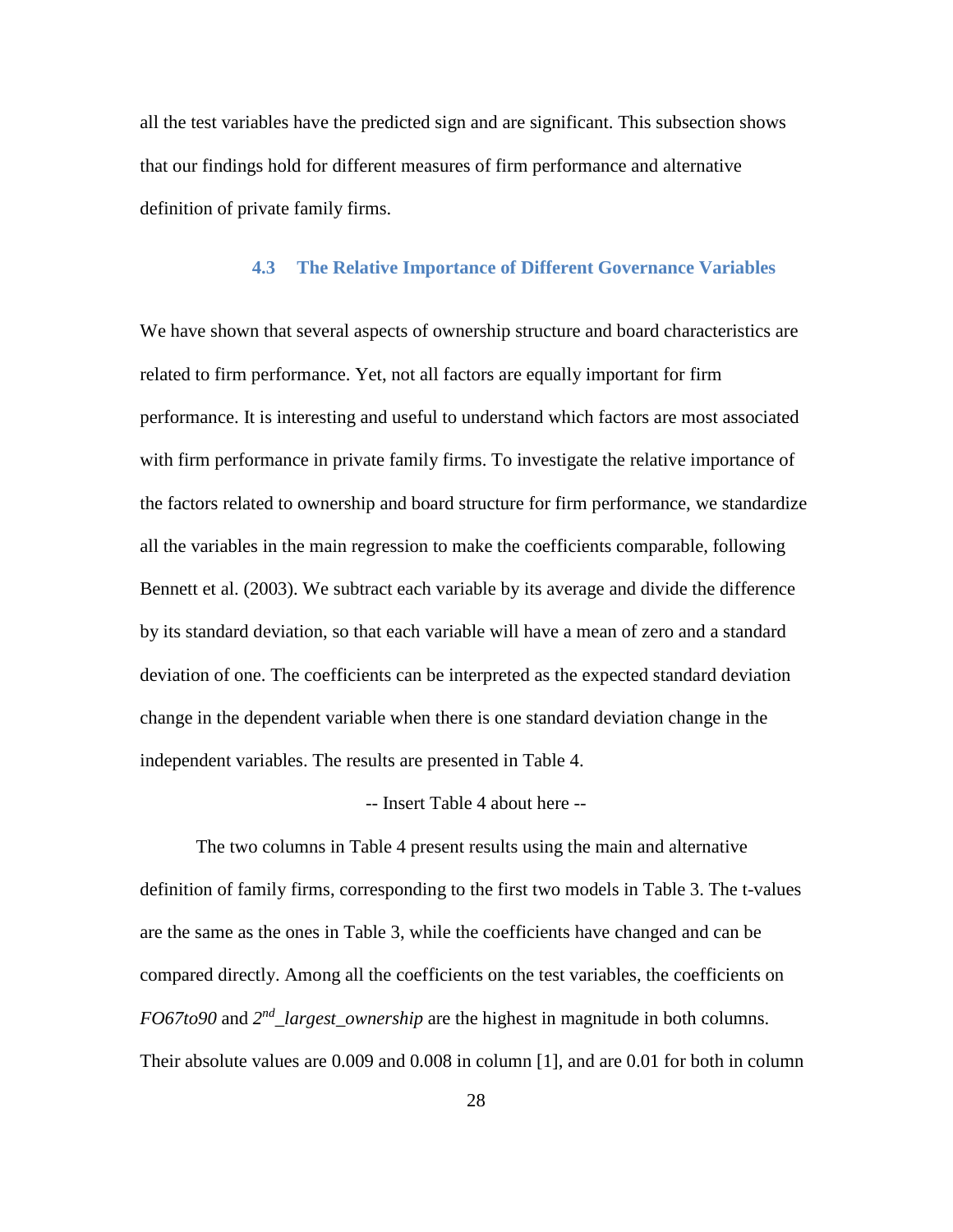all the test variables have the predicted sign and are significant. This subsection shows that our findings hold for different measures of firm performance and alternative definition of private family firms.

### 4.3 The Relative Importance of Different Governance Variables

We have shown that several aspects of ownership structure and board characteristics are related to firm performance. Yet, not all factors are equally important for firm performance. It is interesting and useful to understand which factors are most associated with firm performance in private family firms. To investigate the relative importance of the factors related to ownership and board structure for firm performance, we standardize all the variables in the main regression to make the coefficients comparable, following Bennett et al. (2003). We subtract each variable by its average and divide the difference by its standard deviation, so that each variable will have a mean of zero and a standard deviation of one. The coefficients can be interpreted as the expected standard deviation change in the dependent variable when there is one standard deviation change in the independent variables. The results are presented in Table 4.

-- Insert Table 4 about here --

The two columns in Table 4 present results using the main and alternative definition of family firms, corresponding to the first two models in Table 3. The t-values are the same as the ones in Table 3, while the coefficients have changed and can be compared directly. Among all the coefficients on the test variables, the coefficients on *FO67to90* and *2nd_largest_ownership* are the highest in magnitude in both columns. Their absolute values are 0.009 and 0.008 in column [1], and are 0.01 for both in column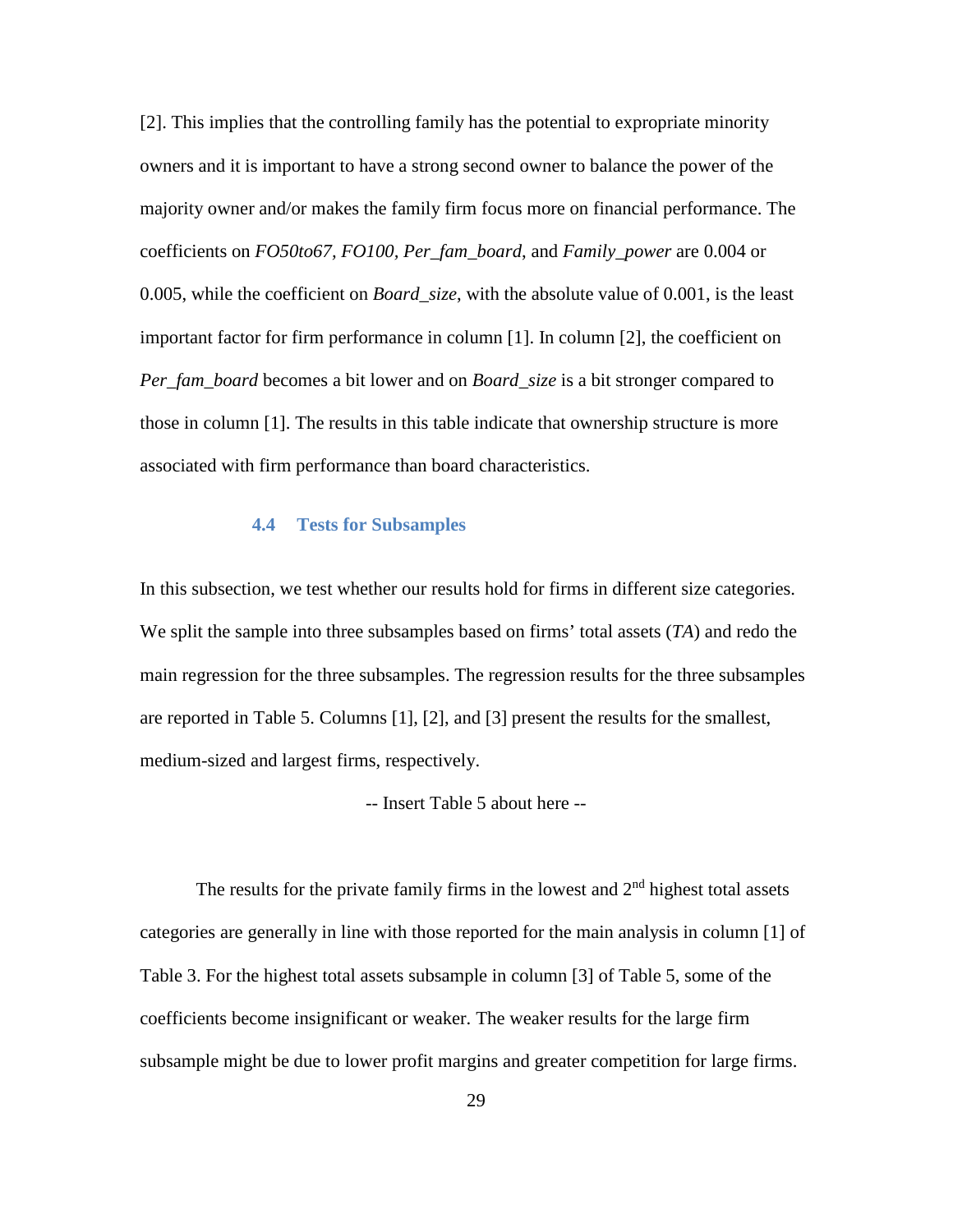[2]. This implies that the controlling family has the potential to expropriate minority owners and it is important to have a strong second owner to balance the power of the majority owner and/or makes the family firm focus more on financial performance. The coefficients on *FO50to67*, *FO100*, *Per_fam_board*, and *Family_power* are 0.004 or 0.005, while the coefficient on *Board_size*, with the absolute value of 0.001, is the least important factor for firm performance in column [1]. In column [2], the coefficient on *Per_fam_board* becomes a bit lower and on *Board_size* is a bit stronger compared to those in column [1]. The results in this table indicate that ownership structure is more associated with firm performance than board characteristics.

### 4.4 Tests for Subsamples

In this subsection, we test whether our results hold for firms in different size categories. We split the sample into three subsamples based on firms' total assets (*TA*) and redo the main regression for the three subsamples. The regression results for the three subsamples are reported in Table 5. Columns [1], [2], and [3] present the results for the smallest, medium-sized and largest firms, respectively.

-- Insert Table 5 about here --

The results for the private family firms in the lowest and 2nd highest total assets categories are generally in line with those reported for the main analysis in column [1] of Table 3. For the highest total assets subsample in column [3] of Table 5, some of the coefficients become insignificant or weaker. The weaker results for the large firm subsample might be due to lower profit margins and greater competition for large firms.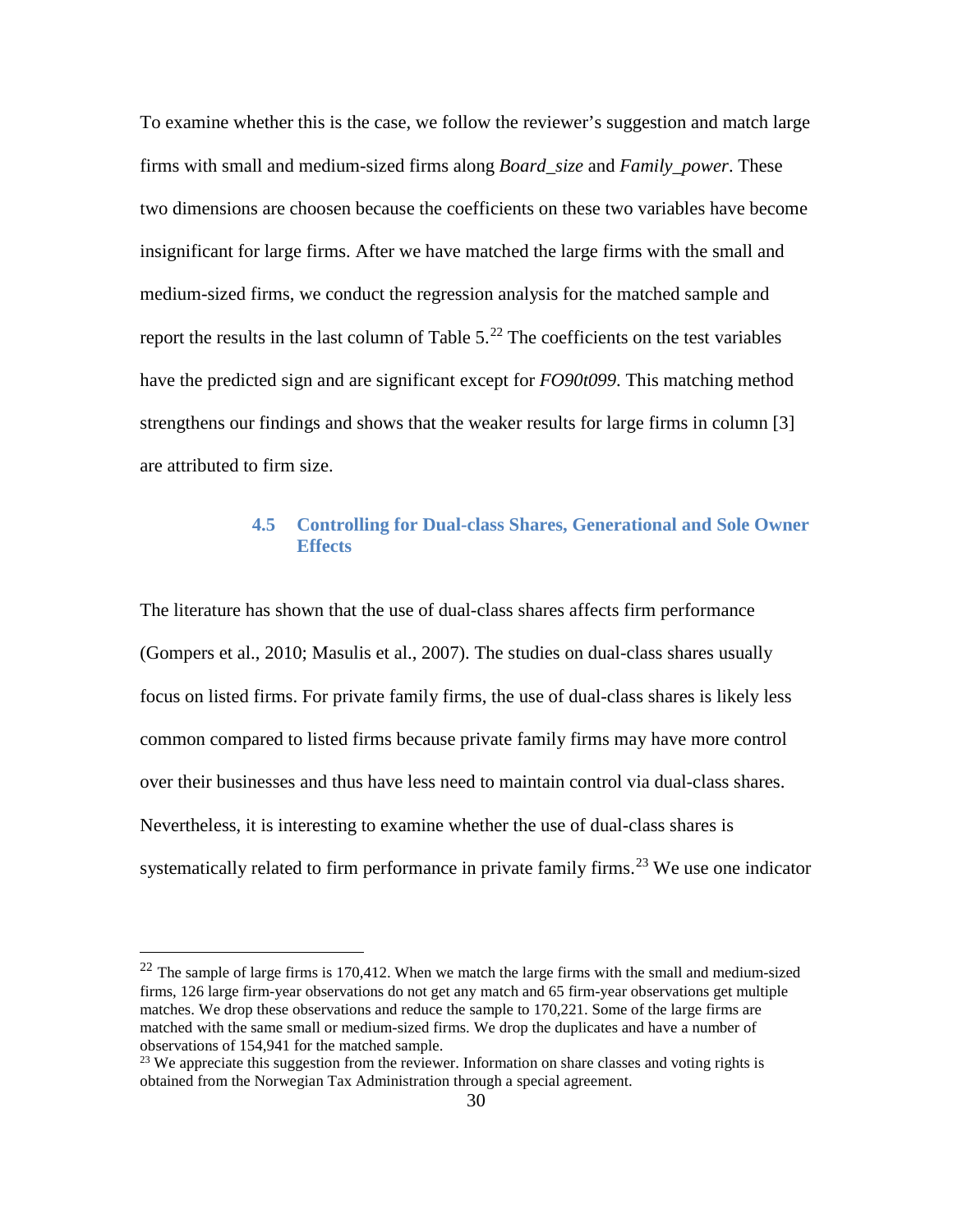To examine whether this is the case, we follow the reviewer's suggestion and match large firms with small and medium-sized firms along *Board_size* and *Family_power*. These two dimensions are choosen because the coefficients on these two variables have become insignificant for large firms. After we have matched the large firms with the small and medium-sized firms, we conduct the regression analysis for the matched sample and report the results in the last column of Table 5.[22] The coefficients on the test variables have the predicted sign and are significant except for *FO90t099*. This matching method strengthens our findings and shows that the weaker results for large firms in column [3] are attributed to firm size.

### 4.5 Controlling for Dual-class Shares, Generational and Sole Owner Effects

The literature has shown that the use of dual-class shares affects firm performance (Gompers et al., 2010; Masulis et al., 2007). The studies on dual-class shares usually focus on listed firms. For private family firms, the use of dual-class shares is likely less common compared to listed firms because private family firms may have more control over their businesses and thus have less need to maintain control via dual-class shares. Nevertheless, it is interesting to examine whether the use of dual-class shares is systematically related to firm performance in private family firms.[23] We use one indicator

---

[22] The sample of large firms is 170,412. When we match the large firms with the small and medium-sized firms, 126 large firm-year observations do not get any match and 65 firm-year observations get multiple matches. We drop these observations and reduce the sample to 170,221. Some of the large firms are matched with the same small or medium-sized firms. We drop the duplicates and have a number of observations of 154,941 for the matched sample.

[23] We appreciate this suggestion from the reviewer. Information on share classes and voting rights is obtained from the Norwegian Tax Administration through a special agreement.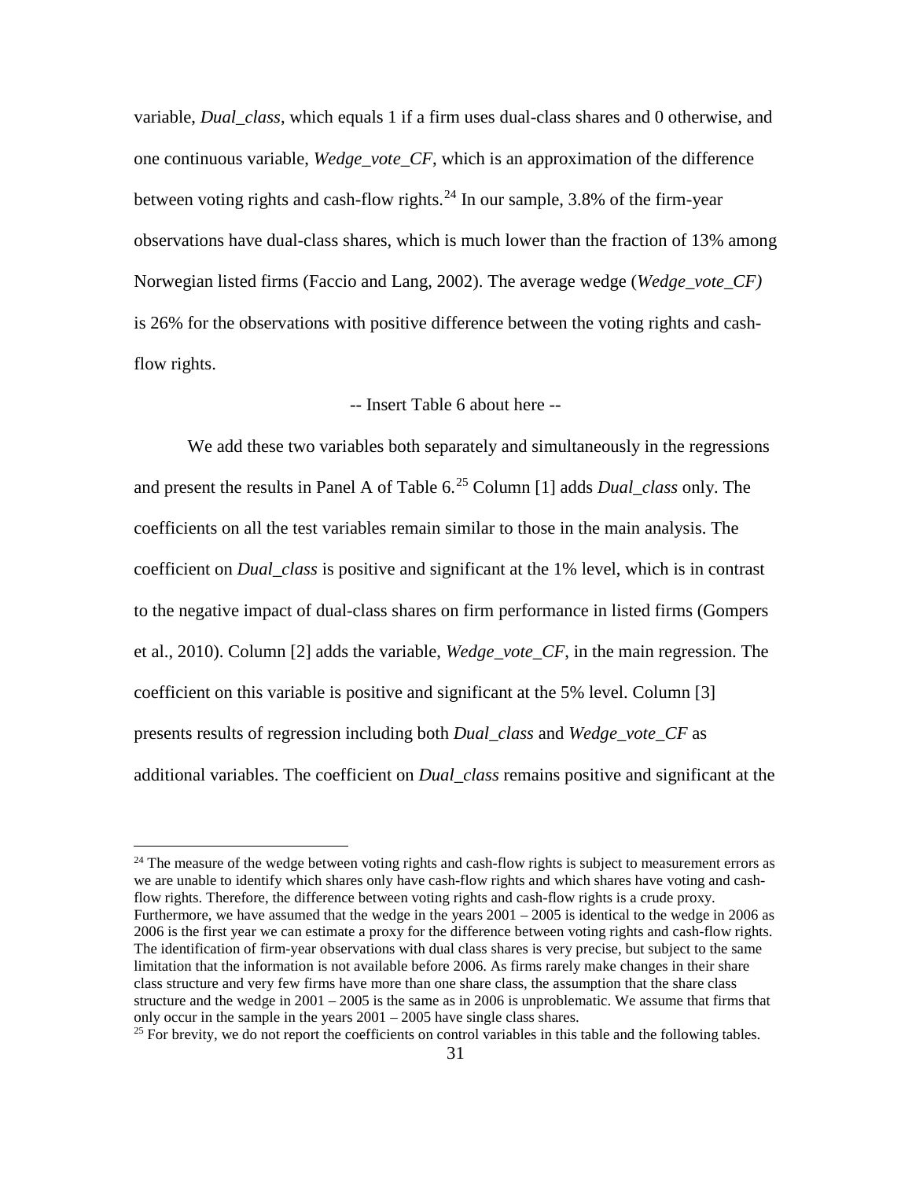variable, *Dual_class*, which equals 1 if a firm uses dual-class shares and 0 otherwise, and one continuous variable, *Wedge_vote_CF*, which is an approximation of the difference between voting rights and cash-flow rights.[24] In our sample, 3.8% of the firm-year observations have dual-class shares, which is much lower than the fraction of 13% among Norwegian listed firms (Faccio and Lang, 2002). The average wedge (*Wedge_vote_CF)* is 26% for the observations with positive difference between the voting rights and cash-flow rights.

-- Insert Table 6 about here --

We add these two variables both separately and simultaneously in the regressions and present the results in Panel A of Table 6.[25] Column [1] adds *Dual_class* only. The coefficients on all the test variables remain similar to those in the main analysis. The coefficient on *Dual_class* is positive and significant at the 1% level, which is in contrast to the negative impact of dual-class shares on firm performance in listed firms (Gompers et al., 2010). Column [2] adds the variable, *Wedge_vote_CF*, in the main regression. The coefficient on this variable is positive and significant at the 5% level. Column [3] presents results of regression including both *Dual_class* and *Wedge_vote_CF* as additional variables. The coefficient on *Dual_class* remains positive and significant at the

---

[24] The measure of the wedge between voting rights and cash-flow rights is subject to measurement errors as we are unable to identify which shares only have cash-flow rights and which shares have voting and cash-flow rights. Therefore, the difference between voting rights and cash-flow rights is a crude proxy. Furthermore, we have assumed that the wedge in the years 2001 – 2005 is identical to the wedge in 2006 as 2006 is the first year we can estimate a proxy for the difference between voting rights and cash-flow rights. The identification of firm-year observations with dual class shares is very precise, but subject to the same limitation that the information is not available before 2006. As firms rarely make changes in their share class structure and very few firms have more than one share class, the assumption that the share class structure and the wedge in 2001 – 2005 is the same as in 2006 is unproblematic. We assume that firms that only occur in the sample in the years 2001 – 2005 have single class shares.

[25] For brevity, we do not report the coefficients on control variables in this table and the following tables.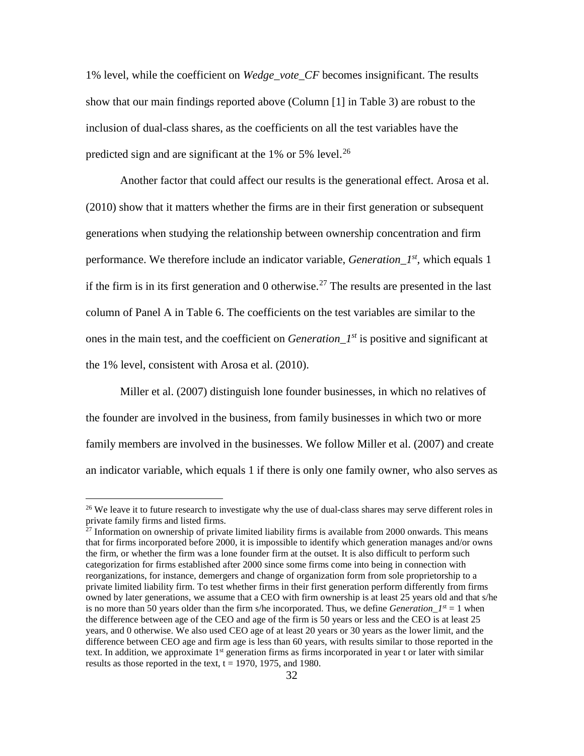1% level, while the coefficient on *Wedge_vote_CF* becomes insignificant. The results show that our main findings reported above (Column [1] in Table 3) are robust to the inclusion of dual-class shares, as the coefficients on all the test variables have the predicted sign and are significant at the 1% or 5% level.[26]

Another factor that could affect our results is the generational effect. Arosa et al. (2010) show that it matters whether the firms are in their first generation or subsequent generations when studying the relationship between ownership concentration and firm performance. We therefore include an indicator variable, *Generation_1st*, which equals 1 if the firm is in its first generation and 0 otherwise.[27] The results are presented in the last column of Panel A in Table 6. The coefficients on the test variables are similar to the ones in the main test, and the coefficient on *Generation_1st* is positive and significant at the 1% level, consistent with Arosa et al. (2010).

Miller et al. (2007) distinguish lone founder businesses, in which no relatives of the founder are involved in the business, from family businesses in which two or more family members are involved in the businesses. We follow Miller et al. (2007) and create an indicator variable, which equals 1 if there is only one family owner, who also serves as

---

[26] We leave it to future research to investigate why the use of dual-class shares may serve different roles in private family firms and listed firms.

[27] Information on ownership of private limited liability firms is available from 2000 onwards. This means that for firms incorporated before 2000, it is impossible to identify which generation manages and/or owns the firm, or whether the firm was a lone founder firm at the outset. It is also difficult to perform such categorization for firms established after 2000 since some firms come into being in connection with reorganizations, for instance, demergers and change of organization form from sole proprietorship to a private limited liability firm. To test whether firms in their first generation perform differently from firms owned by later generations, we assume that a CEO with firm ownership is at least 25 years old and that s/he is no more than 50 years older than the firm s/he incorporated. Thus, we define *Generation_1st* = 1 when the difference between age of the CEO and age of the firm is 50 years or less and the CEO is at least 25 years, and 0 otherwise. We also used CEO age of at least 20 years or 30 years as the lower limit, and the difference between CEO age and firm age is less than 60 years, with results similar to those reported in the text. In addition, we approximate 1st generation firms as firms incorporated in year t or later with similar results as those reported in the text, t = 1970, 1975, and 1980.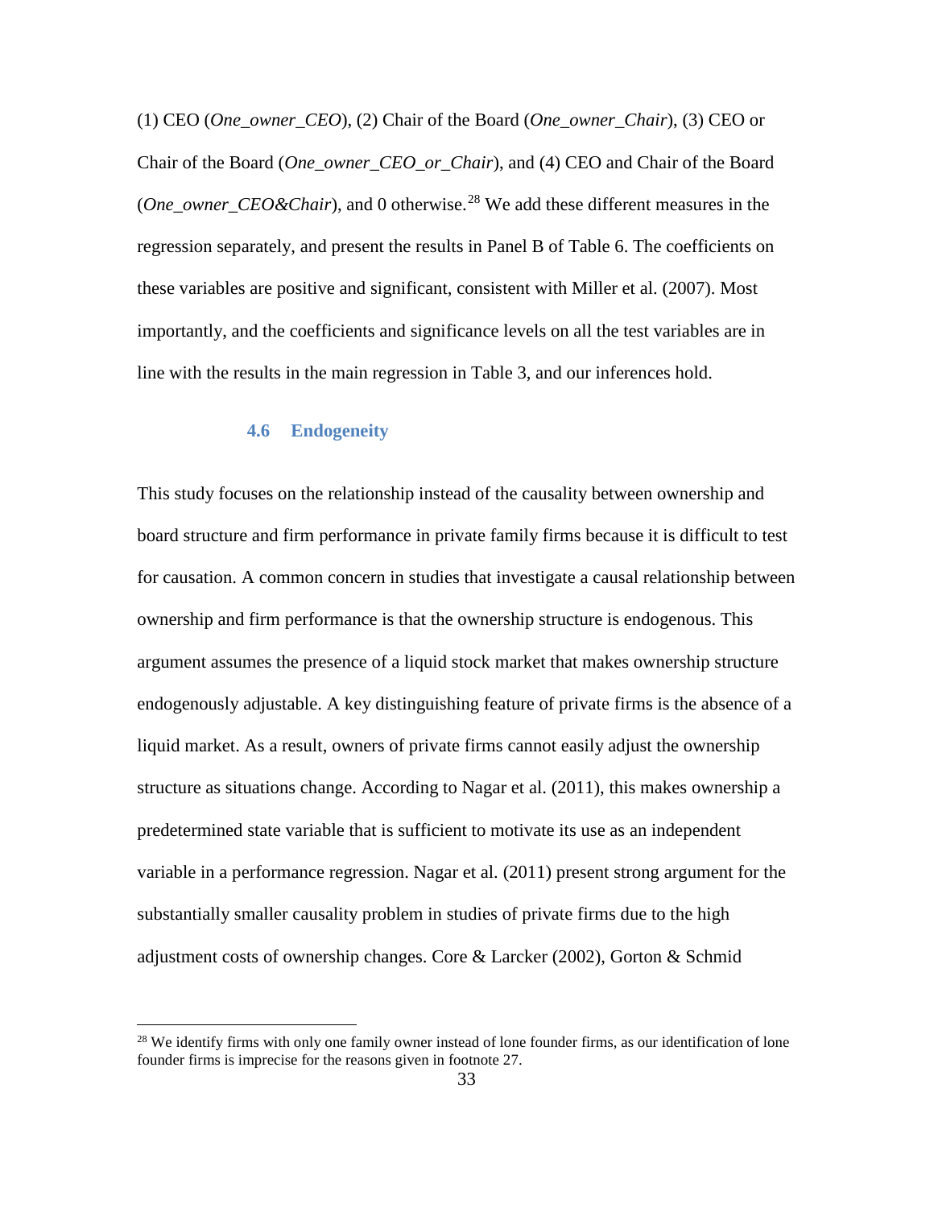(1) CEO (*One_owner_CEO*), (2) Chair of the Board (*One_owner_Chair*), (3) CEO or Chair of the Board (*One_owner_CEO_or_Chair*), and (4) CEO and Chair of the Board (*One_owner_CEO&Chair*), and 0 otherwise.[28] We add these different measures in the regression separately, and present the results in Panel B of Table 6. The coefficients on these variables are positive and significant, consistent with Miller et al. (2007). Most importantly, and the coefficients and significance levels on all the test variables are in line with the results in the main regression in Table 3, and our inferences hold.

### 4.6 Endogeneity

This study focuses on the relationship instead of the causality between ownership and board structure and firm performance in private family firms because it is difficult to test for causation. A common concern in studies that investigate a causal relationship between ownership and firm performance is that the ownership structure is endogenous. This argument assumes the presence of a liquid stock market that makes ownership structure endogenously adjustable. A key distinguishing feature of private firms is the absence of a liquid market. As a result, owners of private firms cannot easily adjust the ownership structure as situations change. According to Nagar et al. (2011), this makes ownership a predetermined state variable that is sufficient to motivate its use as an independent variable in a performance regression. Nagar et al. (2011) present strong argument for the substantially smaller causality problem in studies of private firms due to the high adjustment costs of ownership changes. Core & Larcker (2002), Gorton & Schmid

[28] We identify firms with only one family owner instead of lone founder firms, as our identification of lone founder firms is imprecise for the reasons given in footnote 27.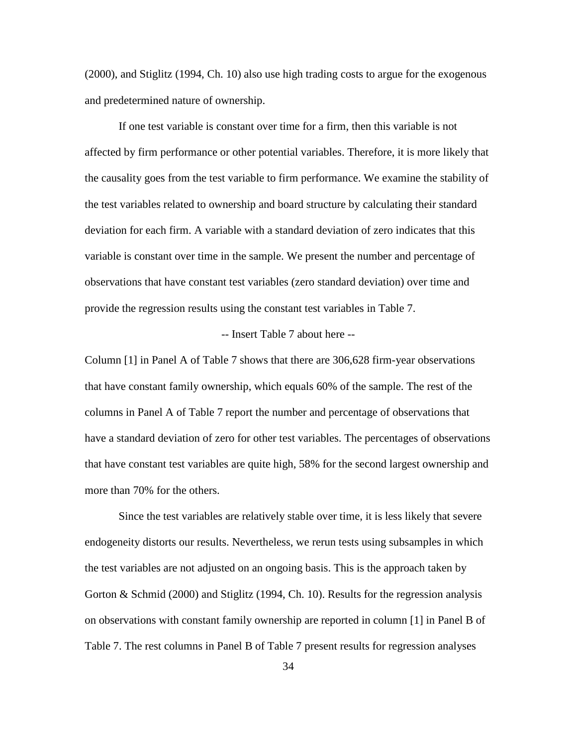(2000), and Stiglitz (1994, Ch. 10) also use high trading costs to argue for the exogenous and predetermined nature of ownership.

If one test variable is constant over time for a firm, then this variable is not affected by firm performance or other potential variables. Therefore, it is more likely that the causality goes from the test variable to firm performance. We examine the stability of the test variables related to ownership and board structure by calculating their standard deviation for each firm. A variable with a standard deviation of zero indicates that this variable is constant over time in the sample. We present the number and percentage of observations that have constant test variables (zero standard deviation) over time and provide the regression results using the constant test variables in Table 7.

-- Insert Table 7 about here --

Column [1] in Panel A of Table 7 shows that there are 306,628 firm-year observations that have constant family ownership, which equals 60% of the sample. The rest of the columns in Panel A of Table 7 report the number and percentage of observations that have a standard deviation of zero for other test variables. The percentages of observations that have constant test variables are quite high, 58% for the second largest ownership and more than 70% for the others.

Since the test variables are relatively stable over time, it is less likely that severe endogeneity distorts our results. Nevertheless, we rerun tests using subsamples in which the test variables are not adjusted on an ongoing basis. This is the approach taken by Gorton & Schmid (2000) and Stiglitz (1994, Ch. 10). Results for the regression analysis on observations with constant family ownership are reported in column [1] in Panel B of Table 7. The rest columns in Panel B of Table 7 present results for regression analyses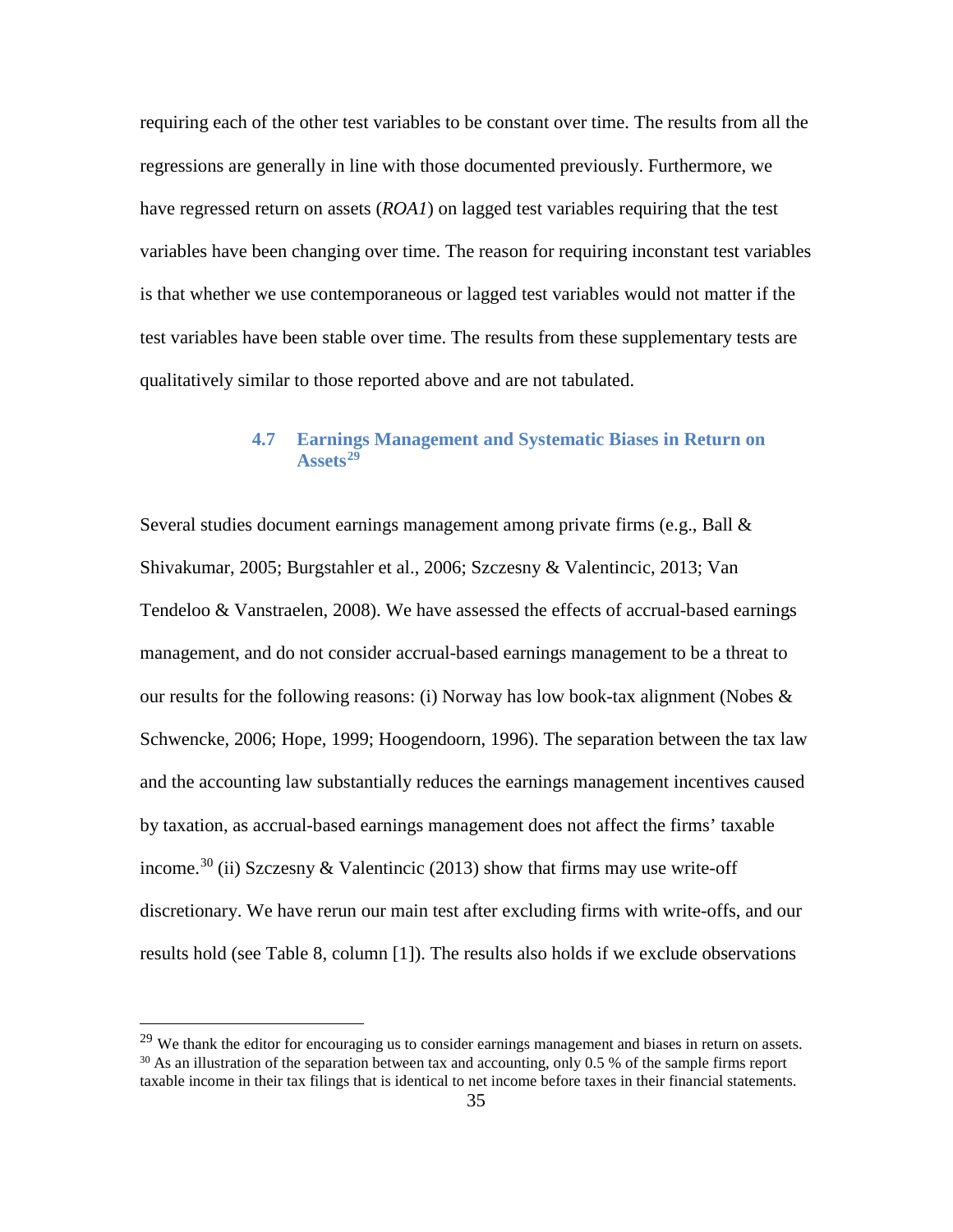requiring each of the other test variables to be constant over time. The results from all the regressions are generally in line with those documented previously. Furthermore, we have regressed return on assets (*ROA1*) on lagged test variables requiring that the test variables have been changing over time. The reason for requiring inconstant test variables is that whether we use contemporaneous or lagged test variables would not matter if the test variables have been stable over time. The results from these supplementary tests are qualitatively similar to those reported above and are not tabulated.

### 4.7 Earnings Management and Systematic Biases in Return on Assets[29]

Several studies document earnings management among private firms (e.g., Ball & Shivakumar, 2005; Burgstahler et al., 2006; Szczesny & Valentincic, 2013; Van Tendeloo & Vanstraelen, 2008). We have assessed the effects of accrual-based earnings management, and do not consider accrual-based earnings management to be a threat to our results for the following reasons: (i) Norway has low book-tax alignment (Nobes & Schwencke, 2006; Hope, 1999; Hoogendoorn, 1996). The separation between the tax law and the accounting law substantially reduces the earnings management incentives caused by taxation, as accrual-based earnings management does not affect the firms' taxable income.[30] (ii) Szczesny & Valentincic (2013) show that firms may use write-off discretionary. We have rerun our main test after excluding firms with write-offs, and our results hold (see Table 8, column [1]). The results also holds if we exclude observations

[29] We thank the editor for encouraging us to consider earnings management and biases in return on assets.

[30] As an illustration of the separation between tax and accounting, only 0.5 % of the sample firms report taxable income in their tax filings that is identical to net income before taxes in their financial statements.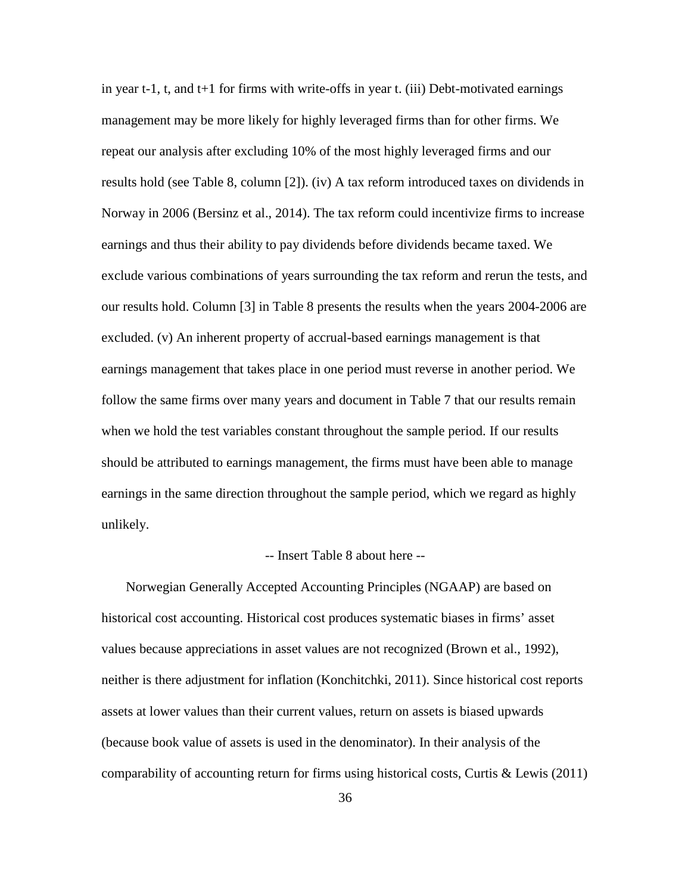in year t-1, t, and t+1 for firms with write-offs in year t. (iii) Debt-motivated earnings management may be more likely for highly leveraged firms than for other firms. We repeat our analysis after excluding 10% of the most highly leveraged firms and our results hold (see Table 8, column [2]). (iv) A tax reform introduced taxes on dividends in Norway in 2006 (Bersinz et al., 2014). The tax reform could incentivize firms to increase earnings and thus their ability to pay dividends before dividends became taxed. We exclude various combinations of years surrounding the tax reform and rerun the tests, and our results hold. Column [3] in Table 8 presents the results when the years 2004-2006 are excluded. (v) An inherent property of accrual-based earnings management is that earnings management that takes place in one period must reverse in another period. We follow the same firms over many years and document in Table 7 that our results remain when we hold the test variables constant throughout the sample period. If our results should be attributed to earnings management, the firms must have been able to manage earnings in the same direction throughout the sample period, which we regard as highly unlikely.

-- Insert Table 8 about here --

Norwegian Generally Accepted Accounting Principles (NGAAP) are based on historical cost accounting. Historical cost produces systematic biases in firms' asset values because appreciations in asset values are not recognized (Brown et al., 1992), neither is there adjustment for inflation (Konchitchki, 2011). Since historical cost reports assets at lower values than their current values, return on assets is biased upwards (because book value of assets is used in the denominator). In their analysis of the comparability of accounting return for firms using historical costs, Curtis & Lewis (2011)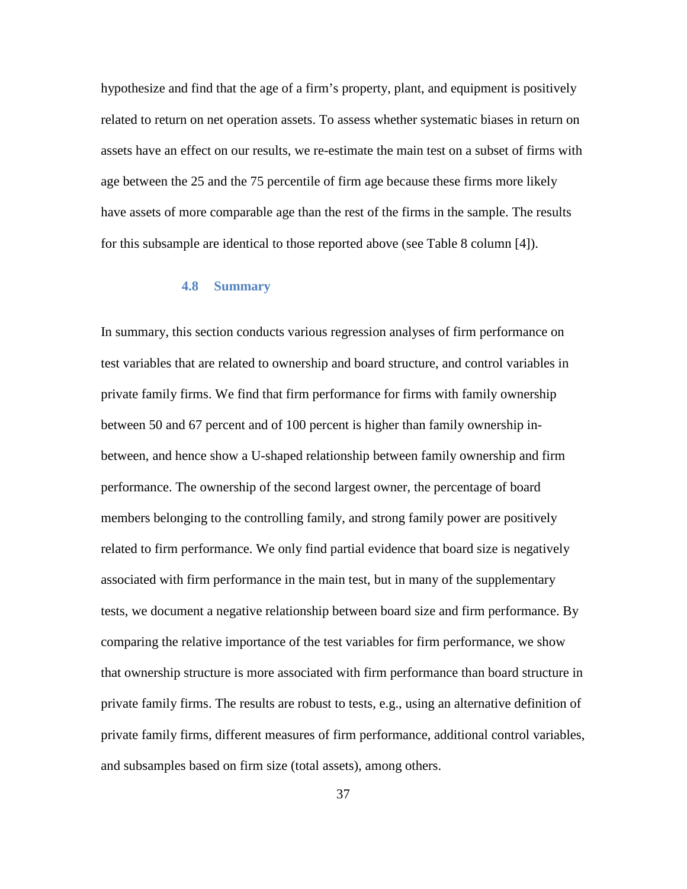hypothesize and find that the age of a firm's property, plant, and equipment is positively related to return on net operation assets. To assess whether systematic biases in return on assets have an effect on our results, we re-estimate the main test on a subset of firms with age between the 25 and the 75 percentile of firm age because these firms more likely have assets of more comparable age than the rest of the firms in the sample. The results for this subsample are identical to those reported above (see Table 8 column [4]).

### 4.8 Summary

In summary, this section conducts various regression analyses of firm performance on test variables that are related to ownership and board structure, and control variables in private family firms. We find that firm performance for firms with family ownership between 50 and 67 percent and of 100 percent is higher than family ownership in-between, and hence show a U-shaped relationship between family ownership and firm performance. The ownership of the second largest owner, the percentage of board members belonging to the controlling family, and strong family power are positively related to firm performance. We only find partial evidence that board size is negatively associated with firm performance in the main test, but in many of the supplementary tests, we document a negative relationship between board size and firm performance. By comparing the relative importance of the test variables for firm performance, we show that ownership structure is more associated with firm performance than board structure in private family firms. The results are robust to tests, e.g., using an alternative definition of private family firms, different measures of firm performance, additional control variables, and subsamples based on firm size (total assets), among others.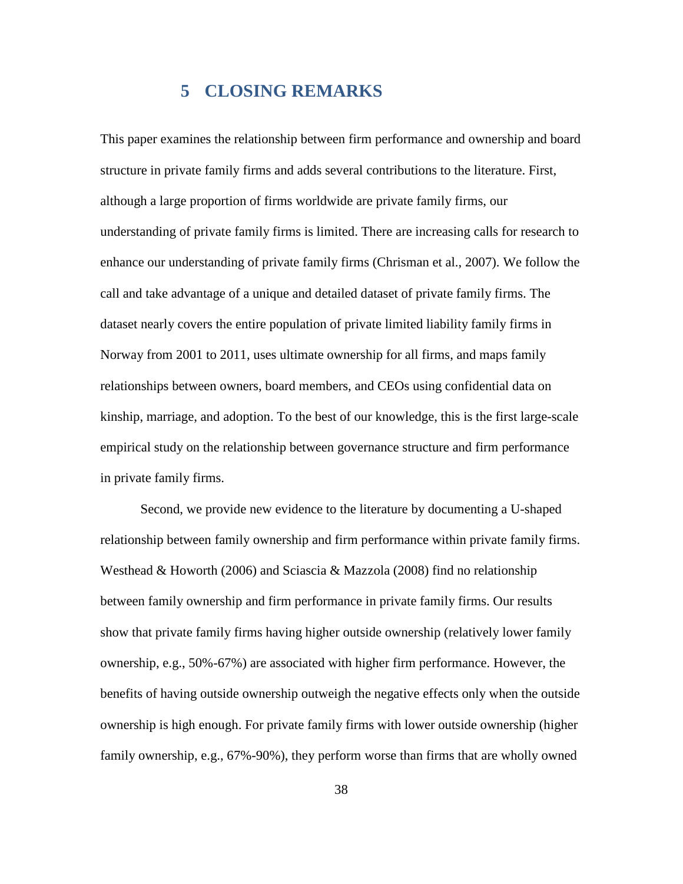# 5 CLOSING REMARKS

This paper examines the relationship between firm performance and ownership and board structure in private family firms and adds several contributions to the literature. First, although a large proportion of firms worldwide are private family firms, our understanding of private family firms is limited. There are increasing calls for research to enhance our understanding of private family firms (Chrisman et al., 2007). We follow the call and take advantage of a unique and detailed dataset of private family firms. The dataset nearly covers the entire population of private limited liability family firms in Norway from 2001 to 2011, uses ultimate ownership for all firms, and maps family relationships between owners, board members, and CEOs using confidential data on kinship, marriage, and adoption. To the best of our knowledge, this is the first large-scale empirical study on the relationship between governance structure and firm performance in private family firms.

Second, we provide new evidence to the literature by documenting a U-shaped relationship between family ownership and firm performance within private family firms. Westhead & Howorth (2006) and Sciascia & Mazzola (2008) find no relationship between family ownership and firm performance in private family firms. Our results show that private family firms having higher outside ownership (relatively lower family ownership, e.g., 50%-67%) are associated with higher firm performance. However, the benefits of having outside ownership outweigh the negative effects only when the outside ownership is high enough. For private family firms with lower outside ownership (higher family ownership, e.g., 67%-90%), they perform worse than firms that are wholly owned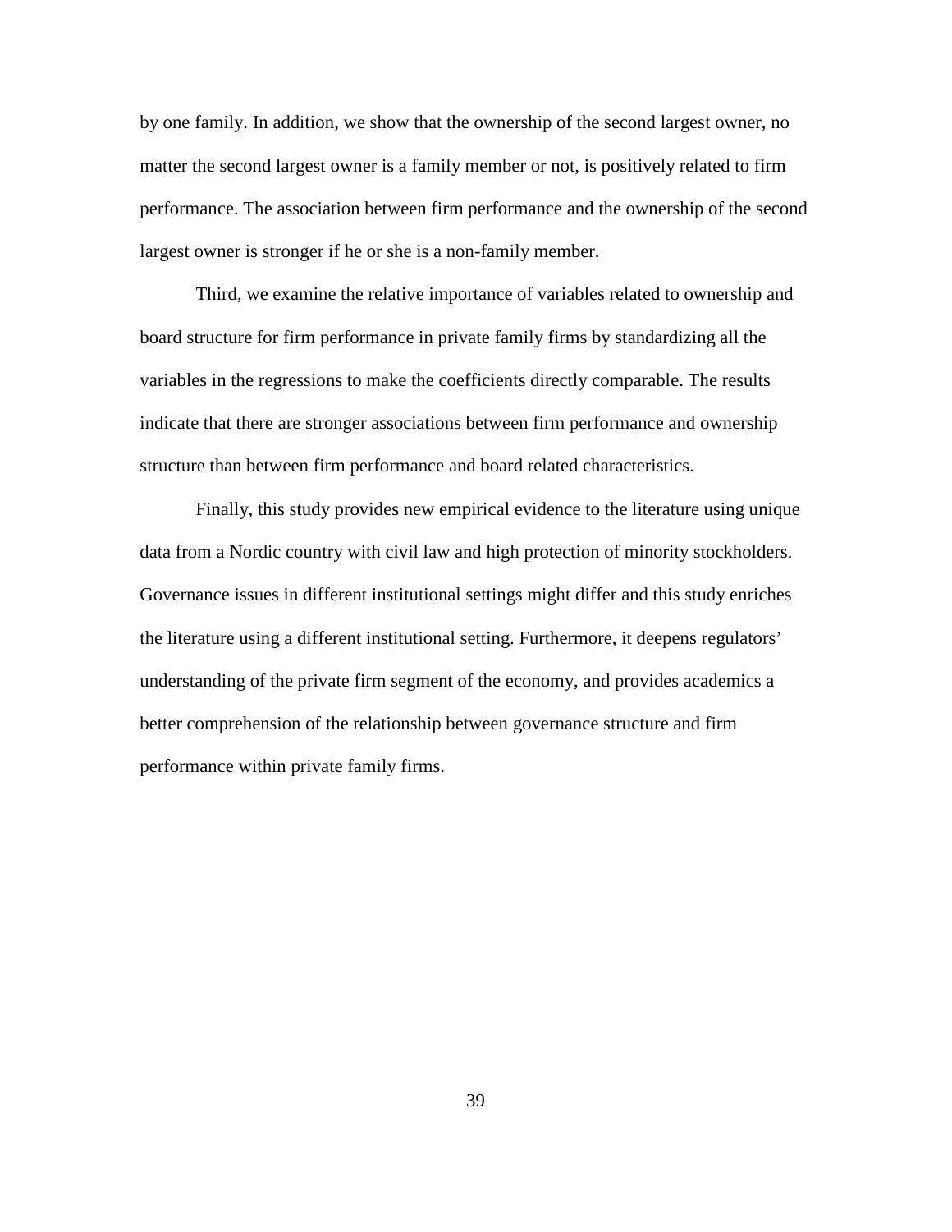by one family. In addition, we show that the ownership of the second largest owner, no matter the second largest owner is a family member or not, is positively related to firm performance. The association between firm performance and the ownership of the second largest owner is stronger if he or she is a non-family member.

Third, we examine the relative importance of variables related to ownership and board structure for firm performance in private family firms by standardizing all the variables in the regressions to make the coefficients directly comparable. The results indicate that there are stronger associations between firm performance and ownership structure than between firm performance and board related characteristics.

Finally, this study provides new empirical evidence to the literature using unique data from a Nordic country with civil law and high protection of minority stockholders. Governance issues in different institutional settings might differ and this study enriches the literature using a different institutional setting. Furthermore, it deepens regulators' understanding of the private firm segment of the economy, and provides academics a better comprehension of the relationship between governance structure and firm performance within private family firms.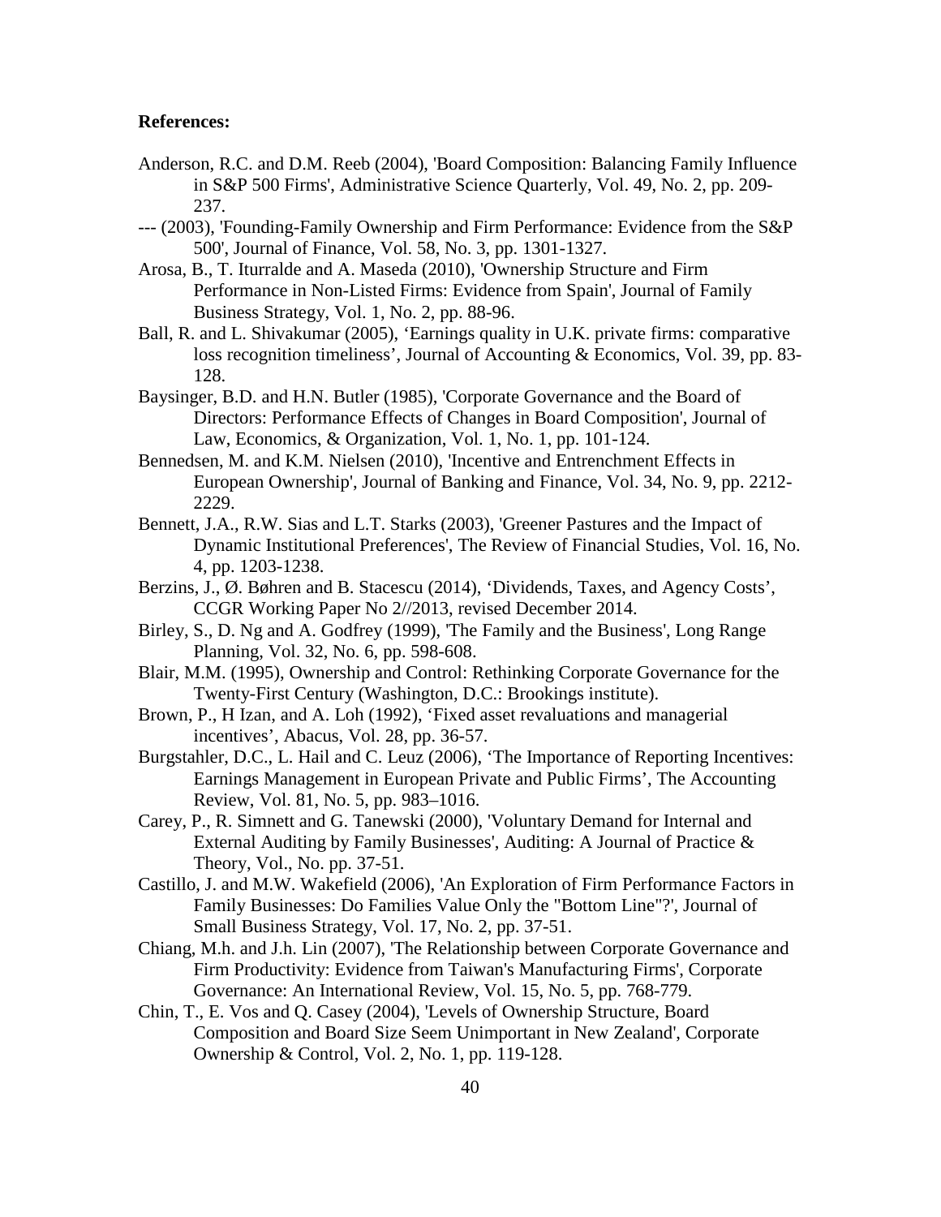**References:**

Anderson, R.C. and D.M. Reeb (2004), 'Board Composition: Balancing Family Influence in S&P 500 Firms', Administrative Science Quarterly, Vol. 49, No. 2, pp. 209-237.

--- (2003), 'Founding-Family Ownership and Firm Performance: Evidence from the S&P 500', Journal of Finance, Vol. 58, No. 3, pp. 1301-1327.

Arosa, B., T. Iturralde and A. Maseda (2010), 'Ownership Structure and Firm Performance in Non-Listed Firms: Evidence from Spain', Journal of Family Business Strategy, Vol. 1, No. 2, pp. 88-96.

Ball, R. and L. Shivakumar (2005), 'Earnings quality in U.K. private firms: comparative loss recognition timeliness', Journal of Accounting & Economics, Vol. 39, pp. 83-128.

Baysinger, B.D. and H.N. Butler (1985), 'Corporate Governance and the Board of Directors: Performance Effects of Changes in Board Composition', Journal of Law, Economics, & Organization, Vol. 1, No. 1, pp. 101-124.

Bennedsen, M. and K.M. Nielsen (2010), 'Incentive and Entrenchment Effects in European Ownership', Journal of Banking and Finance, Vol. 34, No. 9, pp. 2212-2229.

Bennett, J.A., R.W. Sias and L.T. Starks (2003), 'Greener Pastures and the Impact of Dynamic Institutional Preferences', The Review of Financial Studies, Vol. 16, No. 4, pp. 1203-1238.

Berzins, J., Ø. Bøhren and B. Stacescu (2014), 'Dividends, Taxes, and Agency Costs', CCGR Working Paper No 2//2013, revised December 2014.

Birley, S., D. Ng and A. Godfrey (1999), 'The Family and the Business', Long Range Planning, Vol. 32, No. 6, pp. 598-608.

Blair, M.M. (1995), Ownership and Control: Rethinking Corporate Governance for the Twenty-First Century (Washington, D.C.: Brookings institute).

Brown, P., H Izan, and A. Loh (1992), 'Fixed asset revaluations and managerial incentives', Abacus, Vol. 28, pp. 36-57.

Burgstahler, D.C., L. Hail and C. Leuz (2006), 'The Importance of Reporting Incentives: Earnings Management in European Private and Public Firms', The Accounting Review, Vol. 81, No. 5, pp. 983–1016.

Carey, P., R. Simnett and G. Tanewski (2000), 'Voluntary Demand for Internal and External Auditing by Family Businesses', Auditing: A Journal of Practice & Theory, Vol., No. pp. 37-51.

Castillo, J. and M.W. Wakefield (2006), 'An Exploration of Firm Performance Factors in Family Businesses: Do Families Value Only the "Bottom Line"?', Journal of Small Business Strategy, Vol. 17, No. 2, pp. 37-51.

Chiang, M.h. and J.h. Lin (2007), 'The Relationship between Corporate Governance and Firm Productivity: Evidence from Taiwan's Manufacturing Firms', Corporate Governance: An International Review, Vol. 15, No. 5, pp. 768-779.

Chin, T., E. Vos and Q. Casey (2004), 'Levels of Ownership Structure, Board Composition and Board Size Seem Unimportant in New Zealand', Corporate Ownership & Control, Vol. 2, No. 1, pp. 119-128.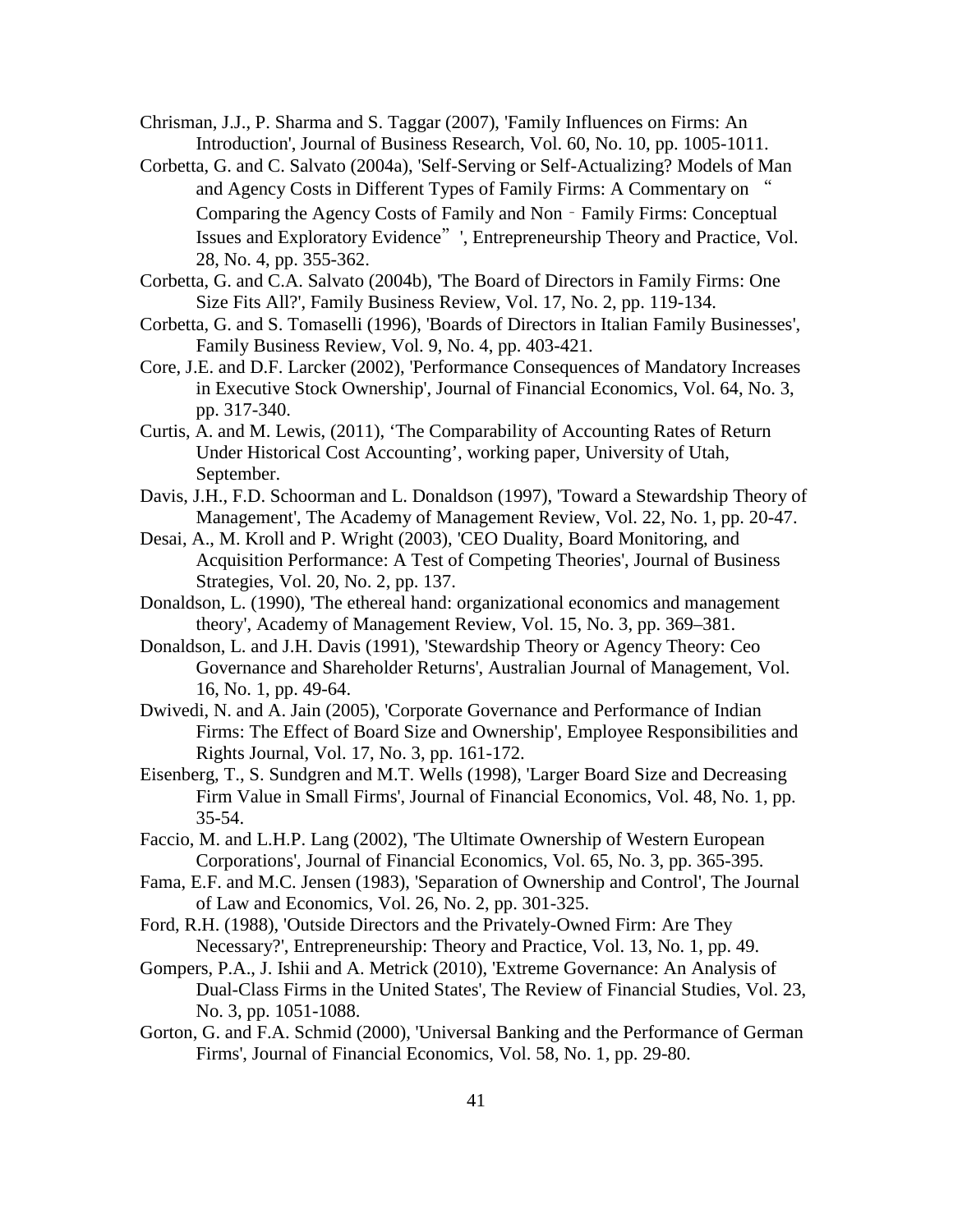Chrisman, J.J., P. Sharma and S. Taggar (2007), 'Family Influences on Firms: An Introduction', Journal of Business Research, Vol. 60, No. 10, pp. 1005-1011.

Corbetta, G. and C. Salvato (2004a), 'Self-Serving or Self-Actualizing? Models of Man and Agency Costs in Different Types of Family Firms: A Commentary on "Comparing the Agency Costs of Family and Non‐Family Firms: Conceptual Issues and Exploratory Evidence"', Entrepreneurship Theory and Practice, Vol. 28, No. 4, pp. 355-362.

Corbetta, G. and C.A. Salvato (2004b), 'The Board of Directors in Family Firms: One Size Fits All?', Family Business Review, Vol. 17, No. 2, pp. 119-134.

Corbetta, G. and S. Tomaselli (1996), 'Boards of Directors in Italian Family Businesses', Family Business Review, Vol. 9, No. 4, pp. 403-421.

Core, J.E. and D.F. Larcker (2002), 'Performance Consequences of Mandatory Increases in Executive Stock Ownership', Journal of Financial Economics, Vol. 64, No. 3, pp. 317-340.

Curtis, A. and M. Lewis, (2011), 'The Comparability of Accounting Rates of Return Under Historical Cost Accounting', working paper, University of Utah, September.

Davis, J.H., F.D. Schoorman and L. Donaldson (1997), 'Toward a Stewardship Theory of Management', The Academy of Management Review, Vol. 22, No. 1, pp. 20-47.

Desai, A., M. Kroll and P. Wright (2003), 'CEO Duality, Board Monitoring, and Acquisition Performance: A Test of Competing Theories', Journal of Business Strategies, Vol. 20, No. 2, pp. 137.

Donaldson, L. (1990), 'The ethereal hand: organizational economics and management theory', Academy of Management Review, Vol. 15, No. 3, pp. 369–381.

Donaldson, L. and J.H. Davis (1991), 'Stewardship Theory or Agency Theory: Ceo Governance and Shareholder Returns', Australian Journal of Management, Vol. 16, No. 1, pp. 49-64.

Dwivedi, N. and A. Jain (2005), 'Corporate Governance and Performance of Indian Firms: The Effect of Board Size and Ownership', Employee Responsibilities and Rights Journal, Vol. 17, No. 3, pp. 161-172.

Eisenberg, T., S. Sundgren and M.T. Wells (1998), 'Larger Board Size and Decreasing Firm Value in Small Firms', Journal of Financial Economics, Vol. 48, No. 1, pp. 35-54.

Faccio, M. and L.H.P. Lang (2002), 'The Ultimate Ownership of Western European Corporations', Journal of Financial Economics, Vol. 65, No. 3, pp. 365-395.

Fama, E.F. and M.C. Jensen (1983), 'Separation of Ownership and Control', The Journal of Law and Economics, Vol. 26, No. 2, pp. 301-325.

Ford, R.H. (1988), 'Outside Directors and the Privately-Owned Firm: Are They Necessary?', Entrepreneurship: Theory and Practice, Vol. 13, No. 1, pp. 49.

Gompers, P.A., J. Ishii and A. Metrick (2010), 'Extreme Governance: An Analysis of Dual-Class Firms in the United States', The Review of Financial Studies, Vol. 23, No. 3, pp. 1051-1088.

Gorton, G. and F.A. Schmid (2000), 'Universal Banking and the Performance of German Firms', Journal of Financial Economics, Vol. 58, No. 1, pp. 29-80.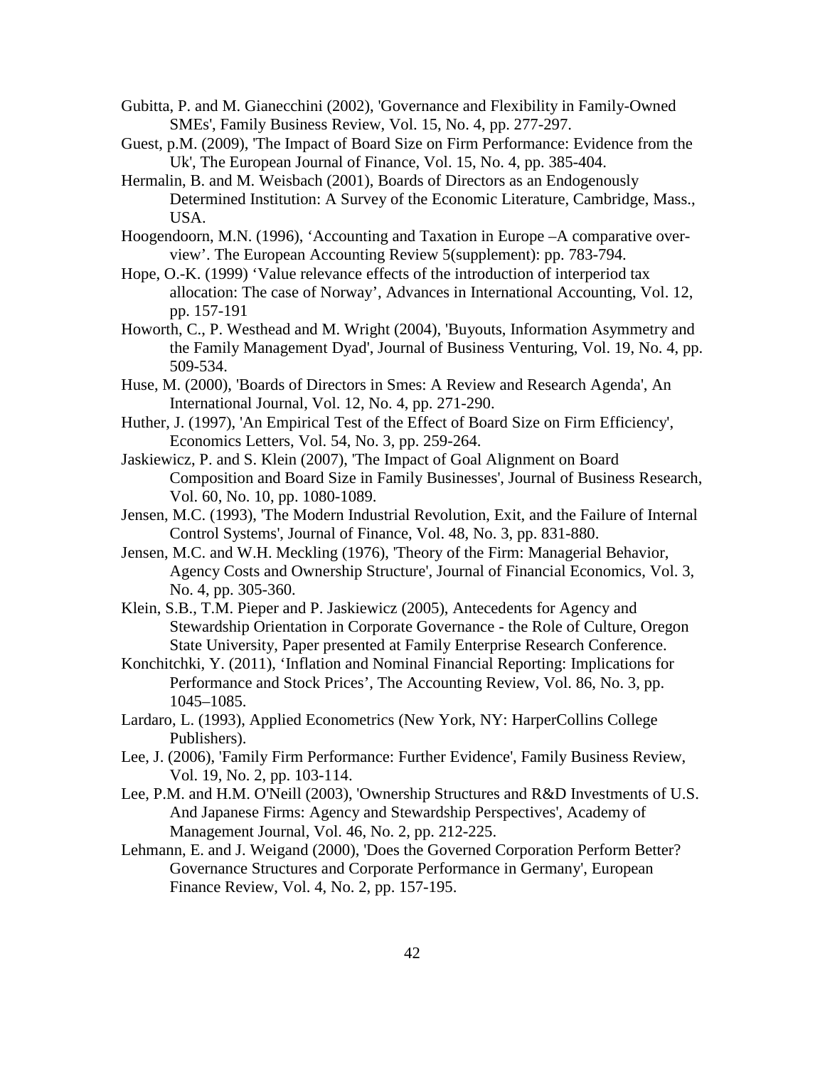Gubitta, P. and M. Gianecchini (2002), 'Governance and Flexibility in Family-Owned SMEs', Family Business Review, Vol. 15, No. 4, pp. 277-297.

Guest, p.M. (2009), 'The Impact of Board Size on Firm Performance: Evidence from the Uk', The European Journal of Finance, Vol. 15, No. 4, pp. 385-404.

Hermalin, B. and M. Weisbach (2001), Boards of Directors as an Endogenously Determined Institution: A Survey of the Economic Literature, Cambridge, Mass., USA.

Hoogendoorn, M.N. (1996), 'Accounting and Taxation in Europe –A comparative over-view'. The European Accounting Review 5(supplement): pp. 783-794.

Hope, O.-K. (1999) 'Value relevance effects of the introduction of interperiod tax allocation: The case of Norway', Advances in International Accounting, Vol. 12, pp. 157-191

Howorth, C., P. Westhead and M. Wright (2004), 'Buyouts, Information Asymmetry and the Family Management Dyad', Journal of Business Venturing, Vol. 19, No. 4, pp. 509-534.

Huse, M. (2000), 'Boards of Directors in Smes: A Review and Research Agenda', An International Journal, Vol. 12, No. 4, pp. 271-290.

Huther, J. (1997), 'An Empirical Test of the Effect of Board Size on Firm Efficiency', Economics Letters, Vol. 54, No. 3, pp. 259-264.

Jaskiewicz, P. and S. Klein (2007), 'The Impact of Goal Alignment on Board Composition and Board Size in Family Businesses', Journal of Business Research, Vol. 60, No. 10, pp. 1080-1089.

Jensen, M.C. (1993), 'The Modern Industrial Revolution, Exit, and the Failure of Internal Control Systems', Journal of Finance, Vol. 48, No. 3, pp. 831-880.

Jensen, M.C. and W.H. Meckling (1976), 'Theory of the Firm: Managerial Behavior, Agency Costs and Ownership Structure', Journal of Financial Economics, Vol. 3, No. 4, pp. 305-360.

Klein, S.B., T.M. Pieper and P. Jaskiewicz (2005), Antecedents for Agency and Stewardship Orientation in Corporate Governance - the Role of Culture, Oregon State University, Paper presented at Family Enterprise Research Conference.

Konchitchki, Y. (2011), 'Inflation and Nominal Financial Reporting: Implications for Performance and Stock Prices', The Accounting Review, Vol. 86, No. 3, pp. 1045–1085.

Lardaro, L. (1993), Applied Econometrics (New York, NY: HarperCollins College Publishers).

Lee, J. (2006), 'Family Firm Performance: Further Evidence', Family Business Review, Vol. 19, No. 2, pp. 103-114.

Lee, P.M. and H.M. O'Neill (2003), 'Ownership Structures and R&D Investments of U.S. And Japanese Firms: Agency and Stewardship Perspectives', Academy of Management Journal, Vol. 46, No. 2, pp. 212-225.

Lehmann, E. and J. Weigand (2000), 'Does the Governed Corporation Perform Better? Governance Structures and Corporate Performance in Germany', European Finance Review, Vol. 4, No. 2, pp. 157-195.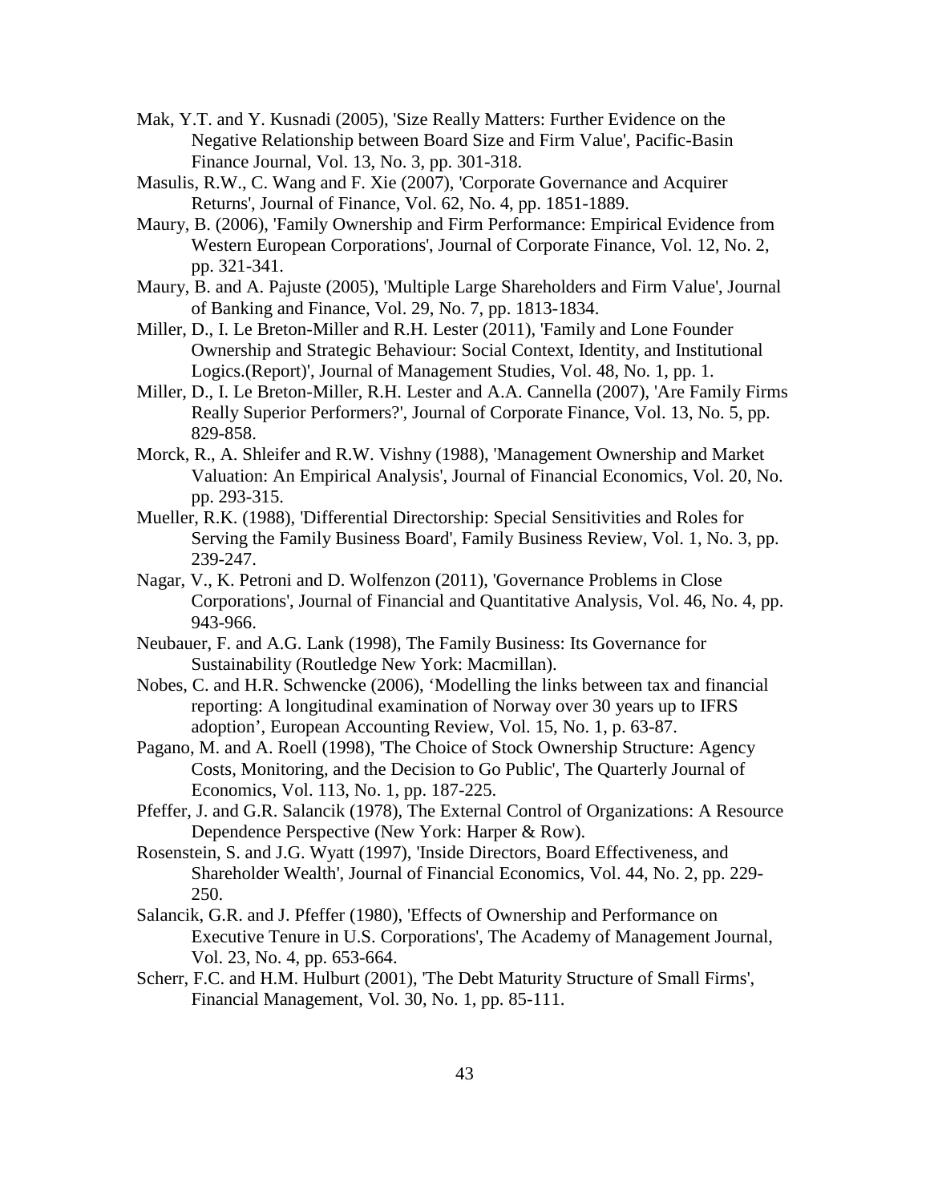Mak, Y.T. and Y. Kusnadi (2005), 'Size Really Matters: Further Evidence on the Negative Relationship between Board Size and Firm Value', Pacific-Basin Finance Journal, Vol. 13, No. 3, pp. 301-318.

Masulis, R.W., C. Wang and F. Xie (2007), 'Corporate Governance and Acquirer Returns', Journal of Finance, Vol. 62, No. 4, pp. 1851-1889.

Maury, B. (2006), 'Family Ownership and Firm Performance: Empirical Evidence from Western European Corporations', Journal of Corporate Finance, Vol. 12, No. 2, pp. 321-341.

Maury, B. and A. Pajuste (2005), 'Multiple Large Shareholders and Firm Value', Journal of Banking and Finance, Vol. 29, No. 7, pp. 1813-1834.

Miller, D., I. Le Breton-Miller and R.H. Lester (2011), 'Family and Lone Founder Ownership and Strategic Behaviour: Social Context, Identity, and Institutional Logics.(Report)', Journal of Management Studies, Vol. 48, No. 1, pp. 1.

Miller, D., I. Le Breton-Miller, R.H. Lester and A.A. Cannella (2007), 'Are Family Firms Really Superior Performers?', Journal of Corporate Finance, Vol. 13, No. 5, pp. 829-858.

Morck, R., A. Shleifer and R.W. Vishny (1988), 'Management Ownership and Market Valuation: An Empirical Analysis', Journal of Financial Economics, Vol. 20, No. pp. 293-315.

Mueller, R.K. (1988), 'Differential Directorship: Special Sensitivities and Roles for Serving the Family Business Board', Family Business Review, Vol. 1, No. 3, pp. 239-247.

Nagar, V., K. Petroni and D. Wolfenzon (2011), 'Governance Problems in Close Corporations', Journal of Financial and Quantitative Analysis, Vol. 46, No. 4, pp. 943-966.

Neubauer, F. and A.G. Lank (1998), The Family Business: Its Governance for Sustainability (Routledge New York: Macmillan).

Nobes, C. and H.R. Schwencke (2006), 'Modelling the links between tax and financial reporting: A longitudinal examination of Norway over 30 years up to IFRS adoption', European Accounting Review, Vol. 15, No. 1, p. 63-87.

Pagano, M. and A. Roell (1998), 'The Choice of Stock Ownership Structure: Agency Costs, Monitoring, and the Decision to Go Public', The Quarterly Journal of Economics, Vol. 113, No. 1, pp. 187-225.

Pfeffer, J. and G.R. Salancik (1978), The External Control of Organizations: A Resource Dependence Perspective (New York: Harper & Row).

Rosenstein, S. and J.G. Wyatt (1997), 'Inside Directors, Board Effectiveness, and Shareholder Wealth', Journal of Financial Economics, Vol. 44, No. 2, pp. 229-250.

Salancik, G.R. and J. Pfeffer (1980), 'Effects of Ownership and Performance on Executive Tenure in U.S. Corporations', The Academy of Management Journal, Vol. 23, No. 4, pp. 653-664.

Scherr, F.C. and H.M. Hulburt (2001), 'The Debt Maturity Structure of Small Firms', Financial Management, Vol. 30, No. 1, pp. 85-111.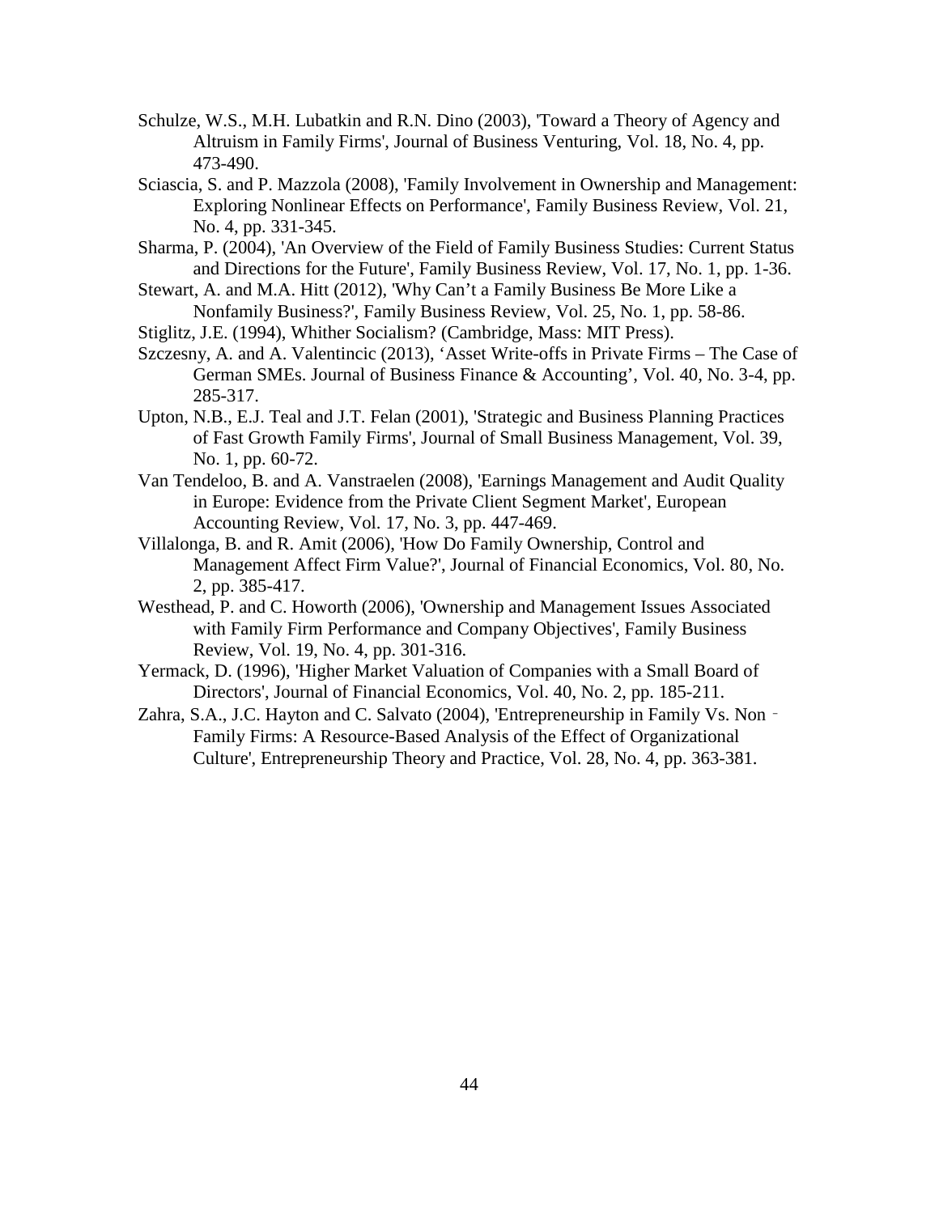Schulze, W.S., M.H. Lubatkin and R.N. Dino (2003), 'Toward a Theory of Agency and Altruism in Family Firms', Journal of Business Venturing, Vol. 18, No. 4, pp. 473-490.

Sciascia, S. and P. Mazzola (2008), 'Family Involvement in Ownership and Management: Exploring Nonlinear Effects on Performance', Family Business Review, Vol. 21, No. 4, pp. 331-345.

Sharma, P. (2004), 'An Overview of the Field of Family Business Studies: Current Status and Directions for the Future', Family Business Review, Vol. 17, No. 1, pp. 1-36.

Stewart, A. and M.A. Hitt (2012), 'Why Can't a Family Business Be More Like a Nonfamily Business?', Family Business Review, Vol. 25, No. 1, pp. 58-86.

Stiglitz, J.E. (1994), Whither Socialism? (Cambridge, Mass: MIT Press).

Szczesny, A. and A. Valentincic (2013), 'Asset Write-offs in Private Firms – The Case of German SMEs. Journal of Business Finance & Accounting', Vol. 40, No. 3-4, pp. 285-317.

Upton, N.B., E.J. Teal and J.T. Felan (2001), 'Strategic and Business Planning Practices of Fast Growth Family Firms', Journal of Small Business Management, Vol. 39, No. 1, pp. 60-72.

Van Tendeloo, B. and A. Vanstraelen (2008), 'Earnings Management and Audit Quality in Europe: Evidence from the Private Client Segment Market', European Accounting Review, Vol. 17, No. 3, pp. 447-469.

Villalonga, B. and R. Amit (2006), 'How Do Family Ownership, Control and Management Affect Firm Value?', Journal of Financial Economics, Vol. 80, No. 2, pp. 385-417.

Westhead, P. and C. Howorth (2006), 'Ownership and Management Issues Associated with Family Firm Performance and Company Objectives', Family Business Review, Vol. 19, No. 4, pp. 301-316.

Yermack, D. (1996), 'Higher Market Valuation of Companies with a Small Board of Directors', Journal of Financial Economics, Vol. 40, No. 2, pp. 185-211.

Zahra, S.A., J.C. Hayton and C. Salvato (2004), 'Entrepreneurship in Family Vs. Non‐Family Firms: A Resource-Based Analysis of the Effect of Organizational Culture', Entrepreneurship Theory and Practice, Vol. 28, No. 4, pp. 363-381.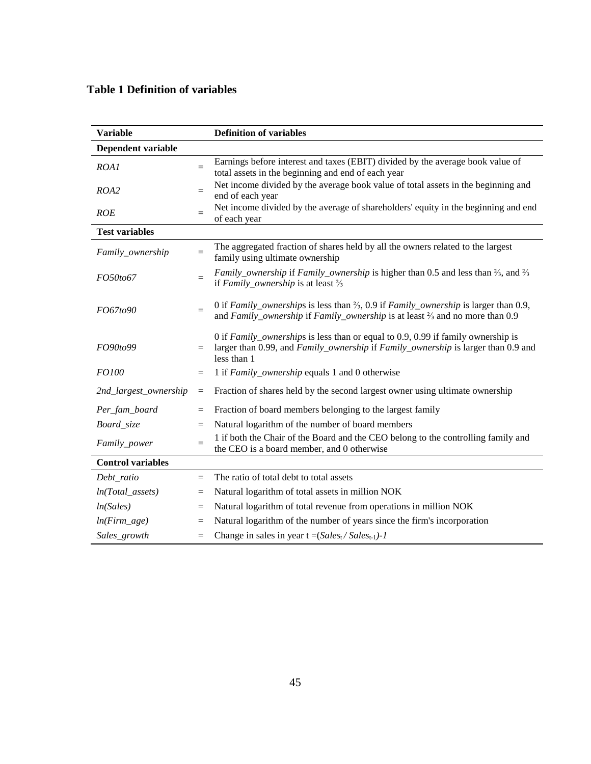**Table 1 Definition of variables**

| Variable | | Definition of variables |
|---|---|---|
| **Dependent variable** | | |
| *ROA1* | = | Earnings before interest and taxes (EBIT) divided by the average book value of total assets in the beginning and end of each year |
| *ROA2* | = | Net income divided by the average book value of total assets in the beginning and end of each year |
| *ROE* | = | Net income divided by the average of shareholders' equity in the beginning and end of each year |
| **Test variables** | | |
| *Family_ownership* | = | The aggregated fraction of shares held by all the owners related to the largest family using ultimate ownership |
| *FO50to67* | = | *Family_ownership* if *Family_ownership* is higher than 0.5 and less than ⅔, and ⅔ if *Family_ownership* is at least ⅔ |
| *FO67to90* | = | 0 if *Family_ownerships* is less than ⅔, 0.9 if *Family_ownership* is larger than 0.9, and *Family_ownership* if *Family_ownership* is at least ⅔ and no more than 0.9 |
| *FO90to99* | = | 0 if *Family_ownerships* is less than or equal to 0.9, 0.99 if family ownership is larger than 0.99, and *Family_ownership* if *Family_ownership* is larger than 0.9 and less than 1 |
| *FO100* | = | 1 if *Family_ownership* equals 1 and 0 otherwise |
| *2nd_largest_ownership* | = | Fraction of shares held by the second largest owner using ultimate ownership |
| *Per_fam_board* | = | Fraction of board members belonging to the largest family |
| *Board_size* | = | Natural logarithm of the number of board members |
| *Family_power* | = | 1 if both the Chair of the Board and the CEO belong to the controlling family and the CEO is a board member, and 0 otherwise |
| **Control variables** | | |
| *Debt_ratio* | = | The ratio of total debt to total assets |
| *ln(Total_assets)* | = | Natural logarithm of total assets in million NOK |
| *ln(Sales)* | = | Natural logarithm of total revenue from operations in million NOK |
| *ln(Firm_age)* | = | Natural logarithm of the number of years since the firm's incorporation |
| *Sales_growth* | = | Change in sales in year t $=(Sales_t / Sales_{t-1})-1$ |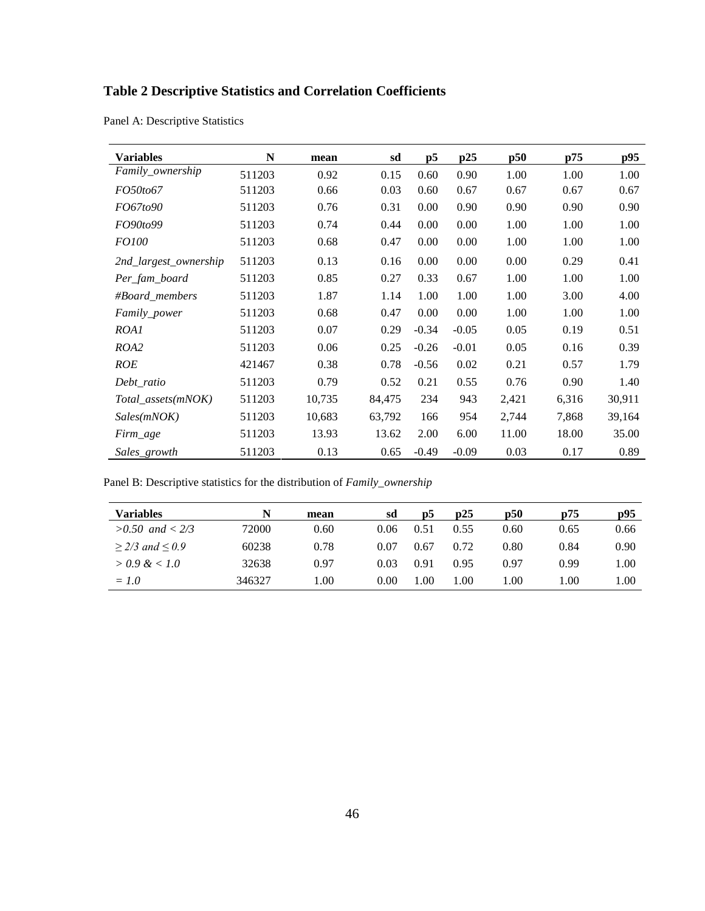# Table 2 Descriptive Statistics and Correlation Coefficients

Panel A: Descriptive Statistics

| Variables | N | mean | sd | p5 | p25 | p50 | p75 | p95 |
|---|---|---|---|---|---|---|---|---|
| *Family_ownership* | 511203 | 0.92 | 0.15 | 0.60 | 0.90 | 1.00 | 1.00 | 1.00 |
| *FO50to67* | 511203 | 0.66 | 0.03 | 0.60 | 0.67 | 0.67 | 0.67 | 0.67 |
| *FO67to90* | 511203 | 0.76 | 0.31 | 0.00 | 0.90 | 0.90 | 0.90 | 0.90 |
| *FO90to99* | 511203 | 0.74 | 0.44 | 0.00 | 0.00 | 1.00 | 1.00 | 1.00 |
| *FO100* | 511203 | 0.68 | 0.47 | 0.00 | 0.00 | 1.00 | 1.00 | 1.00 |
| *2nd_largest_ownership* | 511203 | 0.13 | 0.16 | 0.00 | 0.00 | 0.00 | 0.29 | 0.41 |
| *Per_fam_board* | 511203 | 0.85 | 0.27 | 0.33 | 0.67 | 1.00 | 1.00 | 1.00 |
| *#Board_members* | 511203 | 1.87 | 1.14 | 1.00 | 1.00 | 1.00 | 3.00 | 4.00 |
| *Family_power* | 511203 | 0.68 | 0.47 | 0.00 | 0.00 | 1.00 | 1.00 | 1.00 |
| *ROA1* | 511203 | 0.07 | 0.29 | -0.34 | -0.05 | 0.05 | 0.19 | 0.51 |
| *ROA2* | 511203 | 0.06 | 0.25 | -0.26 | -0.01 | 0.05 | 0.16 | 0.39 |
| *ROE* | 421467 | 0.38 | 0.78 | -0.56 | 0.02 | 0.21 | 0.57 | 1.79 |
| *Debt_ratio* | 511203 | 0.79 | 0.52 | 0.21 | 0.55 | 0.76 | 0.90 | 1.40 |
| *Total_assets(mNOK)* | 511203 | 10,735 | 84,475 | 234 | 943 | 2,421 | 6,316 | 30,911 |
| *Sales(mNOK)* | 511203 | 10,683 | 63,792 | 166 | 954 | 2,744 | 7,868 | 39,164 |
| *Firm_age* | 511203 | 13.93 | 13.62 | 2.00 | 6.00 | 11.00 | 18.00 | 35.00 |
| *Sales_growth* | 511203 | 0.13 | 0.65 | -0.49 | -0.09 | 0.03 | 0.17 | 0.89 |

Panel B: Descriptive statistics for the distribution of *Family_ownership*

| Variables | N | mean | sd | p5 | p25 | p50 | p75 | p95 |
|---|---|---|---|---|---|---|---|---|
| *>0.50 and < 2/3* | 72000 | 0.60 | 0.06 | 0.51 | 0.55 | 0.60 | 0.65 | 0.66 |
| *≥ 2/3 and ≤ 0.9* | 60238 | 0.78 | 0.07 | 0.67 | 0.72 | 0.80 | 0.84 | 0.90 |
| *> 0.9 & < 1.0* | 32638 | 0.97 | 0.03 | 0.91 | 0.95 | 0.97 | 0.99 | 1.00 |
| *= 1.0* | 346327 | 1.00 | 0.00 | 1.00 | 1.00 | 1.00 | 1.00 | 1.00 |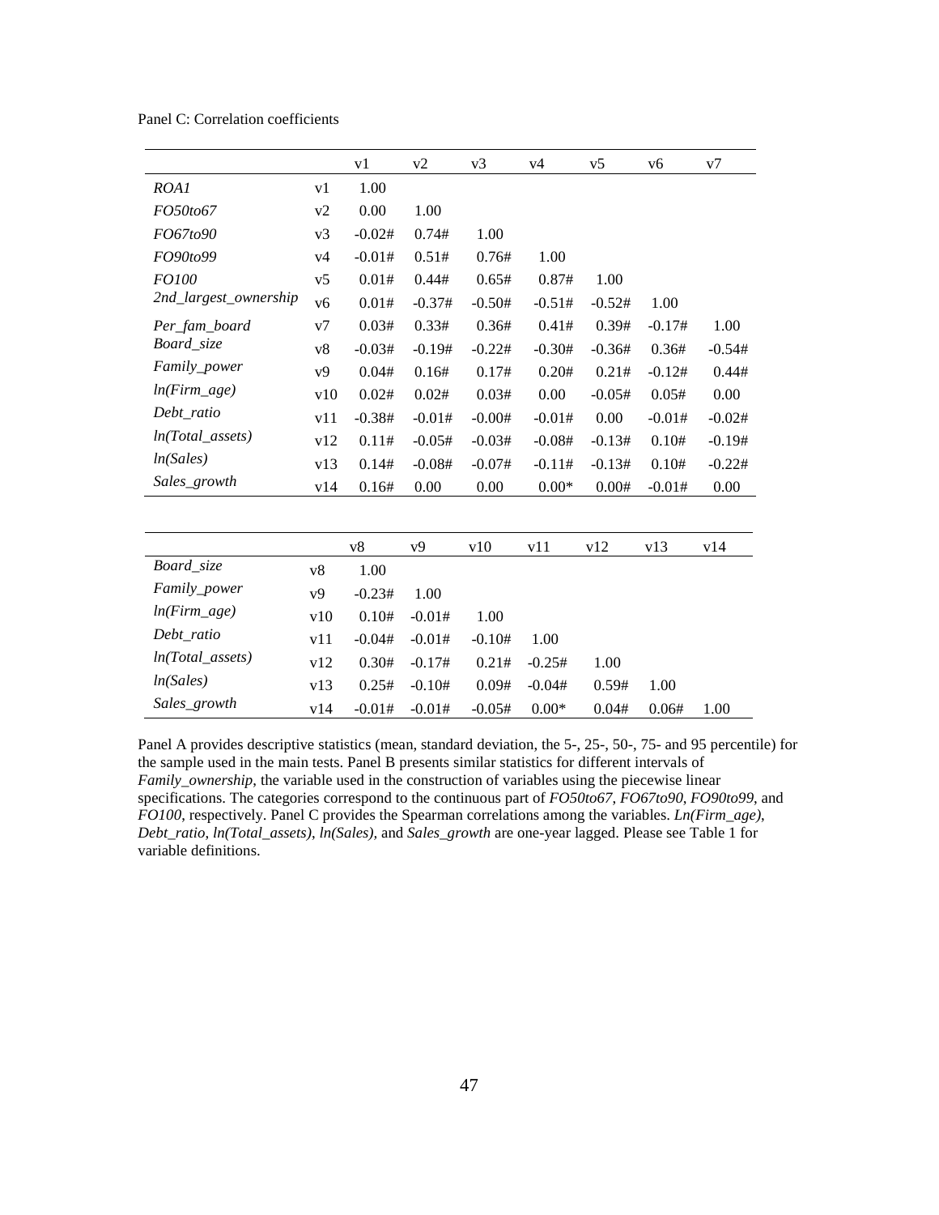Panel C: Correlation coefficients

| | | v1 | v2 | v3 | v4 | v5 | v6 | v7 |
|---|---|---|---|---|---|---|---|---|
| *ROA1* | v1 | 1.00 | | | | | | |
| *FO50to67* | v2 | 0.00 | 1.00 | | | | | |
| *FO67to90* | v3 | -0.02# | 0.74# | 1.00 | | | | |
| *FO90to99* | v4 | -0.01# | 0.51# | 0.76# | 1.00 | | | |
| *FO100* | v5 | 0.01# | 0.44# | 0.65# | 0.87# | 1.00 | | |
| *2nd_largest_ownership* | v6 | 0.01# | -0.37# | -0.50# | -0.51# | -0.52# | 1.00 | |
| *Per_fam_board* | v7 | 0.03# | 0.33# | 0.36# | 0.41# | 0.39# | -0.17# | 1.00 |
| *Board_size* | v8 | -0.03# | -0.19# | -0.22# | -0.30# | -0.36# | 0.36# | -0.54# |
| *Family_power* | v9 | 0.04# | 0.16# | 0.17# | 0.20# | 0.21# | -0.12# | 0.44# |
| *ln(Firm_age)* | v10 | 0.02# | 0.02# | 0.03# | 0.00 | -0.05# | 0.05# | 0.00 |
| *Debt_ratio* | v11 | -0.38# | -0.01# | -0.00# | -0.01# | 0.00 | -0.01# | -0.02# |
| *ln(Total_assets)* | v12 | 0.11# | -0.05# | -0.03# | -0.08# | -0.13# | 0.10# | -0.19# |
| *ln(Sales)* | v13 | 0.14# | -0.08# | -0.07# | -0.11# | -0.13# | 0.10# | -0.22# |
| *Sales_growth* | v14 | 0.16# | 0.00 | 0.00 | 0.00* | 0.00# | -0.01# | 0.00 |

| | | v8 | v9 | v10 | v11 | v12 | v13 | v14 |
|---|---|---|---|---|---|---|---|---|
| *Board_size* | v8 | 1.00 | | | | | | |
| *Family_power* | v9 | -0.23# | 1.00 | | | | | |
| *ln(Firm_age)* | v10 | 0.10# | -0.01# | 1.00 | | | | |
| *Debt_ratio* | v11 | -0.04# | -0.01# | -0.10# | 1.00 | | | |
| *ln(Total_assets)* | v12 | 0.30# | -0.17# | 0.21# | -0.25# | 1.00 | | |
| *ln(Sales)* | v13 | 0.25# | -0.10# | 0.09# | -0.04# | 0.59# | 1.00 | |
| *Sales_growth* | v14 | -0.01# | -0.01# | -0.05# | 0.00* | 0.04# | 0.06# | 1.00 |

Panel A provides descriptive statistics (mean, standard deviation, the 5-, 25-, 50-, 75- and 95 percentile) for the sample used in the main tests. Panel B presents similar statistics for different intervals of *Family_ownership*, the variable used in the construction of variables using the piecewise linear specifications. The categories correspond to the continuous part of *FO50to67*, *FO67to90*, *FO90to99*, and *FO100*, respectively. Panel C provides the Spearman correlations among the variables. *Ln(Firm_age)*, *Debt_ratio*, *ln(Total_assets)*, *ln(Sales)*, and *Sales_growth* are one-year lagged. Please see Table 1 for variable definitions.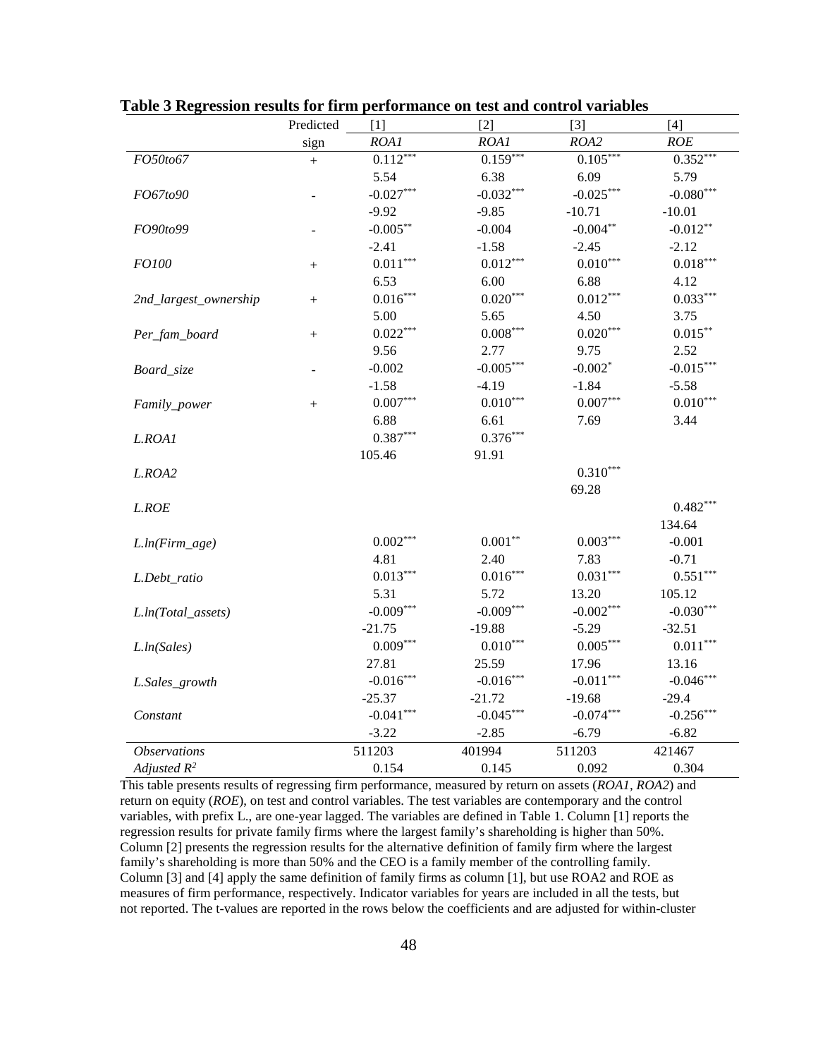**Table 3 Regression results for firm performance on test and control variables**

| | Predicted sign | [1] *ROA1* | [2] *ROA1* | [3] *ROA2* | [4] *ROE* |
|---|---|---|---|---|---|
| *FO50to67* | + | 0.112*** | 0.159*** | 0.105*** | 0.352*** |
| | | 5.54 | 6.38 | 6.09 | 5.79 |
| *FO67to90* | - | -0.027*** | -0.032*** | -0.025*** | -0.080*** |
| | | -9.92 | -9.85 | -10.71 | -10.01 |
| *FO90to99* | - | -0.005** | -0.004 | -0.004** | -0.012** |
| | | -2.41 | -1.58 | -2.45 | -2.12 |
| *FO100* | + | 0.011*** | 0.012*** | 0.010*** | 0.018*** |
| | | 6.53 | 6.00 | 6.88 | 4.12 |
| *2nd_largest_ownership* | + | 0.016*** | 0.020*** | 0.012*** | 0.033*** |
| | | 5.00 | 5.65 | 4.50 | 3.75 |
| *Per_fam_board* | + | 0.022*** | 0.008*** | 0.020*** | 0.015** |
| | | 9.56 | 2.77 | 9.75 | 2.52 |
| *Board_size* | - | -0.002 | -0.005*** | -0.002* | -0.015*** |
| | | -1.58 | -4.19 | -1.84 | -5.58 |
| *Family_power* | + | 0.007*** | 0.010*** | 0.007*** | 0.010*** |
| | | 6.88 | 6.61 | 7.69 | 3.44 |
| *L.ROA1* | | 0.387*** | 0.376*** | | |
| | | 105.46 | 91.91 | | |
| *L.ROA2* | | | | 0.310*** | |
| | | | | 69.28 | |
| *L.ROE* | | | | | 0.482*** |
| | | | | | 134.64 |
| *L.ln(Firm_age)* | | 0.002*** | 0.001** | 0.003*** | -0.001 |
| | | 4.81 | 2.40 | 7.83 | -0.71 |
| *L.Debt_ratio* | | 0.013*** | 0.016*** | 0.031*** | 0.551*** |
| | | 5.31 | 5.72 | 13.20 | 105.12 |
| *L.ln(Total_assets)* | | -0.009*** | -0.009*** | -0.002*** | -0.030*** |
| | | -21.75 | -19.88 | -5.29 | -32.51 |
| *L.ln(Sales)* | | 0.009*** | 0.010*** | 0.005*** | 0.011*** |
| | | 27.81 | 25.59 | 17.96 | 13.16 |
| *L.Sales_growth* | | -0.016*** | -0.016*** | -0.011*** | -0.046*** |
| | | -25.37 | -21.72 | -19.68 | -29.4 |
| *Constant* | | -0.041*** | -0.045*** | -0.074*** | -0.256*** |
| | | -3.22 | -2.85 | -6.79 | -6.82 |
| *Observations* | | 511203 | 401994 | 511203 | 421467 |
| *Adjusted $R^2$* | | 0.154 | 0.145 | 0.092 | 0.304 |

This table presents results of regressing firm performance, measured by return on assets (*ROA1*, *ROA2*) and return on equity (*ROE*), on test and control variables. The test variables are contemporary and the control variables, with prefix L., are one-year lagged. The variables are defined in Table 1. Column [1] reports the regression results for private family firms where the largest family's shareholding is higher than 50%. Column [2] presents the regression results for the alternative definition of family firm where the largest family's shareholding is more than 50% and the CEO is a family member of the controlling family. Column [3] and [4] apply the same definition of family firms as column [1], but use ROA2 and ROE as measures of firm performance, respectively. Indicator variables for years are included in all the tests, but not reported. The t-values are reported in the rows below the coefficients and are adjusted for within-cluster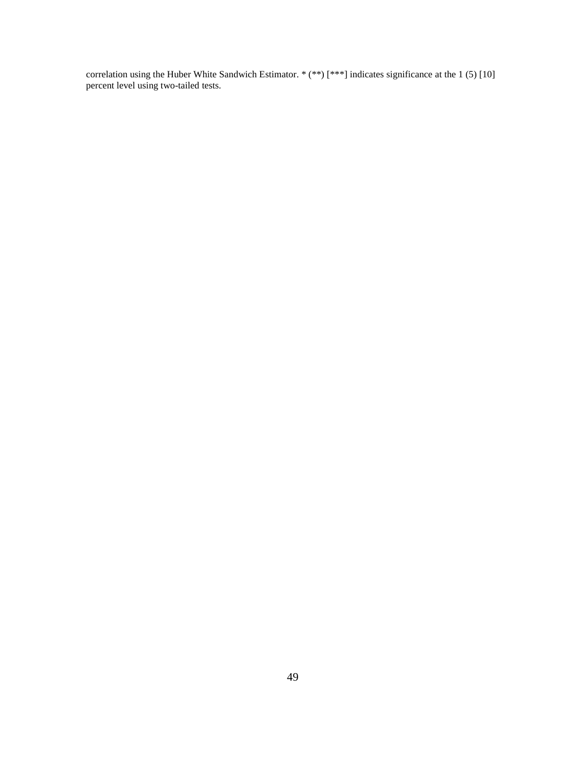correlation using the Huber White Sandwich Estimator. * (**) [***] indicates significance at the 1 (5) [10] percent level using two-tailed tests.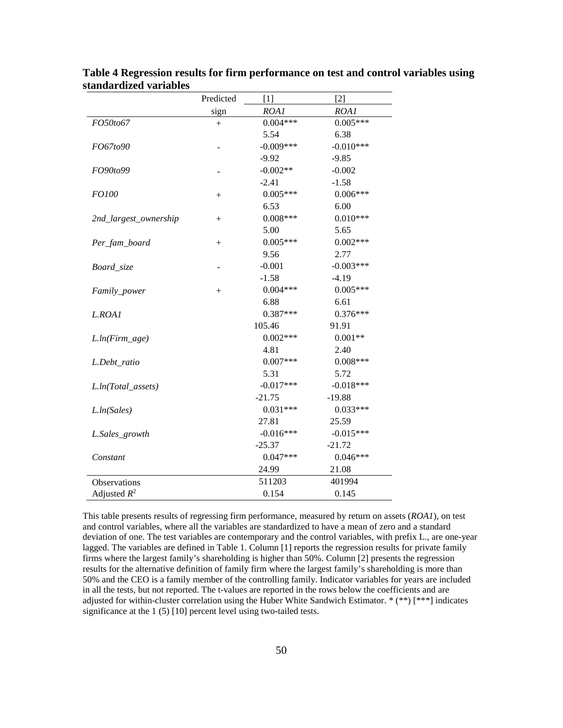**Table 4 Regression results for firm performance on test and control variables using standardized variables**

| | Predicted sign | [1] *ROA1* | [2] *ROA1* |
|---|---|---|---|
| *FO50to67* | + | 0.004*** | 0.005*** |
| | | 5.54 | 6.38 |
| *FO67to90* | - | -0.009*** | -0.010*** |
| | | -9.92 | -9.85 |
| *FO90to99* | - | -0.002** | -0.002 |
| | | -2.41 | -1.58 |
| *FO100* | + | 0.005*** | 0.006*** |
| | | 6.53 | 6.00 |
| *2nd_largest_ownership* | + | 0.008*** | 0.010*** |
| | | 5.00 | 5.65 |
| *Per_fam_board* | + | 0.005*** | 0.002*** |
| | | 9.56 | 2.77 |
| *Board_size* | - | -0.001 | -0.003*** |
| | | -1.58 | -4.19 |
| *Family_power* | + | 0.004*** | 0.005*** |
| | | 6.88 | 6.61 |
| *L.ROA1* | | 0.387*** | 0.376*** |
| | | 105.46 | 91.91 |
| *L.ln(Firm_age)* | | 0.002*** | 0.001** |
| | | 4.81 | 2.40 |
| *L.Debt_ratio* | | 0.007*** | 0.008*** |
| | | 5.31 | 5.72 |
| *L.ln(Total_assets)* | | -0.017*** | -0.018*** |
| | | -21.75 | -19.88 |
| *L.ln(Sales)* | | 0.031*** | 0.033*** |
| | | 27.81 | 25.59 |
| *L.Sales_growth* | | -0.016*** | -0.015*** |
| | | -25.37 | -21.72 |
| *Constant* | | 0.047*** | 0.046*** |
| | | 24.99 | 21.08 |
| Observations | | 511203 | 401994 |
| Adjusted $R^2$ | | 0.154 | 0.145 |

This table presents results of regressing firm performance, measured by return on assets (*ROA1*), on test and control variables, where all the variables are standardized to have a mean of zero and a standard deviation of one. The test variables are contemporary and the control variables, with prefix L., are one-year lagged. The variables are defined in Table 1. Column [1] reports the regression results for private family firms where the largest family's shareholding is higher than 50%. Column [2] presents the regression results for the alternative definition of family firm where the largest family's shareholding is more than 50% and the CEO is a family member of the controlling family. Indicator variables for years are included in all the tests, but not reported. The t-values are reported in the rows below the coefficients and are adjusted for within-cluster correlation using the Huber White Sandwich Estimator. * (**) [***] indicates significance at the 1 (5) [10] percent level using two-tailed tests.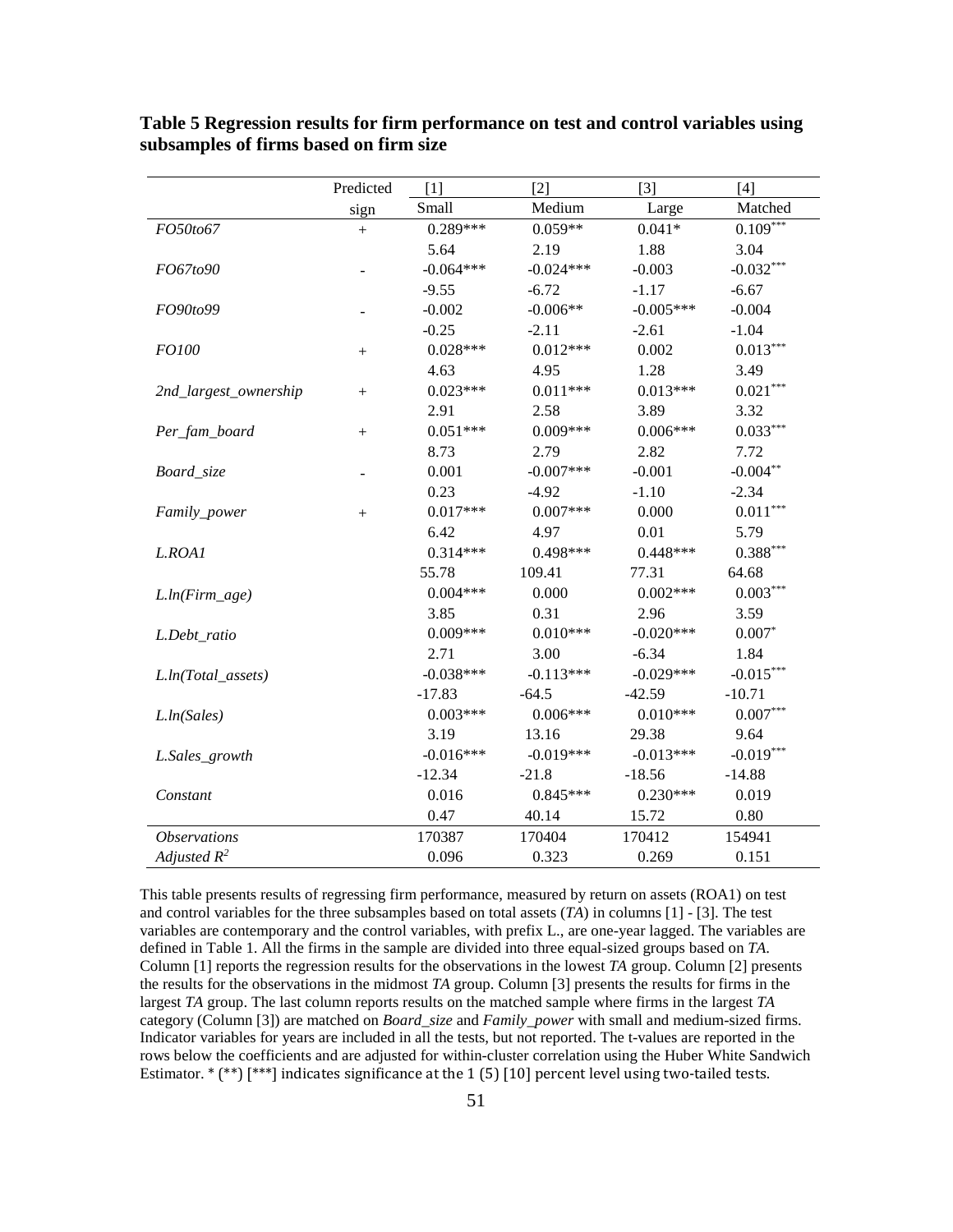**Table 5 Regression results for firm performance on test and control variables using subsamples of firms based on firm size**

| | Predicted sign | [1] Small | [2] Medium | [3] Large | [4] Matched |
|---|---|---|---|---|---|
| *FO50to67* | + | 0.289*** | 0.059** | 0.041* | 0.109*** |
| | | 5.64 | 2.19 | 1.88 | 3.04 |
| *FO67to90* | - | -0.064*** | -0.024*** | -0.003 | -0.032*** |
| | | -9.55 | -6.72 | -1.17 | -6.67 |
| *FO90to99* | - | -0.002 | -0.006** | -0.005*** | -0.004 |
| | | -0.25 | -2.11 | -2.61 | -1.04 |
| *FO100* | + | 0.028*** | 0.012*** | 0.002 | 0.013*** |
| | | 4.63 | 4.95 | 1.28 | 3.49 |
| *2nd_largest_ownership* | + | 0.023*** | 0.011*** | 0.013*** | 0.021*** |
| | | 2.91 | 2.58 | 3.89 | 3.32 |
| *Per_fam_board* | + | 0.051*** | 0.009*** | 0.006*** | 0.033*** |
| | | 8.73 | 2.79 | 2.82 | 7.72 |
| *Board_size* | - | 0.001 | -0.007*** | -0.001 | -0.004** |
| | | 0.23 | -4.92 | -1.10 | -2.34 |
| *Family_power* | + | 0.017*** | 0.007*** | 0.000 | 0.011*** |
| | | 6.42 | 4.97 | 0.01 | 5.79 |
| *L.ROA1* | | 0.314*** | 0.498*** | 0.448*** | 0.388*** |
| | | 55.78 | 109.41 | 77.31 | 64.68 |
| *L.ln(Firm_age)* | | 0.004*** | 0.000 | 0.002*** | 0.003*** |
| | | 3.85 | 0.31 | 2.96 | 3.59 |
| *L.Debt_ratio* | | 0.009*** | 0.010*** | -0.020*** | 0.007* |
| | | 2.71 | 3.00 | -6.34 | 1.84 |
| *L.ln(Total_assets)* | | -0.038*** | -0.113*** | -0.029*** | -0.015*** |
| | | -17.83 | -64.5 | -42.59 | -10.71 |
| *L.ln(Sales)* | | 0.003*** | 0.006*** | 0.010*** | 0.007*** |
| | | 3.19 | 13.16 | 29.38 | 9.64 |
| *L.Sales_growth* | | -0.016*** | -0.019*** | -0.013*** | -0.019*** |
| | | -12.34 | -21.8 | -18.56 | -14.88 |
| *Constant* | | 0.016 | 0.845*** | 0.230*** | 0.019 |
| | | 0.47 | 40.14 | 15.72 | 0.80 |
| *Observations* | | 170387 | 170404 | 170412 | 154941 |
| *Adjusted $R^2$* | | 0.096 | 0.323 | 0.269 | 0.151 |

This table presents results of regressing firm performance, measured by return on assets (ROA1) on test and control variables for the three subsamples based on total assets (*TA*) in columns [1] - [3]. The test variables are contemporary and the control variables, with prefix L., are one-year lagged. The variables are defined in Table 1. All the firms in the sample are divided into three equal-sized groups based on *TA*. Column [1] reports the regression results for the observations in the lowest *TA* group. Column [2] presents the results for the observations in the midmost *TA* group. Column [3] presents the results for firms in the largest *TA* group. The last column reports results on the matched sample where firms in the largest *TA* category (Column [3]) are matched on *Board_size* and *Family_power* with small and medium-sized firms. Indicator variables for years are included in all the tests, but not reported. The t-values are reported in the rows below the coefficients and are adjusted for within-cluster correlation using the Huber White Sandwich Estimator. * (**) [***] indicates significance at the 1 (5) [10] percent level using two-tailed tests.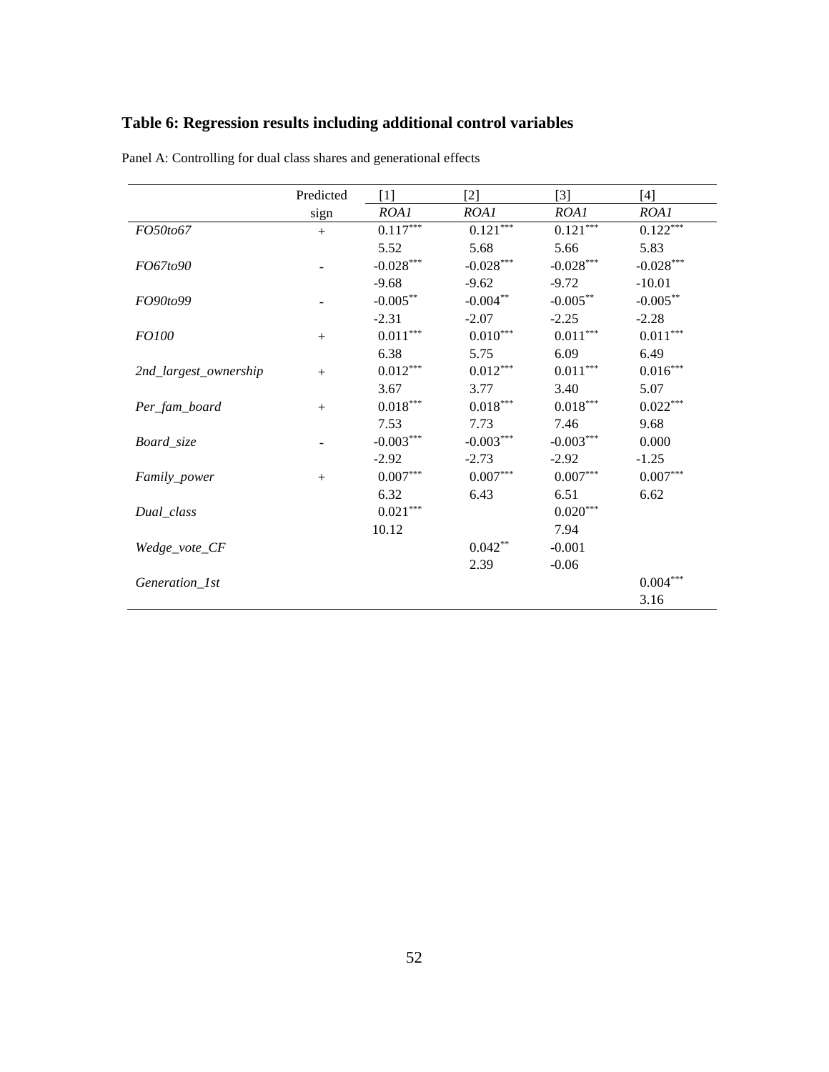## Table 6: Regression results including additional control variables

Panel A: Controlling for dual class shares and generational effects

| | Predicted sign | [1] *ROA1* | [2] *ROA1* | [3] *ROA1* | [4] *ROA1* |
|---|---|---|---|---|---|
| *FO50to67* | + | 0.117*** | 0.121*** | 0.121*** | 0.122*** |
| | | 5.52 | 5.68 | 5.66 | 5.83 |
| *FO67to90* | - | -0.028*** | -0.028*** | -0.028*** | -0.028*** |
| | | -9.68 | -9.62 | -9.72 | -10.01 |
| *FO90to99* | - | -0.005** | -0.004** | -0.005** | -0.005** |
| | | -2.31 | -2.07 | -2.25 | -2.28 |
| *FO100* | + | 0.011*** | 0.010*** | 0.011*** | 0.011*** |
| | | 6.38 | 5.75 | 6.09 | 6.49 |
| *2nd_largest_ownership* | + | 0.012*** | 0.012*** | 0.011*** | 0.016*** |
| | | 3.67 | 3.77 | 3.40 | 5.07 |
| *Per_fam_board* | + | 0.018*** | 0.018*** | 0.018*** | 0.022*** |
| | | 7.53 | 7.73 | 7.46 | 9.68 |
| *Board_size* | - | -0.003*** | -0.003*** | -0.003*** | 0.000 |
| | | -2.92 | -2.73 | -2.92 | -1.25 |
| *Family_power* | + | 0.007*** | 0.007*** | 0.007*** | 0.007*** |
| | | 6.32 | 6.43 | 6.51 | 6.62 |
| *Dual_class* | | 0.021*** | | 0.020*** | |
| | | 10.12 | | 7.94 | |
| *Wedge_vote_CF* | | | 0.042** | -0.001 | |
| | | | 2.39 | -0.06 | |
| *Generation_1st* | | | | | 0.004*** |
| | | | | | 3.16 |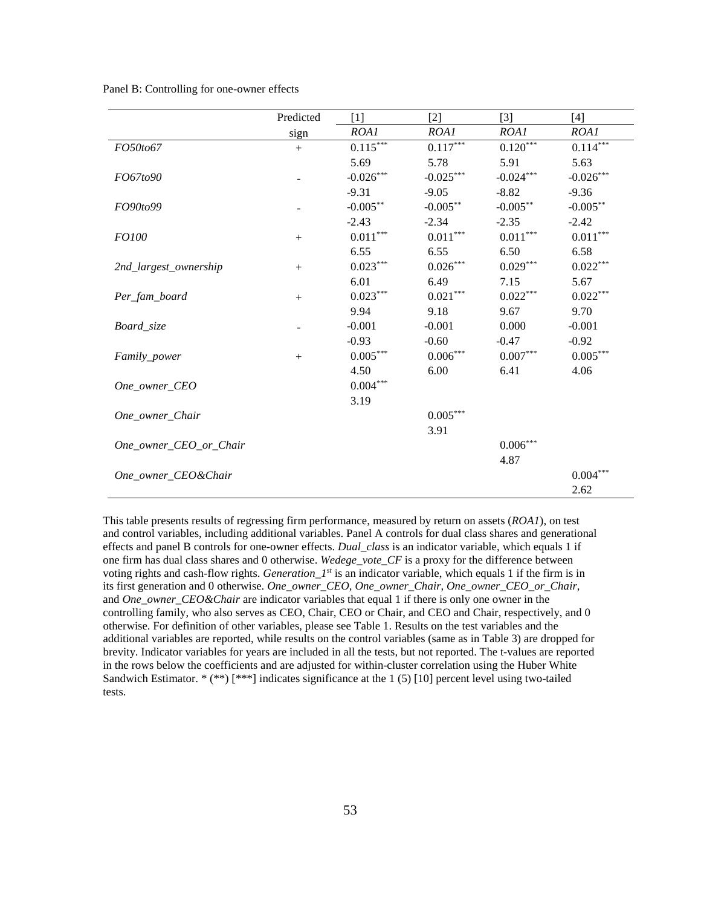Panel B: Controlling for one-owner effects

| | Predicted sign | [1] *ROA1* | [2] *ROA1* | [3] *ROA1* | [4] *ROA1* |
|---|---|---|---|---|---|
| *FO50to67* | + | 0.115*** | 0.117*** | 0.120*** | 0.114*** |
| | | 5.69 | 5.78 | 5.91 | 5.63 |
| *FO67to90* | - | -0.026*** | -0.025*** | -0.024*** | -0.026*** |
| | | -9.31 | -9.05 | -8.82 | -9.36 |
| *FO90to99* | - | -0.005** | -0.005** | -0.005** | -0.005** |
| | | -2.43 | -2.34 | -2.35 | -2.42 |
| *FO100* | + | 0.011*** | 0.011*** | 0.011*** | 0.011*** |
| | | 6.55 | 6.55 | 6.50 | 6.58 |
| *2nd_largest_ownership* | + | 0.023*** | 0.026*** | 0.029*** | 0.022*** |
| | | 6.01 | 6.49 | 7.15 | 5.67 |
| *Per_fam_board* | + | 0.023*** | 0.021*** | 0.022*** | 0.022*** |
| | | 9.94 | 9.18 | 9.67 | 9.70 |
| *Board_size* | - | -0.001 | -0.001 | 0.000 | -0.001 |
| | | -0.93 | -0.60 | -0.47 | -0.92 |
| *Family_power* | + | 0.005*** | 0.006*** | 0.007*** | 0.005*** |
| | | 4.50 | 6.00 | 6.41 | 4.06 |
| *One_owner_CEO* | | 0.004*** | | | |
| | | 3.19 | | | |
| *One_owner_Chair* | | | 0.005*** | | |
| | | | 3.91 | | |
| *One_owner_CEO_or_Chair* | | | | 0.006*** | |
| | | | | 4.87 | |
| *One_owner_CEO&Chair* | | | | | 0.004*** |
| | | | | | 2.62 |

This table presents results of regressing firm performance, measured by return on assets (*ROA1*), on test and control variables, including additional variables. Panel A controls for dual class shares and generational effects and panel B controls for one-owner effects. *Dual_class* is an indicator variable, which equals 1 if one firm has dual class shares and 0 otherwise. *Wedege_vote_CF* is a proxy for the difference between voting rights and cash-flow rights. *Generation_1$^{st}$* is an indicator variable, which equals 1 if the firm is in its first generation and 0 otherwise. *One_owner_CEO*, *One_owner_Chair*, *One_owner_CEO_or_Chair*, and *One_owner_CEO&Chair* are indicator variables that equal 1 if there is only one owner in the controlling family, who also serves as CEO, Chair, CEO or Chair, and CEO and Chair, respectively, and 0 otherwise. For definition of other variables, please see Table 1. Results on the test variables and the additional variables are reported, while results on the control variables (same as in Table 3) are dropped for brevity. Indicator variables for years are included in all the tests, but not reported. The t-values are reported in the rows below the coefficients and are adjusted for within-cluster correlation using the Huber White Sandwich Estimator. * (**) [***] indicates significance at the 1 (5) [10] percent level using two-tailed tests.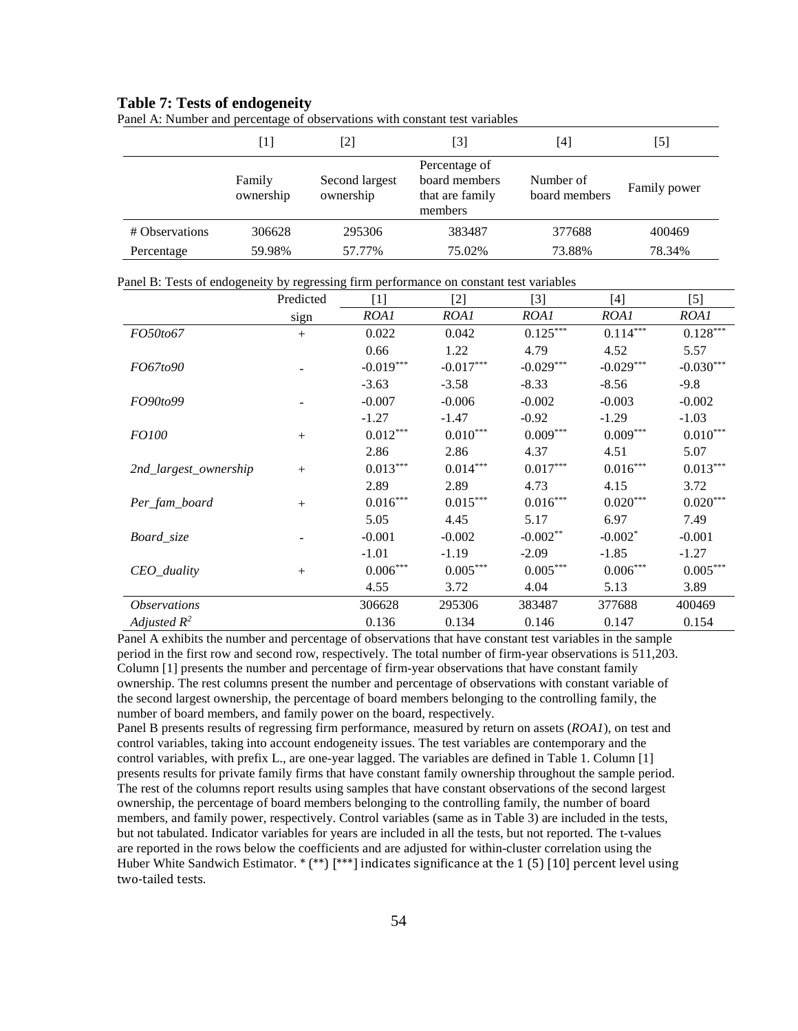## Table 7: Tests of endogeneity

Panel A: Number and percentage of observations with constant test variables

| | [1] | [2] | [3] | [4] | [5] |
|---|---|---|---|---|---|
| | Family ownership | Second largest ownership | Percentage of board members that are family members | Number of board members | Family power |
| # Observations | 306628 | 295306 | 383487 | 377688 | 400469 |
| Percentage | 59.98% | 57.77% | 75.02% | 73.88% | 78.34% |

Panel B: Tests of endogeneity by regressing firm performance on constant test variables

| | Predicted | [1] | [2] | [3] | [4] | [5] |
|---|---|---|---|---|---|---|
| | sign | *ROA1* | *ROA1* | *ROA1* | *ROA1* | *ROA1* |
| *FO50to67* | + | 0.022 | 0.042 | $0.125^{***}$ | $0.114^{***}$ | $0.128^{***}$ |
| | | 0.66 | 1.22 | 4.79 | 4.52 | 5.57 |
| *FO67to90* | - | $-0.019^{***}$ | $-0.017^{***}$ | $-0.029^{***}$ | $-0.029^{***}$ | $-0.030^{***}$ |
| | | -3.63 | -3.58 | -8.33 | -8.56 | -9.8 |
| *FO90to99* | - | -0.007 | -0.006 | -0.002 | -0.003 | -0.002 |
| | | -1.27 | -1.47 | -0.92 | -1.29 | -1.03 |
| *FO100* | + | $0.012^{***}$ | $0.010^{***}$ | $0.009^{***}$ | $0.009^{***}$ | $0.010^{***}$ |
| | | 2.86 | 2.86 | 4.37 | 4.51 | 5.07 |
| *2nd_largest_ownership* | + | $0.013^{***}$ | $0.014^{***}$ | $0.017^{***}$ | $0.016^{***}$ | $0.013^{***}$ |
| | | 2.89 | 2.89 | 4.73 | 4.15 | 3.72 |
| *Per_fam_board* | + | $0.016^{***}$ | $0.015^{***}$ | $0.016^{***}$ | $0.020^{***}$ | $0.020^{***}$ |
| | | 5.05 | 4.45 | 5.17 | 6.97 | 7.49 |
| *Board_size* | - | -0.001 | -0.002 | $-0.002^{**}$ | $-0.002^{*}$ | -0.001 |
| | | -1.01 | -1.19 | -2.09 | -1.85 | -1.27 |
| *CEO_duality* | + | $0.006^{***}$ | $0.005^{***}$ | $0.005^{***}$ | $0.006^{***}$ | $0.005^{***}$ |
| | | 4.55 | 3.72 | 4.04 | 5.13 | 3.89 |
| *Observations* | | 306628 | 295306 | 383487 | 377688 | 400469 |
| *Adjusted $R^2$* | | 0.136 | 0.134 | 0.146 | 0.147 | 0.154 |

Panel A exhibits the number and percentage of observations that have constant test variables in the sample period in the first row and second row, respectively. The total number of firm-year observations is 511,203. Column [1] presents the number and percentage of firm-year observations that have constant family ownership. The rest columns present the number and percentage of observations with constant variable of the second largest ownership, the percentage of board members belonging to the controlling family, the number of board members, and family power on the board, respectively.

Panel B presents results of regressing firm performance, measured by return on assets (*ROA1*), on test and control variables, taking into account endogeneity issues. The test variables are contemporary and the control variables, with prefix L., are one-year lagged. The variables are defined in Table 1. Column [1] presents results for private family firms that have constant family ownership throughout the sample period. The rest of the columns report results using samples that have constant observations of the second largest ownership, the percentage of board members belonging to the controlling family, the number of board members, and family power, respectively. Control variables (same as in Table 3) are included in the tests, but not tabulated. Indicator variables for years are included in all the tests, but not reported. The t-values are reported in the rows below the coefficients and are adjusted for within-cluster correlation using the Huber White Sandwich Estimator. * (**) [***] indicates significance at the 1 (5) [10] percent level using two-tailed tests.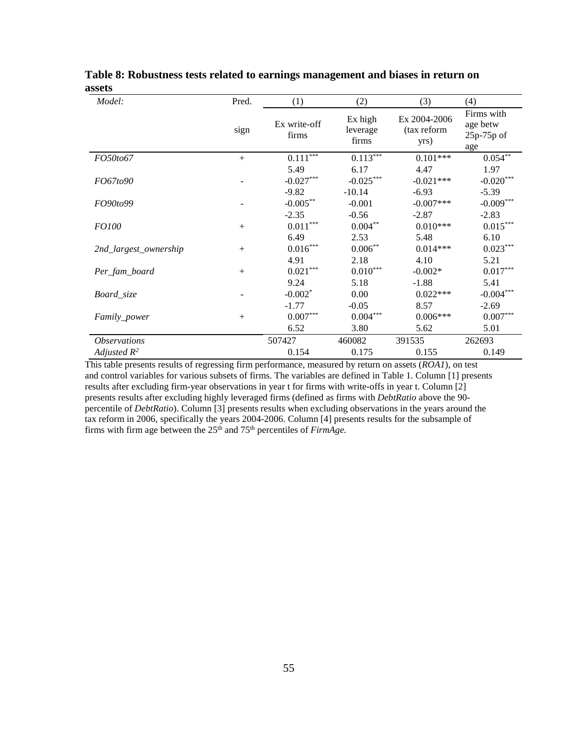**Table 8: Robustness tests related to earnings management and biases in return on assets**

| *Model:* | Pred. | (1) | (2) | (3) | (4) |
|---|---|---|---|---|---|
| | sign | Ex write-off firms | Ex high leverage firms | Ex 2004-2006 (tax reform yrs) | Firms with age betw 25p-75p of age |
| *FO50to67* | + | 0.111*** | 0.113*** | 0.101*** | 0.054** |
| | | 5.49 | 6.17 | 4.47 | 1.97 |
| *FO67to90* | - | -0.027*** | -0.025*** | -0.021*** | -0.020*** |
| | | -9.82 | -10.14 | -6.93 | -5.39 |
| *FO90to99* | - | -0.005** | -0.001 | -0.007*** | -0.009*** |
| | | -2.35 | -0.56 | -2.87 | -2.83 |
| *FO100* | + | 0.011*** | 0.004** | 0.010*** | 0.015*** |
| | | 6.49 | 2.53 | 5.48 | 6.10 |
| *2nd_largest_ownership* | + | 0.016*** | 0.006** | 0.014*** | 0.023*** |
| | | 4.91 | 2.18 | 4.10 | 5.21 |
| *Per_fam_board* | + | 0.021*** | 0.010*** | -0.002* | 0.017*** |
| | | 9.24 | 5.18 | -1.88 | 5.41 |
| *Board_size* | - | -0.002* | 0.00 | 0.022*** | -0.004*** |
| | | -1.77 | -0.05 | 8.57 | -2.69 |
| *Family_power* | + | 0.007*** | 0.004*** | 0.006*** | 0.007*** |
| | | 6.52 | 3.80 | 5.62 | 5.01 |
| *Observations* | | 507427 | 460082 | 391535 | 262693 |
| *Adjusted* $R^2$ | | 0.154 | 0.175 | 0.155 | 0.149 |

This table presents results of regressing firm performance, measured by return on assets (*ROA1*), on test and control variables for various subsets of firms. The variables are defined in Table 1. Column [1] presents results after excluding firm-year observations in year t for firms with write-offs in year t. Column [2] presents results after excluding highly leveraged firms (defined as firms with *DebtRatio* above the 90-percentile of *DebtRatio*). Column [3] presents results when excluding observations in the years around the tax reform in 2006, specifically the years 2004-2006. Column [4] presents results for the subsample of firms with firm age between the 25th and 75th percentiles of *FirmAge.*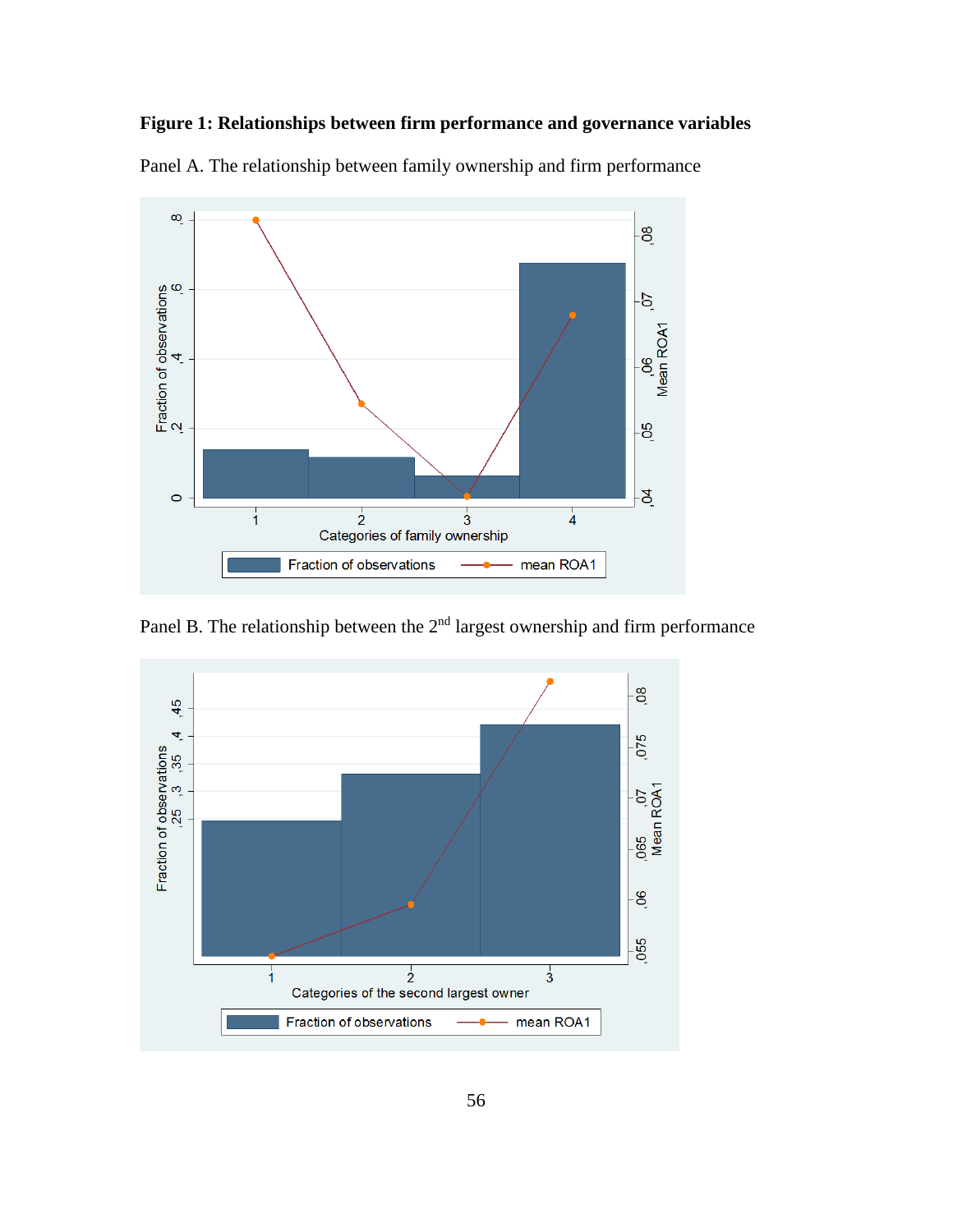**Figure 1: Relationships between firm performance and governance variables**

Panel A. The relationship between family ownership and firm performance

Panel B. The relationship between the 2nd largest ownership and firm performance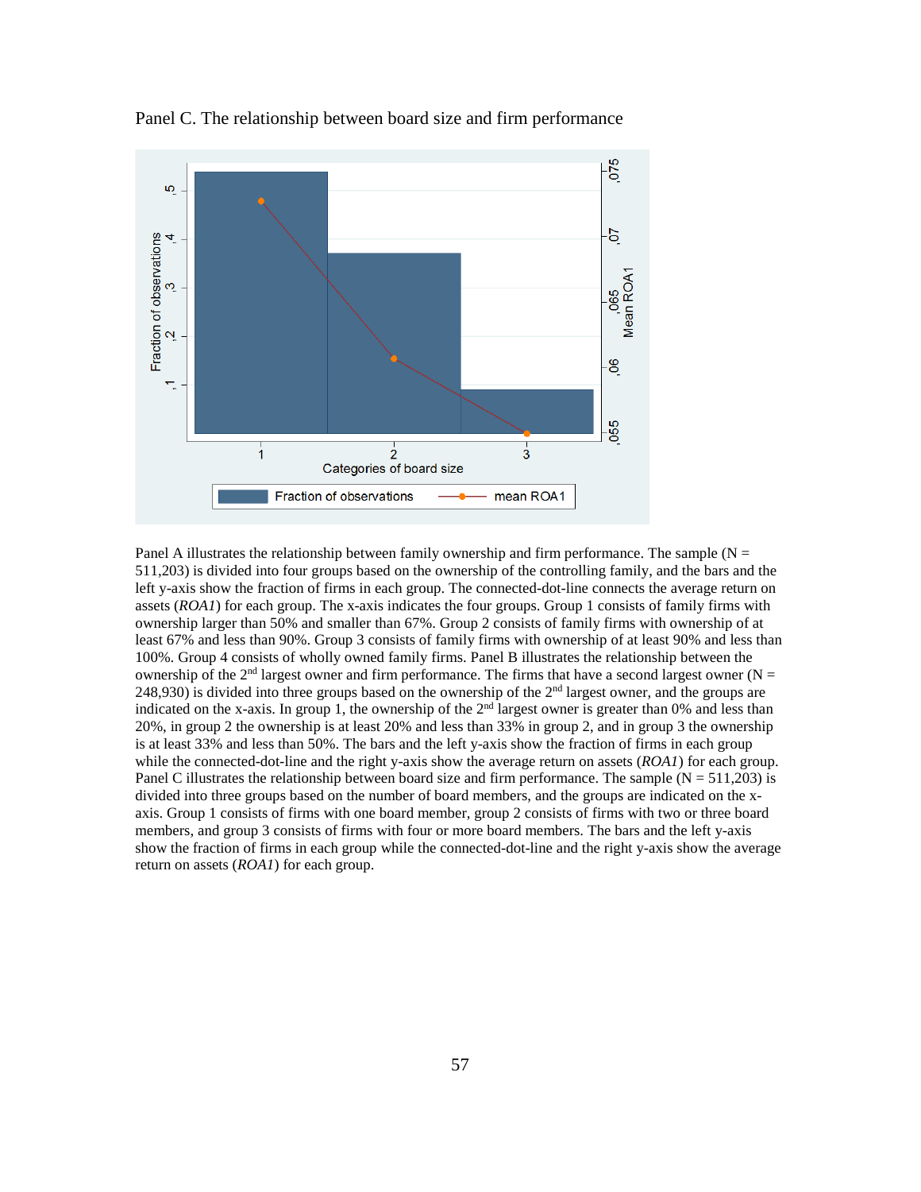Panel C. The relationship between board size and firm performance

Fraction of observations

,1 ,2 ,3 ,4 ,5

Mean ROA1

,055 ,06 ,065 ,07 ,075

1 2 3

Categories of board size

Fraction of observations

mean ROA1

Panel A illustrates the relationship between family ownership and firm performance. The sample (N = 511,203) is divided into four groups based on the ownership of the controlling family, and the bars and the left y-axis show the fraction of firms in each group. The connected-dot-line connects the average return on assets (*ROA1*) for each group. The x-axis indicates the four groups. Group 1 consists of family firms with ownership larger than 50% and smaller than 67%. Group 2 consists of family firms with ownership of at least 67% and less than 90%. Group 3 consists of family firms with ownership of at least 90% and less than 100%. Group 4 consists of wholly owned family firms. Panel B illustrates the relationship between the ownership of the 2nd largest owner and firm performance. The firms that have a second largest owner (N = 248,930) is divided into three groups based on the ownership of the 2nd largest owner, and the groups are indicated on the x-axis. In group 1, the ownership of the 2nd largest owner is greater than 0% and less than 20%, in group 2 the ownership is at least 20% and less than 33% in group 2, and in group 3 the ownership is at least 33% and less than 50%. The bars and the left y-axis show the fraction of firms in each group while the connected-dot-line and the right y-axis show the average return on assets (*ROA1*) for each group. Panel C illustrates the relationship between board size and firm performance. The sample (N = 511,203) is divided into three groups based on the number of board members, and the groups are indicated on the x-axis. Group 1 consists of firms with one board member, group 2 consists of firms with two or three board members, and group 3 consists of firms with four or more board members. The bars and the left y-axis show the fraction of firms in each group while the connected-dot-line and the right y-axis show the average return on assets (*ROA1*) for each group.